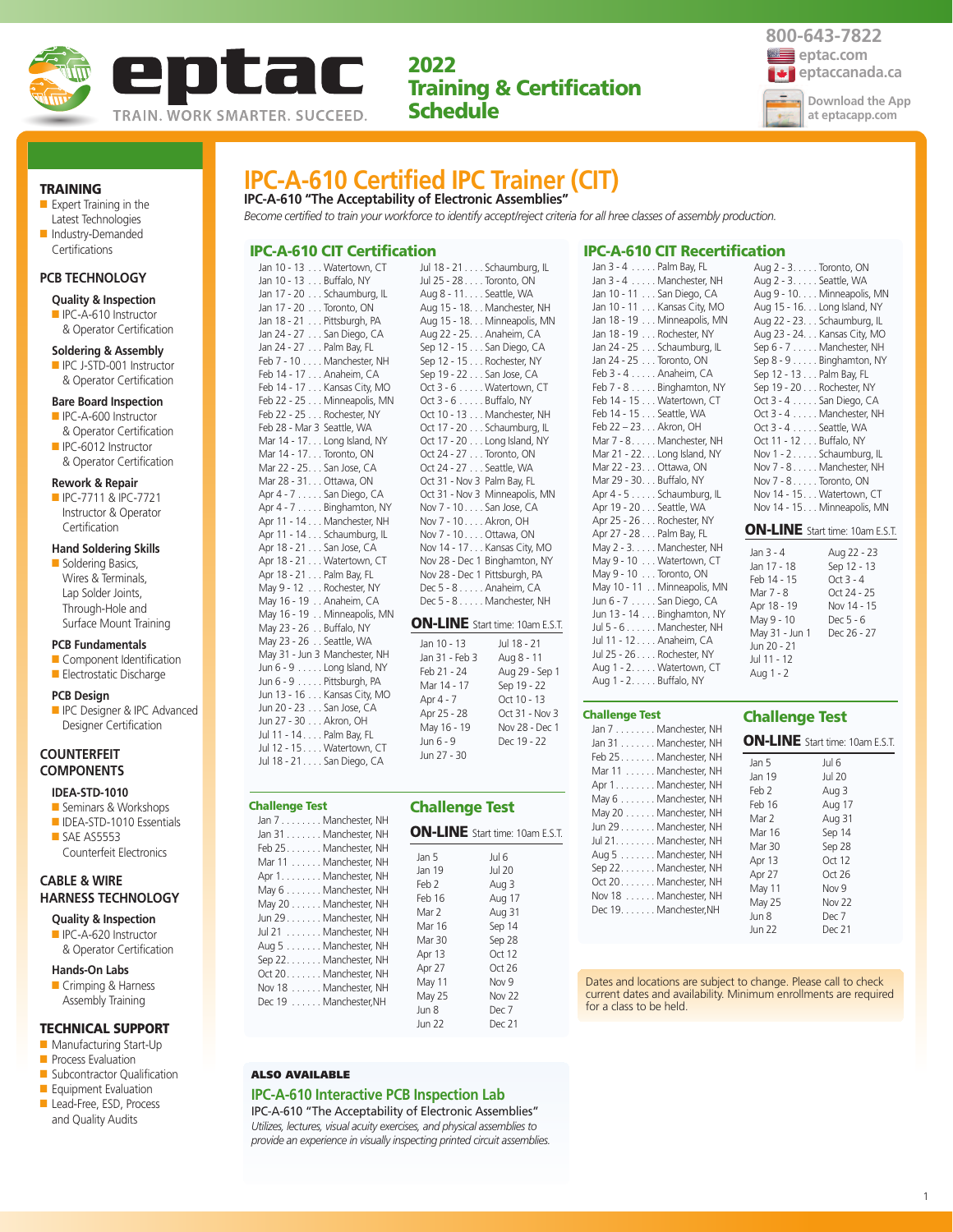800-643-7822
eptac.com
eptaccanada.ca
Download the App at eptacapp.com

# eptac

TRAIN. WORK SMARTER. SUCCEED.

**2022 Training & Certification Schedule**

## TRAINING
- Expert Training in the Latest Technologies
- Industry-Demanded Certifications

## PCB TECHNOLOGY

### Quality & Inspection
- IPC-A-610 Instructor & Operator Certification

### Soldering & Assembly
- IPC J-STD-001 Instructor & Operator Certification

### Bare Board Inspection
- IPC-A-600 Instructor & Operator Certification
- IPC-6012 Instructor & Operator Certification

### Rework & Repair
- IPC-7711 & IPC-7721 Instructor & Operator Certification

### Hand Soldering Skills
- Soldering Basics, Wires & Terminals, Lap Solder Joints, Through-Hole and Surface Mount Training

### PCB Fundamentals
- Component Identification
- Electrostatic Discharge

### PCB Design
- IPC Designer & IPC Advanced Designer Certification

## COUNTERFEIT COMPONENTS

### IDEA-STD-1010
- Seminars & Workshops
- IDEA-STD-1010 Essentials
- SAE AS5553 Counterfeit Electronics

## CABLE & WIRE HARNESS TECHNOLOGY

### Quality & Inspection
- IPC-A-620 Instructor & Operator Certification

### Hands-On Labs
- Crimping & Harness Assembly Training

## TECHNICAL SUPPORT
- Manufacturing Start-Up
- Process Evaluation
- Subcontractor Qualification
- Equipment Evaluation
- Lead-Free, ESD, Process and Quality Audits

# IPC-A-610 Certified IPC Trainer (CIT)

**IPC-A-610 "The Acceptability of Electronic Assemblies"**

*Become certified to train your workforce to identify accept/reject criteria for all hree classes of assembly production.*

## IPC-A-610 CIT Certification

- Jan 10 - 13 . . . Watertown, CT
- Jan 10 - 13 . . . Buffalo, NY
- Jan 17 - 20 . . . Schaumburg, IL
- Jan 17 - 20 . . . Toronto, ON
- Jan 18 - 21 . . . Pittsburgh, PA
- Jan 24 - 27 . . . San Diego, CA
- Jan 24 - 27 . . . Palm Bay, FL
- Feb 7 - 10 . . . . Manchester, NH
- Feb 14 - 17 . . . Anaheim, CA
- Feb 14 - 17 . . . Kansas City, MO
- Feb 22 - 25 . . . Minneapolis, MN
- Feb 22 - 25 . . . Rochester, NY
- Feb 28 - Mar 3 Seattle, WA
- Mar 14 - 17. . . Long Island, NY
- Mar 14 - 17. . . Toronto, ON
- Mar 22 - 25. . . San Jose, CA
- Mar 28 - 31. . . Ottawa, ON
- Apr 4 - 7 . . . . . San Diego, CA
- Apr 4 - 7 . . . . . Binghamton, NY
- Apr 11 - 14. . . Manchester, NH
- Apr 11 - 14. . . Schaumburg, IL
- Apr 18 - 21 . . . San Jose, CA
- Apr 18 - 21 . . . Watertown, CT
- Apr 18 - 21 . . . Palm Bay, FL
- May 9 - 12 . . . Rochester, NY
- May 16 - 19 . . Anaheim, CA
- May 16 - 19 . . Minneapolis, MN
- May 23 - 26 . . Buffalo, NY
- May 23 - 26 . . Seattle, WA
- May 31 - Jun 3 Manchester, NH
- Jun 6 - 9 . . . . . Long Island, NY
- Jun 6 - 9 . . . . . Pittsburgh, PA
- Jun 13 - 16 . . . Kansas City, MO
- Jun 20 - 23 . . . San Jose, CA
- Jun 27 - 30 . . . Akron, OH
- Jul 11 - 14. . . . Palm Bay, FL
- Jul 12 - 15. . . . Watertown, CT
- Jul 18 - 21. . . . San Diego, CA
- Jul 18 - 21. . . . Schaumburg, IL
- Jul 25 - 28. . . . Toronto, ON
- Aug 8 - 11. . . . Seattle, WA
- Aug 15 - 18. . . Manchester, NH
- Aug 15 - 18. . . Minneapolis, MN
- Aug 22 - 25. . . Anaheim, CA
- Sep 12 - 15. . . San Diego, CA
- Sep 12 - 15 . . . Rochester, NY
- Sep 19 - 22 . . . San Jose, CA
- Oct 3 - 6 . . . . . Watertown, CT
- Oct 3 - 6 . . . . . Buffalo, NY
- Oct 10 - 13. . . Manchester, NH
- Oct 17 - 20. . . Schaumburg, IL
- Oct 17 - 20. . . Long Island, NY
- Oct 24 - 27. . . Toronto, ON
- Oct 24 - 27. . . Seattle, WA
- Oct 31 - Nov 3 Palm Bay, FL
- Oct 31 - Nov 3 Minneapolis, MN
- Nov 7 - 10. . . . San Jose, CA
- Nov 7 - 10. . . . Akron, OH
- Nov 7 - 10. . . . Ottawa, ON
- Nov 14 - 17. . . Kansas City, MO
- Nov 28 - Dec 1 Binghamton, NY
- Nov 28 - Dec 1 Pittsburgh, PA
- Dec 5 - 8 . . . . . Anaheim, CA
- Dec 5 - 8 . . . . . Manchester, NH

### ON-LINE Start time: 10am E.S.T.

| | |
|---|---|
| Jan 10 - 13 | Jul 18 - 21 |
| Jan 31 - Feb 3 | Aug 8 - 11 |
| Feb 21 - 24 | Aug 29 - Sep 1 |
| Mar 14 - 17 | Sep 19 - 22 |
| Apr 4 - 7 | Oct 10 - 13 |
| Apr 25 - 28 | Oct 31 - Nov 3 |
| May 16 - 19 | Nov 28 - Dec 1 |
| Jun 6 - 9 | Dec 19 - 22 |
| Jun 27 - 30 | |

### Challenge Test

- Jan 7 . . . . . . . . Manchester, NH
- Jan 31 . . . . . . . Manchester, NH
- Feb 25. . . . . . . Manchester, NH
- Mar 11 . . . . . . Manchester, NH
- Apr 1. . . . . . . . Manchester, NH
- May 6 . . . . . . . Manchester, NH
- May 20 . . . . . . Manchester, NH
- Jun 29. . . . . . . Manchester, NH
- Jul 21 . . . . . . . Manchester, NH
- Aug 5 . . . . . . . Manchester, NH
- Sep 22. . . . . . . Manchester, NH
- Oct 20. . . . . . . Manchester, NH
- Nov 18 . . . . . . Manchester, NH
- Dec 19 . . . . . . Manchester,NH

### Challenge Test ON-LINE Start time: 10am E.S.T.

| | |
|---|---|
| Jan 5 | Jul 6 |
| Jan 19 | Jul 20 |
| Feb 2 | Aug 3 |
| Feb 16 | Aug 17 |
| Mar 2 | Aug 31 |
| Mar 16 | Sep 14 |
| Mar 30 | Sep 28 |
| Apr 13 | Oct 12 |
| Apr 27 | Oct 26 |
| May 11 | Nov 9 |
| May 25 | Nov 22 |
| Jun 8 | Dec 7 |
| Jun 22 | Dec 21 |

## IPC-A-610 CIT Recertification

- Jan 3 - 4 . . . . . Palm Bay, FL
- Jan 3 - 4 . . . . . Manchester, NH
- Jan 10 - 11 . . . San Diego, CA
- Jan 10 - 11 . . . Kansas City, MO
- Jan 18 - 19 . . . Minneapolis, MN
- Jan 18 - 19 . . . Rochester, NY
- Jan 24 - 25 . . . Schaumburg, IL
- Jan 24 - 25 . . . Toronto, ON
- Feb 3 - 4 . . . . . Anaheim, CA
- Feb 7 - 8 . . . . . Binghamton, NY
- Feb 14 - 15 . . . Watertown, CT
- Feb 14 - 15 . . . Seattle, WA
- Feb 22 – 23 . . . Akron, OH
- Mar 7 - 8. . . . . Manchester, NH
- Mar 21 - 22. . . Long Island, NY
- Mar 22 - 23. . . Ottawa, ON
- Mar 29 - 30. . . Buffalo, NY
- Apr 4 - 5 . . . . . Schaumburg, IL
- Apr 19 - 20 . . . Seattle, WA
- Apr 25 - 26 . . . Rochester, NY
- Apr 27 - 28 . . . Palm Bay, FL
- May 2 - 3. . . . . Manchester, NH
- May 9 - 10 . . . Watertown, CT
- May 9 - 10 . . . Toronto, ON
- May 10 - 11 . . Minneapolis, MN
- Jun 6 - 7 . . . . . San Diego, CA
- Jun 13 - 14 . . . Binghamton, NY
- Jul 5 - 6. . . . . . Manchester, NH
- Jul 11 - 12. . . . Anaheim, CA
- Jul 25 - 26. . . . Rochester, NY
- Aug 1 - 2. . . . . Watertown, CT
- Aug 1 - 2. . . . . Buffalo, NY
- Aug 2 - 3. . . . . Toronto, ON
- Aug 2 - 3. . . . . Seattle, WA
- Aug 9 - 10. . . . Minneapolis, MN
- Aug 15 - 16. . . Long Island, NY
- Aug 22 - 23. . . Schaumburg, IL
- Aug 23 - 24. . . Kansas City, MO
- Sep 6 - 7 . . . . . Manchester, NH
- Sep 8 - 9 . . . . . Binghamton, NY
- Sep 12 - 13 . . . Palm Bay, FL
- Sep 19 - 20 . . . Rochester, NY
- Oct 3 - 4 . . . . . San Diego, CA
- Oct 3 - 4 . . . . . Manchester, NH
- Oct 3 - 4 . . . . . Seattle, WA
- Oct 11 - 12 . . . Buffalo, NY
- Nov 1 - 2 . . . . . Schaumburg, IL
- Nov 7 - 8 . . . . . Manchester, NH
- Nov 7 - 8 . . . . . Toronto, ON
- Nov 14 - 15. . . Watertown, CT
- Nov 14 - 15. . . Minneapolis, MN

### ON-LINE Start time: 10am E.S.T.

| | |
|---|---|
| Jan 3 - 4 | Aug 22 - 23 |
| Jan 17 - 18 | Sep 12 - 13 |
| Feb 14 - 15 | Oct 3 - 4 |
| Mar 7 - 8 | Oct 24 - 25 |
| Apr 18 - 19 | Nov 14 - 15 |
| May 9 - 10 | Dec 5 - 6 |
| May 31 - Jun 1 | Dec 26 - 27 |
| Jun 20 - 21 | |
| Jul 11 - 12 | |
| Aug 1 - 2 | |

### Challenge Test

- Jan 7 . . . . . . . . Manchester, NH
- Jan 31 . . . . . . . Manchester, NH
- Feb 25. . . . . . . Manchester, NH
- Mar 11 . . . . . . Manchester, NH
- Apr 1. . . . . . . . Manchester, NH
- May 6 . . . . . . . Manchester, NH
- May 20 . . . . . . Manchester, NH
- Jun 29. . . . . . . Manchester, NH
- Jul 21. . . . . . . . Manchester, NH
- Aug 5 . . . . . . . Manchester, NH
- Sep 22. . . . . . . Manchester, NH
- Oct 20. . . . . . . Manchester, NH
- Nov 18 . . . . . . Manchester, NH
- Dec 19. . . . . . . Manchester,NH

### Challenge Test ON-LINE Start time: 10am E.S.T.

| | |
|---|---|
| Jan 5 | Jul 6 |
| Jan 19 | Jul 20 |
| Feb 2 | Aug 3 |
| Feb 16 | Aug 17 |
| Mar 2 | Aug 31 |
| Mar 16 | Sep 14 |
| Mar 30 | Sep 28 |
| Apr 13 | Oct 12 |
| Apr 27 | Oct 26 |
| May 11 | Nov 9 |
| May 25 | Nov 22 |
| Jun 8 | Dec 7 |
| Jun 22 | Dec 21 |

Dates and locations are subject to change. Please call to check current dates and availability. Minimum enrollments are required for a class to be held.

**ALSO AVAILABLE**

## IPC-A-610 Interactive PCB Inspection Lab

IPC-A-610 "The Acceptability of Electronic Assemblies"

*Utilizes, lectures, visual acuity exercises, and physical assemblies to provide an experience in visually inspecting printed circuit assemblies.*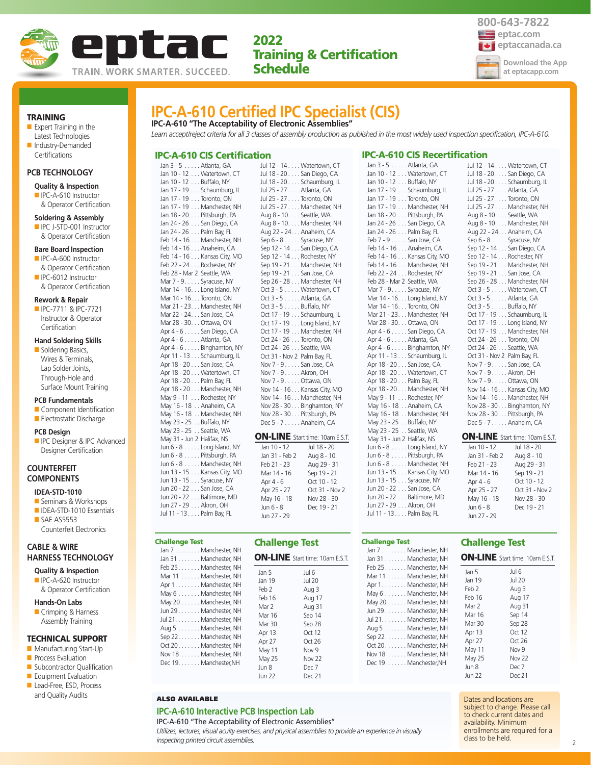# eptac

TRAIN. WORK SMARTER. SUCCEED.

**2022 Training & Certification Schedule**

800-643-7822
eptac.com
eptaccanada.ca
Download the App at eptacapp.com

## TRAINING

- Expert Training in the Latest Technologies
- Industry-Demanded Certifications

## PCB TECHNOLOGY

**Quality & Inspection**
- IPC-A-610 Instructor & Operator Certification

**Soldering & Assembly**
- IPC J-STD-001 Instructor & Operator Certification

**Bare Board Inspection**
- IPC-A-600 Instructor & Operator Certification
- IPC-6012 Instructor & Operator Certification

**Rework & Repair**
- IPC-7711 & IPC-7721 Instructor & Operator Certification

**Hand Soldering Skills**
- Soldering Basics, Wires & Terminals, Lap Solder Joints, Through-Hole and Surface Mount Training

**PCB Fundamentals**
- Component Identification
- Electrostatic Discharge

**PCB Design**
- IPC Designer & IPC Advanced Designer Certification

## COUNTERFEIT COMPONENTS

**IDEA-STD-1010**
- Seminars & Workshops
- IDEA-STD-1010 Essentials
- SAE AS5553 Counterfeit Electronics

## CABLE & WIRE HARNESS TECHNOLOGY

**Quality & Inspection**
- IPC-A-620 Instructor & Operator Certification

**Hands-On Labs**
- Crimping & Harness Assembly Training

## TECHNICAL SUPPORT

- Manufacturing Start-Up
- Process Evaluation
- Subcontractor Qualification
- Equipment Evaluation
- Lead-Free, ESD, Process and Quality Audits

# IPC-A-610 Certified IPC Specialist (CIS)

**IPC-A-610 "The Acceptability of Electronic Assemblies"**

*Learn accept/reject criteria for all 3 classes of assembly production as published in the most widely used inspection specification, IPC-A-610.*

## IPC-A-610 CIS Certification

Jan 3 - 5 . . . . . Atlanta, GA
Jan 10 - 12 . . . Watertown, CT
Jan 10 - 12 . . . Buffalo, NY
Jan 17 - 19 . . . Schaumburg, IL
Jan 17 - 19 . . . Toronto, ON
Jan 17 - 19 . . . Manchester, NH
Jan 18 - 20 . . . Pittsburgh, PA
Jan 24 - 26 . . . San Diego, CA
Jan 24 - 26 . . . Palm Bay, FL
Feb 14 - 16 . . . Manchester, NH
Feb 14 - 16 . . . Anaheim, CA
Feb 14 - 16 . . . Kansas City, MO
Feb 22 - 24 . . . Rochester, NY
Feb 28 - Mar 2 Seattle, WA
Mar 7 - 9. . . . . Syracuse, NY
Mar 14 - 16. . . Long Island, NY
Mar 14 - 16. . . Toronto, ON
Mar 21 - 23. . . Manchester, NH
Mar 22 - 24. . . San Jose, CA
Mar 28 - 30. . . Ottawa, ON
Apr 4 - 6 . . . . . San Diego, CA
Apr 4 - 6 . . . . . Atlanta, GA
Apr 4 - 6 . . . . . Binghamton, NY
Apr 11 - 13 . . . Schaumburg, IL
Apr 18 - 20 . . . San Jose, CA
Apr 18 - 20 . . . Watertown, CT
Apr 18 - 20 . . . Palm Bay, FL
Apr 18 - 20 . . . Manchester, NH
May 9 - 11 . . . Rochester, NY
May 16 - 18 . . Anaheim, CA
May 16 - 18 . . Manchester, NH
May 23 - 25 . . Buffalo, NY
May 23 - 25 . . Seattle, WA
May 31 - Jun 2 Halifax, NS
Jun 6 - 8 . . . . . Long Island, NY
Jun 6 - 8 . . . . . Pittsburgh, PA
Jun 6 - 8 . . . . . Manchester, NH
Jun 13 - 15 . . . Kansas City, MO
Jun 13 - 15 . . . Syracuse, NY
Jun 20 - 22 . . . San Jose, CA
Jun 20 - 22 . . . Baltimore, MD
Jun 27 - 29 . . . Akron, OH
Jul 11 - 13 . . . . Palm Bay, FL
Jul 12 - 14 . . . . Watertown, CT
Jul 18 - 20 . . . . San Diego, CA
Jul 18 - 20 . . . . Schaumburg, IL
Jul 25 - 27 . . . . Atlanta, GA
Jul 25 - 27 . . . . Toronto, ON
Jul 25 - 27 . . . . Manchester, NH
Aug 8 - 10. . . . Seattle, WA
Aug 8 - 10. . . . Manchester, NH
Aug 22 - 24. . . Anaheim, CA
Sep 6 - 8 . . . . . Syracuse, NY
Sep 12 - 14 . . . San Diego, CA
Sep 12 - 14 . . . Rochester, NY
Sep 19 - 21 . . . Manchester, NH
Sep 19 - 21 . . . San Jose, CA
Sep 26 - 28 . . . Manchester, NH
Oct 3 - 5 . . . . . Watertown, CT
Oct 3 - 5 . . . . . Atlanta, GA
Oct 3 - 5 . . . . . Buffalo, NY
Oct 17 - 19 . . . Schaumburg, IL
Oct 17 - 19 . . . Long Island, NY
Oct 17 - 19 . . . Manchester, NH
Oct 24 - 26 . . . Toronto, ON
Oct 24 - 26 . . . Seattle, WA
Oct 31 - Nov 2 Palm Bay, FL
Nov 7 - 9 . . . . . San Jose, CA
Nov 7 - 9. . . . . Akron, OH
Nov 7 - 9. . . . . Ottawa, ON
Nov 14 - 16. . . Kansas City, MO
Nov 14 - 16. . . Manchester, NH
Nov 28 - 30. . . Binghamton, NY
Nov 28 - 30. . . Pittsburgh, PA
Dec 5 - 7 . . . . . Anaheim, CA

**ON-LINE** Start time: 10am E.S.T.

| | |
|---|---|
| Jan 10 - 12 | Jul 18 - 20 |
| Jan 31 - Feb 2 | Aug 8 - 10 |
| Feb 21 - 23 | Aug 29 - 31 |
| Mar 14 - 16 | Sep 19 - 21 |
| Apr 4 - 6 | Oct 10 - 12 |
| Apr 25 - 27 | Oct 31 - Nov 2 |
| May 16 - 18 | Nov 28 - 30 |
| Jun 6 - 8 | Dec 19 - 21 |
| Jun 27 - 29 | |

### Challenge Test

Jan 7 . . . . . . . . Manchester, NH
Jan 31 . . . . . . . Manchester, NH
Feb 25 . . . . . . . Manchester, NH
Mar 11 . . . . . . Manchester, NH
Apr 1 . . . . . . . . Manchester, NH
May 6 . . . . . . . Manchester, NH
May 20 . . . . . . Manchester, NH
Jun 29 . . . . . . . Manchester, NH
Jul 21. . . . . . . . Manchester, NH
Aug 5 . . . . . . . Manchester, NH
Sep 22. . . . . . . Manchester, NH
Oct 20 . . . . . . . Manchester, NH
Nov 18 . . . . . . Manchester, NH
Dec 19. . . . . . . Manchester,NH

### Challenge Test

**ON-LINE** Start time: 10am E.S.T.

| | |
|---|---|
| Jan 5 | Jul 6 |
| Jan 19 | Jul 20 |
| Feb 2 | Aug 3 |
| Feb 16 | Aug 17 |
| Mar 2 | Aug 31 |
| Mar 16 | Sep 14 |
| Mar 30 | Sep 28 |
| Apr 13 | Oct 12 |
| Apr 27 | Oct 26 |
| May 11 | Nov 9 |
| May 25 | Nov 22 |
| Jun 8 | Dec 7 |
| Jun 22 | Dec 21 |

## IPC-A-610 CIS Recertification

Jan 3 - 5 . . . . . Atlanta, GA
Jan 10 - 12 . . . Watertown, CT
Jan 10 - 12 . . . Buffalo, NY
Jan 17 - 19 . . . Schaumburg, IL
Jan 17 - 19 . . . Toronto, ON
Jan 17 - 19 . . . Manchester, NH
Jan 18 - 20 . . . Pittsburgh, PA
Jan 24 - 26 . . . San Diego, CA
Jan 24 - 26 . . . Palm Bay, FL
Feb 7 - 9 . . . . . San Jose, CA
Feb 14 - 16 . . . Anaheim, CA
Feb 14 - 16 . . . Kansas City, MO
Feb 14 - 16 . . . Manchester, NH
Feb 22 - 24 . . . Rochester, NY
Feb 28 - Mar 2 Seattle, WA
Mar 7 - 9. . . . . Syracuse, NY
Mar 14 - 16. . . Long Island, NY
Mar 14 - 16. . . Toronto, ON
Mar 21 - 23. . . Manchester, NH
Mar 28 - 30. . . Ottawa, ON
Apr 4 - 6 . . . . . San Diego, CA
Apr 4 - 6 . . . . . Atlanta, GA
Apr 4 - 6 . . . . . Binghamton, NY
Apr 11 - 13 . . . Schaumburg, IL
Apr 18 - 20 . . . San Jose, CA
Apr 18 - 20 . . . Watertown, CT
Apr 18 - 20 . . . Palm Bay, FL
Apr 18 - 20 . . . Manchester, NH
May 9 - 11 . . . Rochester, NY
May 16 - 18 . . Anaheim, CA
May 16 - 18 . . Manchester, NH
May 23 - 25 . . Buffalo, NY
May 23 - 25 . . Seattle, WA
May 31 - Jun 2 Halifax, NS
Jun 6 - 8 . . . . . Long Island, NY
Jun 6 - 8 . . . . . Pittsburgh, PA
Jun 6 - 8 . . . . . Manchester, NH
Jun 13 - 15 . . . Kansas City, MO
Jun 13 - 15 . . . Syracuse, NY
Jun 20 - 22 . . . San Jose, CA
Jun 20 - 22 . . . Baltimore, MD
Jun 27 - 29 . . . Akron, OH
Jul 11 - 13 . . . . Palm Bay, FL
Jul 12 - 14 . . . . Watertown, CT
Jul 18 - 20 . . . . San Diego, CA
Jul 18 - 20 . . . . Schaumburg, IL
Jul 25 - 27 . . . . Atlanta, GA
Jul 25 - 27 . . . . Toronto, ON
Jul 25 - 27 . . . . Manchester, NH
Aug 8 - 10. . . . Seattle, WA
Aug 8 - 10. . . . Manchester, NH
Aug 22 - 24. . . Anaheim, CA
Sep 6 - 8 . . . . . Syracuse, NY
Sep 12 - 14 . . . San Diego, CA
Sep 12 - 14 . . . Rochester, NY
Sep 19 - 21 . . . Manchester, NH
Sep 19 - 21 . . . San Jose, CA
Sep 26 - 28 . . . Manchester, NH
Oct 3 - 5 . . . . . Watertown, CT
Oct 3 - 5 . . . . . Atlanta, GA
Oct 3 - 5 . . . . . Buffalo, NY
Oct 17 - 19 . . . Schaumburg, IL
Oct 17 - 19 . . . Long Island, NY
Oct 17 - 19 . . . Manchester, NH
Oct 24 - 26 . . . Toronto, ON
Oct 24 - 26 . . . Seattle, WA
Oct 31 - Nov 2 Palm Bay, FL
Nov 7 - 9 . . . . . San Jose, CA
Nov 7 - 9. . . . . Akron, OH
Nov 7 - 9. . . . . Ottawa, ON
Nov 14 - 16. . . Kansas City, MO
Nov 14 - 16. . . Manchester, NH
Nov 28 - 30. . . Binghamton, NY
Nov 28 - 30. . . Pittsburgh, PA
Dec 5 - 7 . . . . . Anaheim, CA

**ON-LINE** Start time: 10am E.S.T.

| | |
|---|---|
| Jan 10 - 12 | Jul 18 - 20 |
| Jan 31 - Feb 2 | Aug 8 - 10 |
| Feb 21 - 23 | Aug 29 - 31 |
| Mar 14 - 16 | Sep 19 - 21 |
| Apr 4 - 6 | Oct 10 - 12 |
| Apr 25 - 27 | Oct 31 - Nov 2 |
| May 16 - 18 | Nov 28 - 30 |
| Jun 6 - 8 | Dec 19 - 21 |
| Jun 27 - 29 | |

### Challenge Test

Jan 7 . . . . . . . . Manchester, NH
Jan 31 . . . . . . . Manchester, NH
Feb 25 . . . . . . . Manchester, NH
Mar 11 . . . . . . Manchester, NH
Apr 1 . . . . . . . . Manchester, NH
May 6 . . . . . . . Manchester, NH
May 20 . . . . . . Manchester, NH
Jun 29 . . . . . . . Manchester, NH
Jul 21. . . . . . . . Manchester, NH
Aug 5 . . . . . . . Manchester, NH
Sep 22. . . . . . . Manchester, NH
Oct 20 . . . . . . . Manchester, NH
Nov 18 . . . . . . Manchester, NH
Dec 19. . . . . . . Manchester,NH

### Challenge Test

**ON-LINE** Start time: 10am E.S.T.

| | |
|---|---|
| Jan 5 | Jul 6 |
| Jan 19 | Jul 20 |
| Feb 2 | Aug 3 |
| Feb 16 | Aug 17 |
| Mar 2 | Aug 31 |
| Mar 16 | Sep 14 |
| Mar 30 | Sep 28 |
| Apr 13 | Oct 12 |
| Apr 27 | Oct 26 |
| May 11 | Nov 9 |
| May 25 | Nov 22 |
| Jun 8 | Dec 7 |
| Jun 22 | Dec 21 |

**ALSO AVAILABLE**

### IPC-A-610 Interactive PCB Inspection Lab

IPC-A-610 "The Acceptability of Electronic Assemblies"

*Utilizes, lectures, visual acuity exercises, and physical assemblies to provide an experience in visually inspecting printed circuit assemblies.*

Dates and locations are subject to change. Please call to check current dates and availability. Minimum enrollments are required for a class to be held.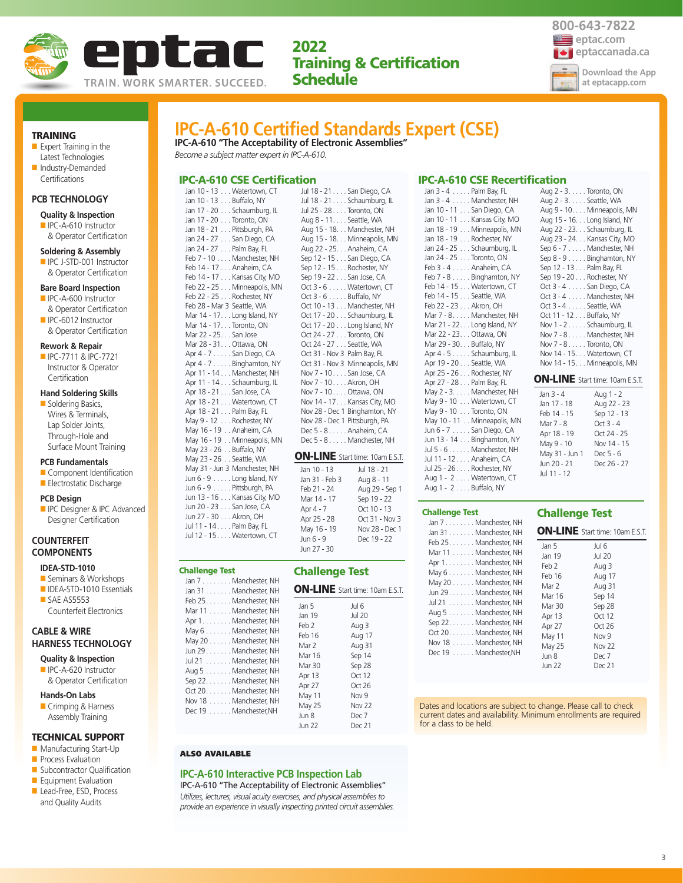eptac
TRAIN. WORK SMARTER. SUCCEED.

# 2022 Training & Certification Schedule

800-643-7822
eptac.com
eptaccanada.ca
Download the App at eptacapp.com

## TRAINING
- Expert Training in the Latest Technologies
- Industry-Demanded Certifications

## PCB TECHNOLOGY

**Quality & Inspection**
- IPC-A-610 Instructor & Operator Certification

**Soldering & Assembly**
- IPC J-STD-001 Instructor & Operator Certification

**Bare Board Inspection**
- IPC-A-600 Instructor & Operator Certification
- IPC-6012 Instructor & Operator Certification

**Rework & Repair**
- IPC-7711 & IPC-7721 Instructor & Operator Certification

**Hand Soldering Skills**
- Soldering Basics, Wires & Terminals, Lap Solder Joints, Through-Hole and Surface Mount Training

**PCB Fundamentals**
- Component Identification
- Electrostatic Discharge

**PCB Design**
- IPC Designer & IPC Advanced Designer Certification

## COUNTERFEIT COMPONENTS

**IDEA-STD-1010**
- Seminars & Workshops
- IDEA-STD-1010 Essentials
- SAE AS5553 Counterfeit Electronics

## CABLE & WIRE HARNESS TECHNOLOGY

**Quality & Inspection**
- IPC-A-620 Instructor & Operator Certification

**Hands-On Labs**
- Crimping & Harness Assembly Training

## TECHNICAL SUPPORT
- Manufacturing Start-Up
- Process Evaluation
- Subcontractor Qualification
- Equipment Evaluation
- Lead-Free, ESD, Process and Quality Audits

# IPC-A-610 Certified Standards Expert (CSE)

**IPC-A-610 "The Acceptability of Electronic Assemblies"**

*Become a subject matter expert in IPC-A-610.*

## IPC-A-610 CSE Certification

Jan 10 - 13 . . . Watertown, CT
Jan 10 - 13 . . . Buffalo, NY
Jan 17 - 20 . . . Schaumburg, IL
Jan 17 - 20 . . . Toronto, ON
Jan 18 - 21 . . . Pittsburgh, PA
Jan 24 - 27 . . . San Diego, CA
Jan 24 - 27 . . . Palm Bay, FL
Feb 7 - 10 . . . . Manchester, NH
Feb 14 - 17 . . . Anaheim, CA
Feb 14 - 17 . . . Kansas City, MO
Feb 22 - 25 . . . Minneapolis, MN
Feb 22 - 25 . . . Rochester, NY
Feb 28 - Mar 3 Seattle, WA
Mar 14 - 17 . . . Long Island, NY
Mar 14 - 17 . . . Toronto, ON
Mar 22 - 25 . . . San Jose
Mar 28 - 31 . . . Ottawa, ON
Apr 4 - 7 . . . . . San Diego, CA
Apr 4 - 7 . . . . . Binghamton, NY
Apr 11 - 14 . . . Manchester, NH
Apr 11 - 14 . . . Schaumburg, IL
Apr 18 - 21 . . . San Jose, CA
Apr 18 - 21 . . . Watertown, CT
Apr 18 - 21 . . . Palm Bay, FL
May 9 - 12 . . . Rochester, NY
May 16 - 19 . . . Anaheim, CA
May 16 - 19 . . . Minneapolis, MN
May 23 - 26 . . . Buffalo, NY
May 23 - 26 . . . Seattle, WA
May 31 - Jun 3 Manchester, NH
Jun 6 - 9 . . . . . Long Island, NY
Jun 6 - 9 . . . . . Pittsburgh, PA
Jun 13 - 16 . . . Kansas City, MO
Jun 20 - 23 . . . San Jose, CA
Jun 27 - 30 . . . Akron, OH
Jul 11 - 14 . . . . Palm Bay, FL
Jul 12 - 15 . . . . Watertown, CT
Jul 18 - 21 . . . . San Diego, CA
Jul 18 - 21 . . . . Schaumburg, IL
Jul 25 - 28 . . . . Toronto, ON
Aug 8 - 11 . . . . Seattle, WA
Aug 15 - 18 . . . Manchester, NH
Aug 15 - 18 . . . Minneapolis, MN
Aug 22 - 25 . . . Anaheim, CA
Sep 12 - 15 . . . San Diego, CA
Sep 12 - 15 . . . Rochester, NY
Sep 19 - 22 . . . San Jose, CA
Oct 3 - 6 . . . . . Watertown, CT
Oct 3 - 6 . . . . . Buffalo, NY
Oct 10 - 13 . . . Manchester, NH
Oct 17 - 20 . . . Schaumburg, IL
Oct 17 - 20 . . . Long Island, NY
Oct 24 - 27 . . . Toronto, ON
Oct 24 - 27 . . . Seattle, WA
Oct 31 - Nov 3 Palm Bay, FL
Oct 31 - Nov 3 Minneapolis, MN
Nov 7 - 10 . . . . San Jose, CA
Nov 7 - 10 . . . . Ottawa, ON
Nov 7 - 10 . . . . Akron, OH
Nov 14 - 17 . . . Kansas City, MO
Nov 28 - Dec 1 Binghamton, NY
Nov 28 - Dec 1 Pittsburgh, PA
Dec 5 - 8 . . . . . Anaheim, CA
Dec 5 - 8 . . . . . Manchester, NH

### ON-LINE Start time: 10am E.S.T.

| | |
|---|---|
| Jan 10 - 13 | Jul 18 - 21 |
| Jan 31 - Feb 3 | Aug 8 - 11 |
| Feb 21 - 24 | Aug 29 - Sep 1 |
| Mar 14 - 17 | Sep 19 - 22 |
| Apr 4 - 7 | Oct 10 - 13 |
| Apr 25 - 28 | Oct 31 - Nov 3 |
| May 16 - 19 | Nov 28 - Dec 1 |
| Jun 6 - 9 | Dec 19 - 22 |
| Jun 27 - 30 | |

### Challenge Test

Jan 7 . . . . . . . . Manchester, NH
Jan 31 . . . . . . . Manchester, NH
Feb 25 . . . . . . . Manchester, NH
Mar 11 . . . . . . . Manchester, NH
Apr 1 . . . . . . . . Manchester, NH
May 6 . . . . . . . . Manchester, NH
May 20 . . . . . . . Manchester, NH
Jun 29 . . . . . . . Manchester, NH
Jul 21 . . . . . . . . Manchester, NH
Aug 5 . . . . . . . . Manchester, NH
Sep 22 . . . . . . . Manchester, NH
Oct 20 . . . . . . . Manchester, NH
Nov 18 . . . . . . . Manchester, NH
Dec 19 . . . . . . . Manchester,NH

### Challenge Test

**ON-LINE** Start time: 10am E.S.T.

| | |
|---|---|
| Jan 5 | Jul 6 |
| Jan 19 | Jul 20 |
| Feb 2 | Aug 3 |
| Feb 16 | Aug 17 |
| Mar 2 | Aug 31 |
| Mar 16 | Sep 14 |
| Mar 30 | Sep 28 |
| Apr 13 | Oct 12 |
| Apr 27 | Oct 26 |
| May 11 | Nov 9 |
| May 25 | Nov 22 |
| Jun 8 | Dec 7 |
| Jun 22 | Dec 21 |

## IPC-A-610 CSE Recertification

Jan 3 - 4 . . . . . Palm Bay, FL
Jan 3 - 4 . . . . . Manchester, NH
Jan 10 - 11 . . . San Diego, CA
Jan 10 - 11 . . . Kansas City, MO
Jan 18 - 19 . . . Minneapolis, MN
Jan 18 - 19 . . . Rochester, NY
Jan 24 - 25 . . . Schaumburg, IL
Jan 24 - 25 . . . Toronto, ON
Feb 3 - 4 . . . . . Anaheim, CA
Feb 7 - 8 . . . . . Binghamton, NY
Feb 14 - 15 . . . Watertown, CT
Feb 14 - 15 . . . Seattle, WA
Feb 22 - 23 . . . Akron, OH
Mar 7 - 8 . . . . . Manchester, NH
Mar 21 - 22 . . . Long Island, NY
Mar 22 - 23 . . . Ottawa, ON
Mar 29 - 30 . . . Buffalo, NY
Apr 4 - 5 . . . . . Schaumburg, IL
Apr 19 - 20 . . . Seattle, WA
Apr 25 - 26 . . . Rochester, NY
Apr 27 - 28 . . . Palm Bay, FL
May 2 - 3 . . . . . Manchester, NH
May 9 - 10 . . . . Watertown, CT
May 9 - 10 . . . . Toronto, ON
May 10 - 11 . . Minneapolis, MN
Jun 6 - 7 . . . . . San Diego, CA
Jun 13 - 14 . . . Binghamton, NY
Jul 5 - 6 . . . . . . Manchester, NH
Jul 11 - 12 . . . . Anaheim, CA
Jul 25 - 26 . . . . Rochester, NY
Aug 1 - 2 . . . . Watertown, CT
Aug 1 - 2 . . . . Buffalo, NY
Aug 2 - 3 . . . . . Toronto, ON
Aug 2 - 3 . . . . . Seattle, WA
Aug 9 - 10 . . . . Minneapolis, MN
Aug 15 - 16 . . . Long Island, NY
Aug 22 - 23 . . . Schaumburg, IL
Aug 23 - 24 . . . Kansas City, MO
Sep 6 - 7 . . . . . Manchester, NH
Sep 8 - 9 . . . . . Binghamton, NY
Sep 12 - 13 . . . Palm Bay, FL
Sep 19 - 20 . . . Rochester, NY
Oct 3 - 4 . . . . . San Diego, CA
Oct 3 - 4 . . . . . Manchester, NH
Oct 3 - 4 . . . . . Seattle, WA
Oct 11 - 12 . . . Buffalo, NY
Nov 1 - 2 . . . . . Schaumburg, IL
Nov 7 - 8 . . . . . Manchester, NH
Nov 7 - 8 . . . . . Toronto, ON
Nov 14 - 15 . . . Watertown, CT
Nov 14 - 15 . . . Minneapolis, MN

### ON-LINE Start time: 10am E.S.T.

| | |
|---|---|
| Jan 3 - 4 | Aug 1 - 2 |
| Jan 17 - 18 | Aug 22 - 23 |
| Feb 14 - 15 | Sep 12 - 13 |
| Mar 7 - 8 | Oct 3 - 4 |
| Apr 18 - 19 | Oct 24 - 25 |
| May 9 - 10 | Nov 14 - 15 |
| May 31 - Jun 1 | Dec 5 - 6 |
| Jun 20 - 21 | Dec 26 - 27 |
| Jul 11 - 12 | |

### Challenge Test

Jan 7 . . . . . . . . Manchester, NH
Jan 31 . . . . . . . Manchester, NH
Feb 25 . . . . . . . Manchester, NH
Mar 11 . . . . . . . Manchester, NH
Apr 1 . . . . . . . . Manchester, NH
May 6 . . . . . . . . Manchester, NH
May 20 . . . . . . . Manchester, NH
Jun 29 . . . . . . . Manchester, NH
Jul 21 . . . . . . . . Manchester, NH
Aug 5 . . . . . . . . Manchester, NH
Sep 22 . . . . . . . Manchester, NH
Oct 20 . . . . . . . Manchester, NH
Nov 18 . . . . . . . Manchester, NH
Dec 19 . . . . . . . Manchester,NH

### Challenge Test

**ON-LINE** Start time: 10am E.S.T.

| | |
|---|---|
| Jan 5 | Jul 6 |
| Jan 19 | Jul 20 |
| Feb 2 | Aug 3 |
| Feb 16 | Aug 17 |
| Mar 2 | Aug 31 |
| Mar 16 | Sep 14 |
| Mar 30 | Sep 28 |
| Apr 13 | Oct 12 |
| Apr 27 | Oct 26 |
| May 11 | Nov 9 |
| May 25 | Nov 22 |
| Jun 8 | Dec 7 |
| Jun 22 | Dec 21 |

Dates and locations are subject to change. Please call to check current dates and availability. Minimum enrollments are required for a class to be held.

**ALSO AVAILABLE**

## IPC-A-610 Interactive PCB Inspection Lab

IPC-A-610 "The Acceptability of Electronic Assemblies"

*Utilizes, lectures, visual acuity exercises, and physical assemblies to provide an experience in visually inspecting printed circuit assemblies.*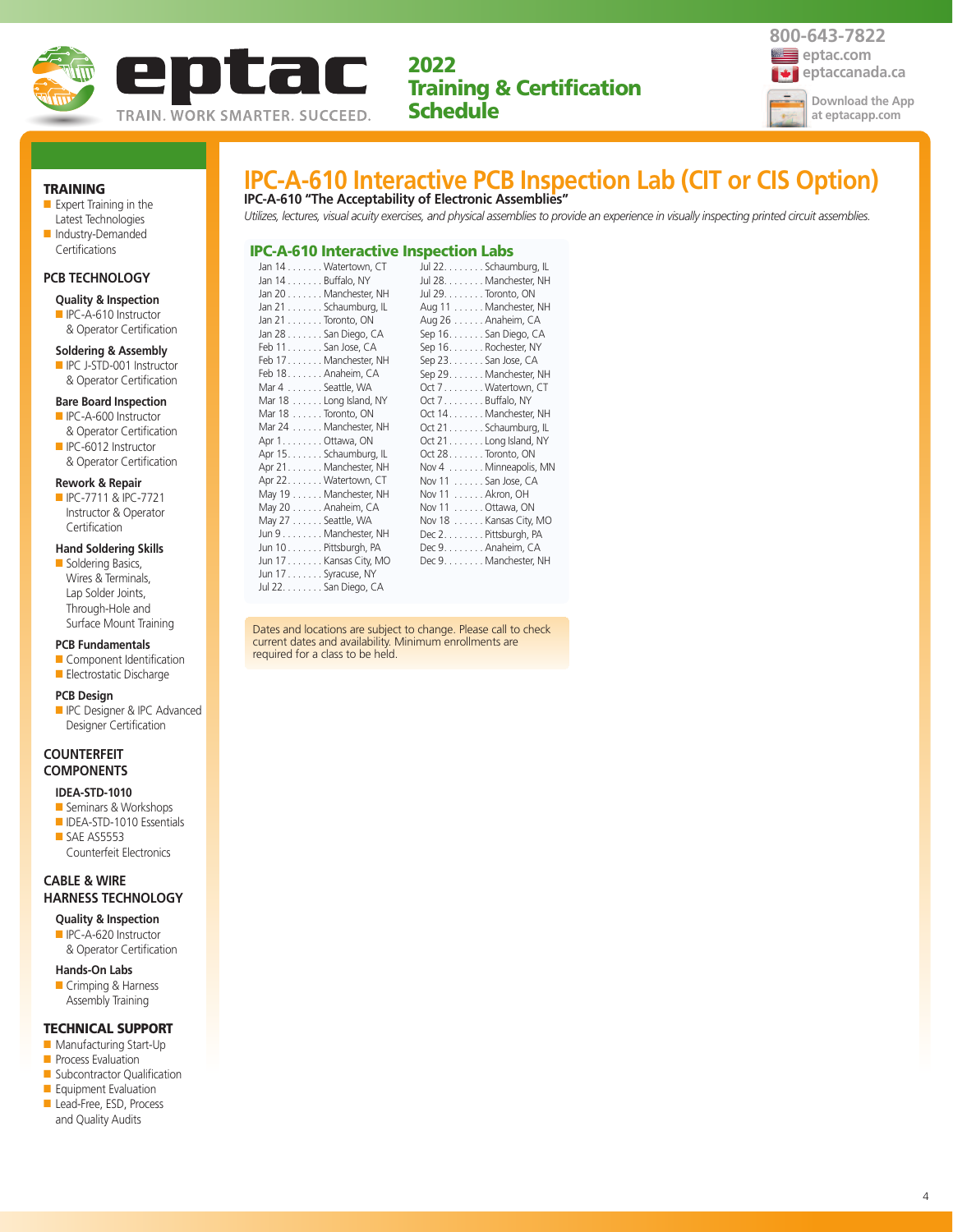eptac

TRAIN. WORK SMARTER. SUCCEED.

**2022 Training & Certification Schedule**

800-643-7822
eptac.com
eptaccanada.ca

Download the App at eptacapp.com

### TRAINING

- Expert Training in the Latest Technologies
- Industry-Demanded Certifications

### PCB TECHNOLOGY

**Quality & Inspection**
- IPC-A-610 Instructor & Operator Certification

**Soldering & Assembly**
- IPC J-STD-001 Instructor & Operator Certification

**Bare Board Inspection**
- IPC-A-600 Instructor & Operator Certification
- IPC-6012 Instructor & Operator Certification

**Rework & Repair**
- IPC-7711 & IPC-7721 Instructor & Operator Certification

**Hand Soldering Skills**
- Soldering Basics, Wires & Terminals, Lap Solder Joints, Through-Hole and Surface Mount Training

**PCB Fundamentals**
- Component Identification
- Electrostatic Discharge

**PCB Design**
- IPC Designer & IPC Advanced Designer Certification

### COUNTERFEIT COMPONENTS

**IDEA-STD-1010**
- Seminars & Workshops
- IDEA-STD-1010 Essentials
- SAE AS5553 Counterfeit Electronics

### CABLE & WIRE HARNESS TECHNOLOGY

**Quality & Inspection**
- IPC-A-620 Instructor & Operator Certification

**Hands-On Labs**
- Crimping & Harness Assembly Training

### TECHNICAL SUPPORT

- Manufacturing Start-Up
- Process Evaluation
- Subcontractor Qualification
- Equipment Evaluation
- Lead-Free, ESD, Process and Quality Audits

# IPC-A-610 Interactive PCB Inspection Lab (CIT or CIS Option)

**IPC-A-610 "The Acceptability of Electronic Assemblies"**

*Utilizes, lectures, visual acuity exercises, and physical assemblies to provide an experience in visually inspecting printed circuit assemblies.*

## IPC-A-610 Interactive Inspection Labs

| Date | Location |
|---|---|
| Jan 14 | Watertown, CT |
| Jan 14 | Buffalo, NY |
| Jan 20 | Manchester, NH |
| Jan 21 | Schaumburg, IL |
| Jan 21 | Toronto, ON |
| Jan 28 | San Diego, CA |
| Feb 11 | San Jose, CA |
| Feb 17 | Manchester, NH |
| Feb 18 | Anaheim, CA |
| Mar 4 | Seattle, WA |
| Mar 18 | Long Island, NY |
| Mar 18 | Toronto, ON |
| Mar 24 | Manchester, NH |
| Apr 1 | Ottawa, ON |
| Apr 15 | Schaumburg, IL |
| Apr 21 | Manchester, NH |
| Apr 22 | Watertown, CT |
| May 19 | Manchester, NH |
| May 20 | Anaheim, CA |
| May 27 | Seattle, WA |
| Jun 9 | Manchester, NH |
| Jun 10 | Pittsburgh, PA |
| Jun 17 | Kansas City, MO |
| Jun 17 | Syracuse, NY |
| Jul 22 | San Diego, CA |
| Jul 22 | Schaumburg, IL |
| Jul 28 | Manchester, NH |
| Jul 29 | Toronto, ON |
| Aug 11 | Manchester, NH |
| Aug 26 | Anaheim, CA |
| Sep 16 | San Diego, CA |
| Sep 16 | Rochester, NY |
| Sep 23 | San Jose, CA |
| Sep 29 | Manchester, NH |
| Oct 7 | Watertown, CT |
| Oct 7 | Buffalo, NY |
| Oct 14 | Manchester, NH |
| Oct 21 | Schaumburg, IL |
| Oct 21 | Long Island, NY |
| Oct 28 | Toronto, ON |
| Nov 4 | Minneapolis, MN |
| Nov 11 | San Jose, CA |
| Nov 11 | Akron, OH |
| Nov 11 | Ottawa, ON |
| Nov 18 | Kansas City, MO |
| Dec 2 | Pittsburgh, PA |
| Dec 9 | Anaheim, CA |
| Dec 9 | Manchester, NH |

Dates and locations are subject to change. Please call to check current dates and availability. Minimum enrollments are required for a class to be held.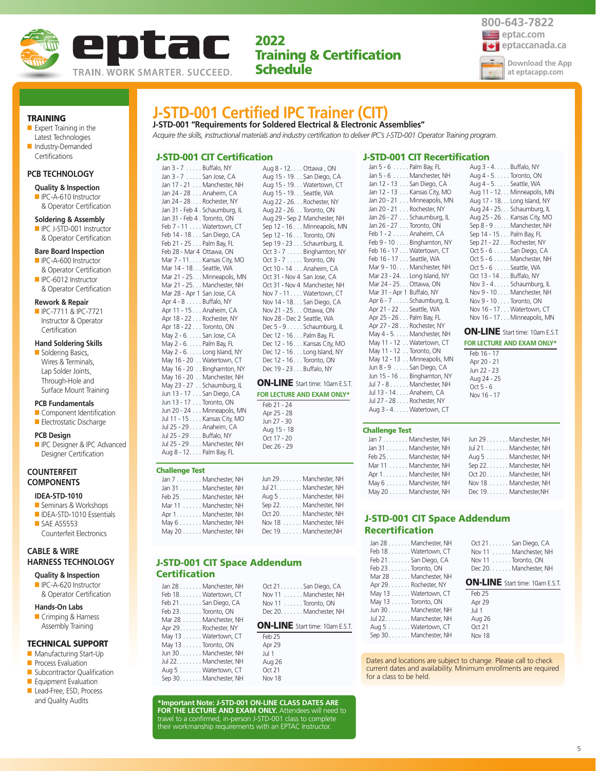# eptac

TRAIN. WORK SMARTER. SUCCEED.

**2022 Training & Certification Schedule**

800-643-7822
eptac.com
eptaccanada.ca
Download the App at eptacapp.com

## TRAINING

- Expert Training in the Latest Technologies
- Industry-Demanded Certifications

### PCB TECHNOLOGY

**Quality & Inspection**
- IPC-A-610 Instructor & Operator Certification

**Soldering & Assembly**
- IPC J-STD-001 Instructor & Operator Certification

**Bare Board Inspection**
- IPC-A-600 Instructor & Operator Certification
- IPC-6012 Instructor & Operator Certification

**Rework & Repair**
- IPC-7711 & IPC-7721 Instructor & Operator Certification

**Hand Soldering Skills**
- Soldering Basics, Wires & Terminals, Lap Solder Joints, Through-Hole and Surface Mount Training

**PCB Fundamentals**
- Component Identification
- Electrostatic Discharge

**PCB Design**
- IPC Designer & IPC Advanced Designer Certification

### COUNTERFEIT COMPONENTS

**IDEA-STD-1010**
- Seminars & Workshops
- IDEA-STD-1010 Essentials
- SAE AS5553 Counterfeit Electronics

### CABLE & WIRE HARNESS TECHNOLOGY

**Quality & Inspection**
- IPC-A-620 Instructor & Operator Certification

**Hands-On Labs**
- Crimping & Harness Assembly Training

### TECHNICAL SUPPORT

- Manufacturing Start-Up
- Process Evaluation
- Subcontractor Qualification
- Equipment Evaluation
- Lead-Free, ESD, Process and Quality Audits

# J-STD-001 Certified IPC Trainer (CIT)

**J-STD-001 "Requirements for Soldered Electrical & Electronic Assemblies"**

*Acquire the skills, instructional materials and industry certification to deliver IPC's J-STD-001 Operator Training program.*

## J-STD-001 CIT Certification

Jan 3 - 7 ..... Buffalo, NY
Jan 3 - 7 ..... San Jose, CA
Jan 17 - 21 ... Manchester, NH
Jan 24 - 28 ... Anaheim, CA
Jan 24 - 28 ... Rochester, NY
Jan 31 - Feb 4 . Schaumburg, IL
Jan 31 - Feb 4 . Toronto, ON
Feb 7 - 11 .... Watertown, CT
Feb 14 - 18 ... San Diego, CA
Feb 21 - 25 ... Palm Bay, FL
Feb 28 - Mar 4 Ottawa, ON
Mar 7 - 11 .... Kansas City, MO
Mar 14 - 18 ... Seattle, WA
Mar 21 - 25 ... Minneapolis, MN
Mar 21 - 25 ... Manchester, NH
Mar 28 - Apr 1 San Jose, CA
Apr 4 - 8 ..... Buffalo, NY
Apr 11 - 15 ... Anaheim, CA
Apr 18 - 22 ... Rochester, NY
Apr 18 - 22 ... Toronto, ON
May 2 - 6 ..... San Jose, CA
May 2 - 6 ..... Palm Bay, FL
May 2 - 6 ..... Long Island, NY
May 16 - 20 .. Watertown, CT
May 16 - 20 .. Binghamton, NY
May 16 - 20 .. Manchester, NH
May 23 - 27 .. Schaumburg, IL
Jun 13 - 17 ... San Diego, CA
Jun 13 - 17 ... Toronto, ON
Jun 20 - 24 ... Minneapolis, MN
Jul 11 - 15 ... Kansas City, MO
Jul 25 - 29 ... Anaheim, CA
Jul 25 - 29 ... Buffalo, NY
Jul 25 - 29 ... Manchester, NH
Aug 8 - 12 .... Palm Bay, FL
Aug 8 - 12 .... Ottawa , ON
Aug 15 - 19 ... San Diego, CA
Aug 15 - 19 ... Watertown, CT
Aug 15 - 19 ... Seattle, WA
Aug 22 - 26 ... Rochester, NY
Aug 22 - 26 ... Toronto, ON
Aug 29 - Sep 2 Manchester, NH
Sep 12 - 16 ... Minneapolis, MN
Sep 12 - 16 ... Toronto, ON
Sep 19 - 23 ... Schaumburg, IL
Oct 3 - 7 ..... Binghamton, NY
Oct 3 - 7 ..... Toronto, ON
Oct 10 - 14 ... Anaheim, CA
Oct 31 - Nov 4 San Jose, CA
Oct 31 - Nov 4 Manchester, NH
Nov 7 - 11 .... Watertown, CT
Nov 14 - 18 ... San Diego, CA
Nov 21 - 25 ... Ottawa, ON
Nov 28 - Dec 2 Seattle, WA
Dec 5 - 9 ..... Schaumburg, IL
Dec 12 - 16 ... Palm Bay, FL
Dec 12 - 16 ... Kansas City, MO
Dec 12 - 16 ... Long Island, NY
Dec 12 - 16 ... Toronto, ON
Dec 19 - 23 ... Buffalo, NY

**ON-LINE** Start time: 10am E.S.T.
**FOR LECTURE AND EXAM ONLY***

Feb 21 - 24
Apr 25 - 28
Jun 27 - 30
Aug 15 - 18
Oct 17 - 20
Dec 26 - 29

### Challenge Test

Jan 7 ........ Manchester, NH
Jan 31 ....... Manchester, NH
Feb 25 ....... Manchester, NH
Mar 11 ....... Manchester, NH
Apr 1 ........ Manchester, NH
May 6 ....... Manchester, NH
May 20 ...... Manchester, NH
Jun 29 ....... Manchester, NH
Jul 21 ........ Manchester, NH
Aug 5 ....... Manchester, NH
Sep 22 ....... Manchester, NH
Oct 20 ....... Manchester, NH
Nov 18 ...... Manchester, NH
Dec 19 ....... Manchester,NH

## J-STD-001 CIT Space Addendum Certification

Jan 28 ....... Manchester, NH
Feb 18 ....... Watertown, CT
Feb 21 ....... San Diego, CA
Feb 23 ....... Toronto, ON
Mar 28 ....... Manchester, NH
Apr 29 ....... Rochester, NY
May 13 ...... Watertown, CT
May 13 ...... Toronto, ON
Jun 30 ....... Manchester, NH
Jul 22 ........ Manchester, NH
Aug 5 ....... Watertown, CT
Sep 30 ....... Manchester, NH
Oct 21 ....... San Diego, CA
Nov 11 ...... Manchester, NH
Nov 11 ...... Toronto, ON
Dec 20 ....... Manchester, NH

**ON-LINE** Start time: 10am E.S.T.

Feb 25
Apr 29
Jul 1
Aug 26
Oct 21
Nov 18

**\*Important Note: J-STD-001 ON-LINE CLASS DATES ARE FOR THE LECTURE AND EXAM ONLY.** Attendees will need to travel to a confirmed, in-person J-STD-001 class to complete their workmanship requirements with an EPTAC Instructor.

## J-STD-001 CIT Recertification

Jan 5 - 6 ..... Palm Bay, FL
Jan 5 - 6 ..... Manchester, NH
Jan 12 - 13 ... San Diego, CA
Jan 12 - 13 ... Kansas City, MO
Jan 20 - 21 ... Minneapolis, MN
Jan 20 - 21 ... Rochester, NY
Jan 26 - 27 ... Schaumburg, IL
Jan 26 - 27 ... Toronto, ON
Feb 1 - 2 ..... Anaheim, CA
Feb 9 - 10 .... Binghamton, NY
Feb 16 - 17 ... Watertown, CT
Feb 16 - 17 ... Seattle, WA
Mar 9 - 10 .... Manchester, NH
Mar 23 - 24 ... Long Island, NY
Mar 24 - 25 ... Ottawa, ON
Mar 31 - Apr 1 Buffalo, NY
Apr 6 - 7 ..... Schaumburg, IL
Apr 21 - 22 ... Seattle, WA
Apr 25 - 26 ... Palm Bay, FL
Apr 27 - 28 ... Rochester, NY
May 4 - 5 ..... Manchester, NH
May 11 - 12 ... Watertown, CT
May 11 - 12 ... Toronto, ON
May 12 - 13 ... Minneapolis, MN
Jun 8 - 9 ..... San Diego, CA
Jun 15 - 16 ... Binghamton, NY
Jul 7 - 8 ...... Manchester, NH
Jul 13 - 14 .... Anaheim, CA
Jul 27 - 28 .... Rochester, NY
Aug 3 - 4 ..... Watertown, CT
Aug 3 - 4 ..... Buffalo, NY
Aug 4 - 5 ..... Toronto, ON
Aug 4 - 5 ..... Seattle, WA
Aug 11 - 12 ... Minneapolis, MN
Aug 17 - 18 ... Long Island, NY
Aug 24 - 25 ... Schaumburg, IL
Aug 25 - 26 ... Kansas City, MO
Sep 8 - 9 ..... Manchester, NH
Sep 14 - 15 ... Palm Bay, FL
Sep 21 - 22 ... Rochester, NY
Oct 5 - 6 ..... San Diego, CA
Oct 5 - 6 ..... Manchester, NH
Oct 5 - 6 ..... Seattle, WA
Oct 13 - 14 ... Buffalo, NY
Nov 3 - 4 ..... Schaumburg, IL
Nov 9 - 10 .... Manchester, NH
Nov 9 - 10 .... Toronto, ON
Nov 16 - 17 ... Watertown, CT
Nov 16 - 17 ... Minneapolis, MN

**ON-LINE** Start time: 10am E.S.T.
**FOR LECTURE AND EXAM ONLY***

Feb 16 - 17
Apr 20 - 21
Jun 22 - 23
Aug 24 - 25
Oct 5 - 6
Nov 16 - 17

### Challenge Test

Jan 7 ........ Manchester, NH
Jan 31 ....... Manchester, NH
Feb 25 ....... Manchester, NH
Mar 11 ...... Manchester, NH
Apr 1 ........ Manchester, NH
May 6 ....... Manchester, NH
May 20 ...... Manchester, NH
Jun 29 ....... Manchester, NH
Jul 21 ........ Manchester, NH
Aug 5 ....... Manchester, NH
Sep 22 ....... Manchester, NH
Oct 20 ....... Manchester, NH
Nov 18 ...... Manchester, NH
Dec 19 ....... Manchester,NH

## J-STD-001 CIT Space Addendum Recertification

Jan 28 ....... Manchester, NH
Feb 18 ....... Watertown, CT
Feb 21 ....... San Diego, CA
Feb 23 ....... Toronto, ON
Mar 28 ....... Manchester, NH
Apr 29 ....... Rochester, NY
May 13 ...... Watertown, CT
May 13 ...... Toronto, ON
Jun 30 ....... Manchester, NH
Jul 22 ........ Manchester, NH
Aug 5 ....... Watertown, CT
Sep 30 ....... Manchester, NH
Oct 21 ....... San Diego, CA
Nov 11 ...... Manchester, NH
Nov 11 ...... Toronto, ON
Dec 20 ....... Manchester, NH

**ON-LINE** Start time: 10am E.S.T.

Feb 25
Apr 29
Jul 1
Aug 26
Oct 21
Nov 18

Dates and locations are subject to change. Please call to check current dates and availability. Minimum enrollments are required for a class to be held.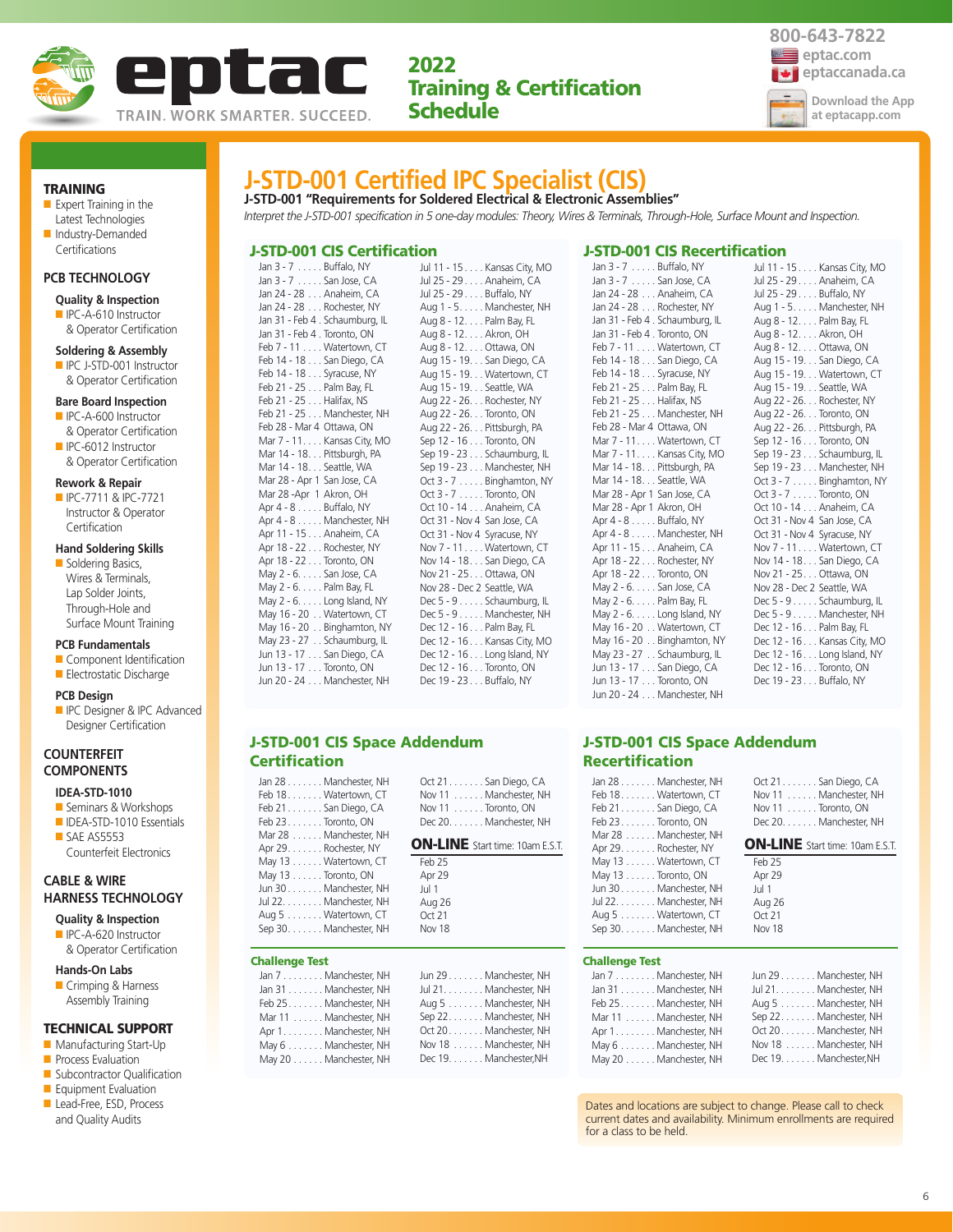# eptac

TRAIN. WORK SMARTER. SUCCEED.

## 2022 Training & Certification Schedule

800-643-7822
eptac.com
eptaccanada.ca
Download the App at eptacapp.com

### TRAINING
- Expert Training in the Latest Technologies
- Industry-Demanded Certifications

### PCB TECHNOLOGY

**Quality & Inspection**
- IPC-A-610 Instructor & Operator Certification

**Soldering & Assembly**
- IPC J-STD-001 Instructor & Operator Certification

**Bare Board Inspection**
- IPC-A-600 Instructor & Operator Certification
- IPC-6012 Instructor & Operator Certification

**Rework & Repair**
- IPC-7711 & IPC-7721 Instructor & Operator Certification

**Hand Soldering Skills**
- Soldering Basics, Wires & Terminals, Lap Solder Joints, Through-Hole and Surface Mount Training

**PCB Fundamentals**
- Component Identification
- Electrostatic Discharge

**PCB Design**
- IPC Designer & IPC Advanced Designer Certification

### COUNTERFEIT COMPONENTS

**IDEA-STD-1010**
- Seminars & Workshops
- IDEA-STD-1010 Essentials
- SAE AS5553 Counterfeit Electronics

### CABLE & WIRE HARNESS TECHNOLOGY

**Quality & Inspection**
- IPC-A-620 Instructor & Operator Certification

**Hands-On Labs**
- Crimping & Harness Assembly Training

### TECHNICAL SUPPORT
- Manufacturing Start-Up
- Process Evaluation
- Subcontractor Qualification
- Equipment Evaluation
- Lead-Free, ESD, Process and Quality Audits

# J-STD-001 Certified IPC Specialist (CIS)

**J-STD-001 "Requirements for Soldered Electrical & Electronic Assemblies"**

*Interpret the J-STD-001 specification in 5 one-day modules: Theory, Wires & Terminals, Through-Hole, Surface Mount and Inspection.*

## J-STD-001 CIS Certification

Jan 3 - 7 . . . . . Buffalo, NY
Jan 3 - 7 . . . . . San Jose, CA
Jan 24 - 28 . . . Anaheim, CA
Jan 24 - 28 . . . Rochester, NY
Jan 31 - Feb 4 . Schaumburg, IL
Jan 31 - Feb 4 . Toronto, ON
Feb 7 - 11 . . . . Watertown, CT
Feb 14 - 18 . . . San Diego, CA
Feb 14 - 18 . . . Syracuse, NY
Feb 21 - 25 . . . Palm Bay, FL
Feb 21 - 25 . . . Halifax, NS
Feb 21 - 25 . . . Manchester, NH
Feb 28 - Mar 4 Ottawa, ON
Mar 7 - 11. . . . Kansas City, MO
Mar 14 - 18. . . Pittsburgh, PA
Mar 14 - 18. . . Seattle, WA
Mar 28 - Apr 1 San Jose, CA
Mar 28 -Apr 1 Akron, OH
Apr 4 - 8 . . . . . Buffalo, NY
Apr 4 - 8 . . . . . Manchester, NH
Apr 11 - 15 . . . Anaheim, CA
Apr 18 - 22 . . . Rochester, NY
Apr 18 - 22 . . . Toronto, ON
May 2 - 6. . . . . San Jose, CA
May 2 - 6. . . . . Palm Bay, FL
May 2 - 6. . . . . Long Island, NY
May 16 - 20 . . Watertown, CT
May 16 - 20 . . Binghamton, NY
May 23 - 27 . . Schaumburg, IL
Jun 13 - 17 . . . San Diego, CA
Jun 13 - 17 . . . Toronto, ON
Jun 20 - 24 . . . Manchester, NH
Jul 11 - 15 . . . . Kansas City, MO
Jul 25 - 29. . . . Anaheim, CA
Jul 25 - 29. . . . Buffalo, NY
Aug 1 - 5. . . . . Manchester, NH
Aug 8 - 12. . . . Palm Bay, FL
Aug 8 - 12. . . . Akron, OH
Aug 8 - 12. . . . Ottawa, ON
Aug 15 - 19. . . San Diego, CA
Aug 15 - 19. . . Watertown, CT
Aug 15 - 19. . . Seattle, WA
Aug 22 - 26. . . Rochester, NY
Aug 22 - 26. . . Toronto, ON
Aug 22 - 26. . . Pittsburgh, PA
Sep 12 - 16 . . . Toronto, ON
Sep 19 - 23 . . . Schaumburg, IL
Sep 19 - 23 . . . Manchester, NH
Oct 3 - 7 . . . . . Binghamton, NY
Oct 3 - 7 . . . . . Toronto, ON
Oct 10 - 14 . . . Anaheim, CA
Oct 31 - Nov 4 San Jose, CA
Oct 31 - Nov 4 Syracuse, NY
Nov 7 - 11 . . . . Watertown, CT
Nov 14 - 18. . . San Diego, CA
Nov 21 - 25. . . Ottawa, ON
Nov 28 - Dec 2 Seattle, WA
Dec 5 - 9 . . . . . Schaumburg, IL
Dec 5 - 9 . . . . . Manchester, NH
Dec 12 - 16 . . . Palm Bay, FL
Dec 12 - 16 . . . Kansas City, MO
Dec 12 - 16 . . . Long Island, NY
Dec 12 - 16 . . . Toronto, ON
Dec 19 - 23 . . . Buffalo, NY

## J-STD-001 CIS Recertification

Jan 3 - 7 . . . . . Buffalo, NY
Jan 3 - 7 . . . . . San Jose, CA
Jan 24 - 28 . . . Anaheim, CA
Jan 24 - 28 . . . Rochester, NY
Jan 31 - Feb 4 . Schaumburg, IL
Jan 31 - Feb 4 . Toronto, ON
Feb 7 - 11 . . . . Watertown, CT
Feb 14 - 18 . . . San Diego, CA
Feb 14 - 18 . . . Syracuse, NY
Feb 21 - 25 . . . Palm Bay, FL
Feb 21 - 25 . . . Halifax, NS
Feb 21 - 25 . . . Manchester, NH
Feb 28 - Mar 4 Ottawa, ON
Mar 7 - 11. . . . Watertown, CT
Mar 7 - 11. . . . Kansas City, MO
Mar 14 - 18. . . Pittsburgh, PA
Mar 14 - 18. . . Seattle, WA
Mar 28 - Apr 1 San Jose, CA
Mar 28 - Apr 1 Akron, OH
Apr 4 - 8 . . . . . Buffalo, NY
Apr 4 - 8 . . . . . Manchester, NH
Apr 11 - 15 . . . Anaheim, CA
Apr 18 - 22 . . . Rochester, NY
Apr 18 - 22 . . . Toronto, ON
May 2 - 6. . . . . San Jose, CA
May 2 - 6. . . . . Palm Bay, FL
May 2 - 6. . . . . Long Island, NY
May 16 - 20 . . Watertown, CT
May 16 - 20 . . Binghamton, NY
May 23 - 27 . . Schaumburg, IL
Jun 13 - 17 . . . San Diego, CA
Jun 13 - 17 . . . Toronto, ON
Jun 20 - 24 . . . Manchester, NH
Jul 11 - 15 . . . . Kansas City, MO
Jul 25 - 29. . . . Anaheim, CA
Jul 25 - 29. . . . Buffalo, NY
Aug 1 - 5. . . . . Manchester, NH
Aug 8 - 12. . . . Palm Bay, FL
Aug 8 - 12. . . . Akron, OH
Aug 8 - 12. . . . Ottawa, ON
Aug 15 - 19. . . San Diego, CA
Aug 15 - 19. . . Watertown, CT
Aug 15 - 19. . . Seattle, WA
Aug 22 - 26. . . Rochester, NY
Aug 22 - 26. . . Toronto, ON
Aug 22 - 26. . . Pittsburgh, PA
Sep 12 - 16 . . . Toronto, ON
Sep 19 - 23 . . . Schaumburg, IL
Sep 19 - 23 . . . Manchester, NH
Oct 3 - 7 . . . . . Binghamton, NY
Oct 3 - 7 . . . . . Toronto, ON
Oct 10 - 14 . . . Anaheim, CA
Oct 31 - Nov 4 San Jose, CA
Oct 31 - Nov 4 Syracuse, NY
Nov 7 - 11 . . . . Watertown, CT
Nov 14 - 18. . . San Diego, CA
Nov 21 - 25. . . Ottawa, ON
Nov 28 - Dec 2 Seattle, WA
Dec 5 - 9 . . . . . Schaumburg, IL
Dec 5 - 9 . . . . . Manchester, NH
Dec 12 - 16 . . . Palm Bay, FL
Dec 12 - 16 . . . Kansas City, MO
Dec 12 - 16 . . . Long Island, NY
Dec 12 - 16 . . . Toronto, ON
Dec 19 - 23 . . . Buffalo, NY

## J-STD-001 CIS Space Addendum Certification

Jan 28 . . . . . . . Manchester, NH
Feb 18 . . . . . . . Watertown, CT
Feb 21 . . . . . . . San Diego, CA
Feb 23 . . . . . . . Toronto, ON
Mar 28 . . . . . . Manchester, NH
Apr 29 . . . . . . . Rochester, NY
May 13 . . . . . . Watertown, CT
May 13 . . . . . . Toronto, ON
Jun 30 . . . . . . . Manchester, NH
Jul 22. . . . . . . . Manchester, NH
Aug 5 . . . . . . . Watertown, CT
Sep 30. . . . . . . Manchester, NH
Oct 21 . . . . . . . San Diego, CA
Nov 11 . . . . . . Manchester, NH
Nov 11 . . . . . . Toronto, ON
Dec 20. . . . . . . Manchester, NH

**ON-LINE** Start time: 10am E.S.T.

Feb 25
Apr 29
Jul 1
Aug 26
Oct 21
Nov 18

### Challenge Test

Jan 7 . . . . . . . . Manchester, NH
Jan 31 . . . . . . . Manchester, NH
Feb 25 . . . . . . . Manchester, NH
Mar 11 . . . . . . Manchester, NH
Apr 1 . . . . . . . . Manchester, NH
May 6 . . . . . . . Manchester, NH
May 20 . . . . . . Manchester, NH
Jun 29 . . . . . . . Manchester, NH
Jul 21. . . . . . . . Manchester, NH
Aug 5 . . . . . . . Manchester, NH
Sep 22. . . . . . . Manchester, NH
Oct 20. . . . . . . Manchester, NH
Nov 18 . . . . . . Manchester, NH
Dec 19. . . . . . . Manchester,NH

## J-STD-001 CIS Space Addendum Recertification

Jan 28 . . . . . . . Manchester, NH
Feb 18 . . . . . . . Watertown, CT
Feb 21 . . . . . . . San Diego, CA
Feb 23 . . . . . . . Toronto, ON
Mar 28 . . . . . . Manchester, NH
Apr 29 . . . . . . . Rochester, NY
May 13 . . . . . . Watertown, CT
May 13 . . . . . . Toronto, ON
Jun 30 . . . . . . . Manchester, NH
Jul 22. . . . . . . . Manchester, NH
Aug 5 . . . . . . . Watertown, CT
Sep 30. . . . . . . Manchester, NH
Oct 21 . . . . . . . San Diego, CA
Nov 11 . . . . . . Manchester, NH
Nov 11 . . . . . . Toronto, ON
Dec 20. . . . . . . Manchester, NH

**ON-LINE** Start time: 10am E.S.T.

Feb 25
Apr 29
Jul 1
Aug 26
Oct 21
Nov 18

### Challenge Test

Jan 7 . . . . . . . . Manchester, NH
Jan 31 . . . . . . . Manchester, NH
Feb 25 . . . . . . . Manchester, NH
Mar 11 . . . . . . Manchester, NH
Apr 1 . . . . . . . . Manchester, NH
May 6 . . . . . . . Manchester, NH
May 20 . . . . . . Manchester, NH
Jun 29 . . . . . . . Manchester, NH
Jul 21. . . . . . . . Manchester, NH
Aug 5 . . . . . . . Manchester, NH
Sep 22. . . . . . . Manchester, NH
Oct 20. . . . . . . Manchester, NH
Nov 18 . . . . . . Manchester, NH
Dec 19. . . . . . . Manchester,NH

Dates and locations are subject to change. Please call to check current dates and availability. Minimum enrollments are required for a class to be held.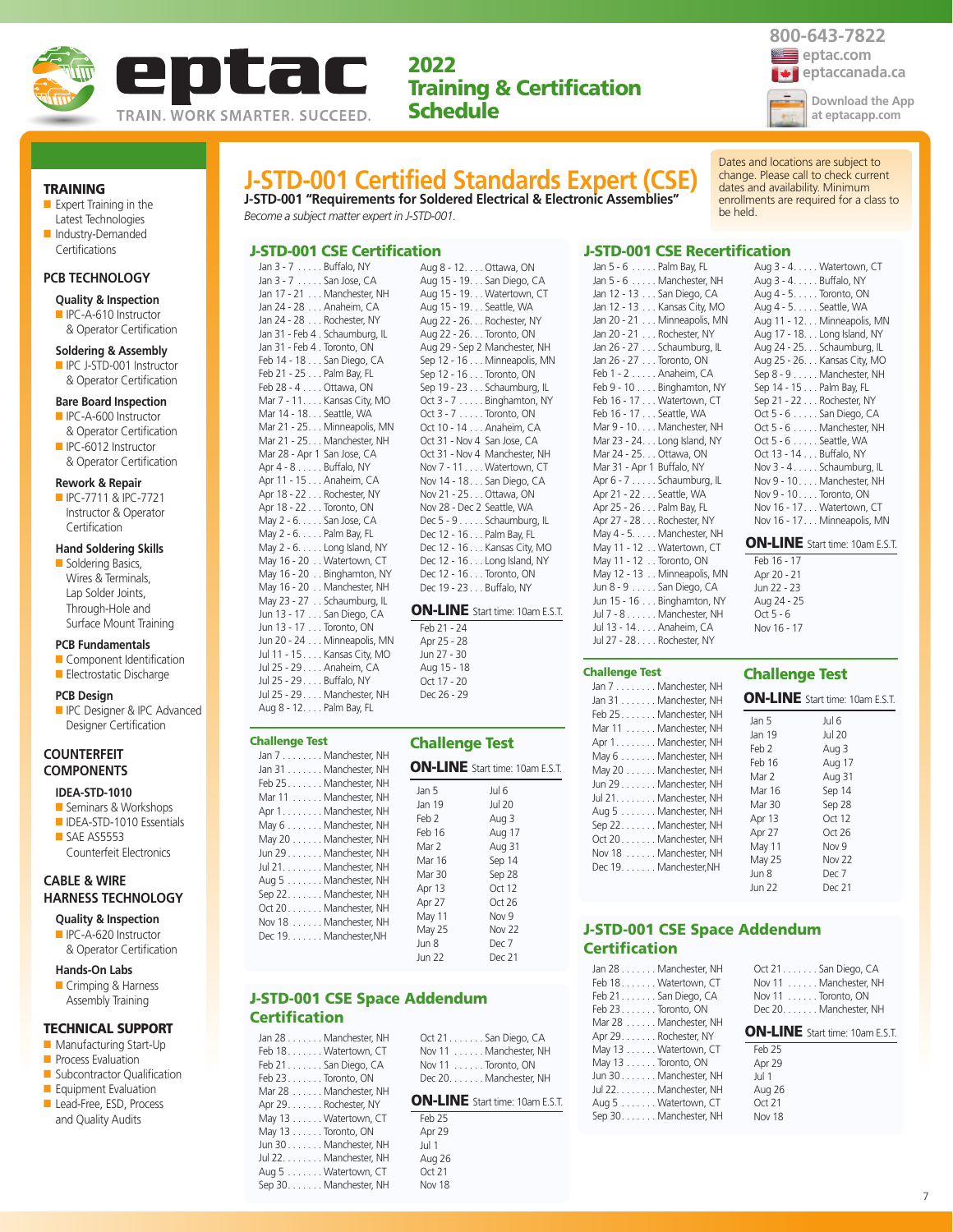# eptac

TRAIN. WORK SMARTER. SUCCEED.

## 2022 Training & Certification Schedule

800-643-7822
eptac.com
eptaccanada.ca
Download the App at eptacapp.com

### TRAINING

- Expert Training in the Latest Technologies
- Industry-Demanded Certifications

### PCB TECHNOLOGY

**Quality & Inspection**

- IPC-A-610 Instructor & Operator Certification

**Soldering & Assembly**

- IPC J-STD-001 Instructor & Operator Certification

**Bare Board Inspection**

- IPC-A-600 Instructor & Operator Certification
- IPC-6012 Instructor & Operator Certification

**Rework & Repair**

- IPC-7711 & IPC-7721 Instructor & Operator Certification

**Hand Soldering Skills**

- Soldering Basics, Wires & Terminals, Lap Solder Joints, Through-Hole and Surface Mount Training

**PCB Fundamentals**

- Component Identification
- Electrostatic Discharge

**PCB Design**

- IPC Designer & IPC Advanced Designer Certification

### COUNTERFEIT COMPONENTS

**IDEA-STD-1010**

- Seminars & Workshops
- IDEA-STD-1010 Essentials
- SAE AS5553 Counterfeit Electronics

### CABLE & WIRE HARNESS TECHNOLOGY

**Quality & Inspection**

- IPC-A-620 Instructor & Operator Certification

**Hands-On Labs**

- Crimping & Harness Assembly Training

### TECHNICAL SUPPORT

- Manufacturing Start-Up
- Process Evaluation
- Subcontractor Qualification
- Equipment Evaluation
- Lead-Free, ESD, Process and Quality Audits

# J-STD-001 Certified Standards Expert (CSE)

**J-STD-001 "Requirements for Soldered Electrical & Electronic Assemblies"**

*Become a subject matter expert in J-STD-001.*

Dates and locations are subject to change. Please call to check current dates and availability. Minimum enrollments are required for a class to be held.

## J-STD-001 CSE Certification

Jan 3 - 7 . . . . . Buffalo, NY
Jan 3 - 7 . . . . . San Jose, CA
Jan 17 - 21 . . . Manchester, NH
Jan 24 - 28 . . . Anaheim, CA
Jan 24 - 28 . . . Rochester, NY
Jan 31 - Feb 4 . Schaumburg, IL
Jan 31 - Feb 4 . Toronto, ON
Feb 14 - 18 . . . San Diego, CA
Feb 21 - 25 . . . Palm Bay, FL
Feb 28 - 4 . . . . Ottawa, ON
Mar 7 - 11. . . . Kansas City, MO
Mar 14 - 18. . . Seattle, WA
Mar 21 - 25. . . Minneapolis, MN
Mar 21 - 25 . . . Manchester, NH
Mar 28 - Apr 1 San Jose, CA
Apr 4 - 8 . . . . . Buffalo, NY
Apr 11 - 15 . . . Anaheim, CA
Apr 18 - 22 . . . Rochester, NY
Apr 18 - 22 . . . Toronto, ON
May 2 - 6. . . . . San Jose, CA
May 2 - 6. . . . . Palm Bay, FL
May 2 - 6. . . . . Long Island, NY
May 16 - 20 . . Watertown, CT
May 16 - 20 . . Binghamton, NY
May 16 - 20 . . Manchester, NH
May 23 - 27 . . Schaumburg, IL
Jun 13 - 17 . . . San Diego, CA
Jun 13 - 17 . . . Toronto, ON
Jun 20 - 24 . . . Minneapolis, MN
Jul 11 - 15 . . . . Kansas City, MO
Jul 25 - 29 . . . . Anaheim, CA
Jul 25 - 29 . . . . Buffalo, NY
Jul 25 - 29 . . . . Manchester, NH
Aug 8 - 12. . . . Palm Bay, FL
Aug 8 - 12. . . . Ottawa, ON
Aug 15 - 19. . . San Diego, CA
Aug 15 - 19. . . Watertown, CT
Aug 15 - 19. . . Seattle, WA
Aug 22 - 26. . . Rochester, NY
Aug 22 - 26. . . Toronto, ON
Aug 29 - Sep 2 Manchester, NH
Sep 12 - 16 . . . Minneapolis, MN
Sep 12 - 16 . . . Toronto, ON
Sep 19 - 23 . . . Schaumburg, IL
Oct 3 - 7 . . . . . Binghamton, NY
Oct 3 - 7 . . . . . Toronto, ON
Oct 10 - 14 . . . Anaheim, CA
Oct 31 - Nov 4 San Jose, CA
Oct 31 - Nov 4 Manchester, NH
Nov 7 - 11. . . . Watertown, CT
Nov 14 - 18. . . San Diego, CA
Nov 21 - 25. . . Ottawa, ON
Nov 28 - Dec 2 Seattle, WA
Dec 5 - 9. . . . . Schaumburg, IL
Dec 12 - 16 . . . Palm Bay, FL
Dec 12 - 16 . . . Kansas City, MO
Dec 12 - 16 . . . Long Island, NY
Dec 12 - 16 . . . Toronto, ON
Dec 19 - 23 . . . Buffalo, NY

**ON-LINE** Start time: 10am E.S.T.

Feb 21 - 24
Apr 25 - 28
Jun 27 - 30
Aug 15 - 18
Oct 17 - 20
Dec 26 - 29

### Challenge Test

Jan 7 . . . . . . . . Manchester, NH
Jan 31 . . . . . . . Manchester, NH
Feb 25 . . . . . . . Manchester, NH
Mar 11 . . . . . . Manchester, NH
Apr 1. . . . . . . . Manchester, NH
May 6 . . . . . . . Manchester, NH
May 20 . . . . . . Manchester, NH
Jun 29 . . . . . . . Manchester, NH
Jul 21. . . . . . . . Manchester, NH
Aug 5 . . . . . . . Manchester, NH
Sep 22 . . . . . . . Manchester, NH
Oct 20 . . . . . . . Manchester, NH
Nov 18 . . . . . . Manchester, NH
Dec 19. . . . . . . Manchester,NH

### Challenge Test

**ON-LINE** Start time: 10am E.S.T.

| | |
|---|---|
| Jan 5 | Jul 6 |
| Jan 19 | Jul 20 |
| Feb 2 | Aug 3 |
| Feb 16 | Aug 17 |
| Mar 2 | Aug 31 |
| Mar 16 | Sep 14 |
| Mar 30 | Sep 28 |
| Apr 13 | Oct 12 |
| Apr 27 | Oct 26 |
| May 11 | Nov 9 |
| May 25 | Nov 22 |
| Jun 8 | Dec 7 |
| Jun 22 | Dec 21 |

## J-STD-001 CSE Space Addendum Certification

Jan 28 . . . . . . Manchester, NH
Feb 18 . . . . . . . Watertown, CT
Feb 21 . . . . . . . San Diego, CA
Feb 23 . . . . . . . Toronto, ON
Mar 28 . . . . . . Manchester, NH
Apr 29 . . . . . . . Rochester, NY
May 13 . . . . . . Watertown, CT
May 13 . . . . . . Toronto, ON
Jun 30 . . . . . . . Manchester, NH
Jul 22. . . . . . . . Manchester, NH
Aug 5 . . . . . . . Watertown, CT
Sep 30 . . . . . . . Manchester, NH
Oct 21 . . . . . . . San Diego, CA
Nov 11 . . . . . . Manchester, NH
Nov 11 . . . . . . Toronto, ON
Dec 20. . . . . . . Manchester, NH

**ON-LINE** Start time: 10am E.S.T.

Feb 25
Apr 29
Jul 1
Aug 26
Oct 21
Nov 18

## J-STD-001 CSE Recertification

Jan 5 - 6 . . . . . Palm Bay, FL
Jan 5 - 6 . . . . . Manchester, NH
Jan 12 - 13 . . . San Diego, CA
Jan 12 - 13 . . . Kansas City, MO
Jan 20 - 21 . . . Minneapolis, MN
Jan 20 - 21 . . . Rochester, NY
Jan 26 - 27 . . . Schaumburg, IL
Jan 26 - 27 . . . Toronto, ON
Feb 1 - 2 . . . . . Anaheim, CA
Feb 9 - 10 . . . . Binghamton, NY
Feb 16 - 17 . . . Watertown, CT
Feb 16 - 17 . . . Seattle, WA
Mar 9 - 10. . . . Manchester, NH
Mar 23 - 24. . . Long Island, NY
Mar 24 - 25. . . Ottawa, ON
Mar 31 - Apr 1 Buffalo, NY
Apr 6 - 7 . . . . . Schaumburg, IL
Apr 21 - 22 . . . Seattle, WA
Apr 25 - 26 . . . Palm Bay, FL
Apr 27 - 28 . . . Rochester, NY
May 4 - 5. . . . . Manchester, NH
May 11 - 12 . . Watertown, CT
May 11 - 12 . . Toronto, ON
May 12 - 13 . . Minneapolis, MN
Jun 8 - 9 . . . . . San Diego, CA
Jun 15 - 16 . . . Binghamton, NY
Jul 7 - 8 . . . . . . Manchester, NH
Jul 13 - 14. . . . Anaheim, CA
Jul 27 - 28. . . . Rochester, NY
Aug 3 - 4. . . . . Watertown, CT
Aug 3 - 4. . . . . Buffalo, NY
Aug 4 - 5. . . . . Toronto, ON
Aug 4 - 5. . . . . Seattle, WA
Aug 11 - 12. . . Minneapolis, MN
Aug 17 - 18. . . Long Island, NY
Aug 24 - 25. . . Schaumburg, IL
Aug 25 - 26. . . Kansas City, MO
Sep 8 - 9 . . . . . Manchester, NH
Sep 14 - 15 . . . Palm Bay, FL
Sep 21 - 22 . . . Rochester, NY
Oct 5 - 6 . . . . . San Diego, CA
Oct 5 - 6 . . . . . Manchester, NH
Oct 5 - 6 . . . . . Seattle, WA
Oct 13 - 14 . . . Buffalo, NY
Nov 3 - 4. . . . . Schaumburg, IL
Nov 9 - 10. . . . Manchester, NH
Nov 9 - 10. . . . Toronto, ON
Nov 16 - 17. . . Watertown, CT
Nov 16 - 17. . . Minneapolis, MN

**ON-LINE** Start time: 10am E.S.T.

Feb 16 - 17
Apr 20 - 21
Jun 22 - 23
Aug 24 - 25
Oct 5 - 6
Nov 16 - 17

### Challenge Test

Jan 7 . . . . . . . . Manchester, NH
Jan 31 . . . . . . . Manchester, NH
Feb 25 . . . . . . . Manchester, NH
Mar 11 . . . . . . Manchester, NH
Apr 1. . . . . . . . Manchester, NH
May 6 . . . . . . . Manchester, NH
May 20 . . . . . . Manchester, NH
Jun 29 . . . . . . . Manchester, NH
Jul 21. . . . . . . . Manchester, NH
Aug 5 . . . . . . . Manchester, NH
Sep 22 . . . . . . . Manchester, NH
Oct 20 . . . . . . . Manchester, NH
Nov 18 . . . . . . Manchester, NH
Dec 19. . . . . . . Manchester,NH

### Challenge Test

**ON-LINE** Start time: 10am E.S.T.

| | |
|---|---|
| Jan 5 | Jul 6 |
| Jan 19 | Jul 20 |
| Feb 2 | Aug 3 |
| Feb 16 | Aug 17 |
| Mar 2 | Aug 31 |
| Mar 16 | Sep 14 |
| Mar 30 | Sep 28 |
| Apr 13 | Oct 12 |
| Apr 27 | Oct 26 |
| May 11 | Nov 9 |
| May 25 | Nov 22 |
| Jun 8 | Dec 7 |
| Jun 22 | Dec 21 |

## J-STD-001 CSE Space Addendum Certification

Jan 28 . . . . . . Manchester, NH
Feb 18 . . . . . . . Watertown, CT
Feb 21 . . . . . . . San Diego, CA
Feb 23 . . . . . . . Toronto, ON
Mar 28 . . . . . . Manchester, NH
Apr 29 . . . . . . . Rochester, NY
May 13 . . . . . . Watertown, CT
May 13 . . . . . . Toronto, ON
Jun 30 . . . . . . . Manchester, NH
Jul 22. . . . . . . . Manchester, NH
Aug 5 . . . . . . . Watertown, CT
Sep 30 . . . . . . . Manchester, NH
Oct 21 . . . . . . . San Diego, CA
Nov 11 . . . . . . Manchester, NH
Nov 11 . . . . . . Toronto, ON
Dec 20. . . . . . . Manchester, NH

**ON-LINE** Start time: 10am E.S.T.

Feb 25
Apr 29
Jul 1
Aug 26
Oct 21
Nov 18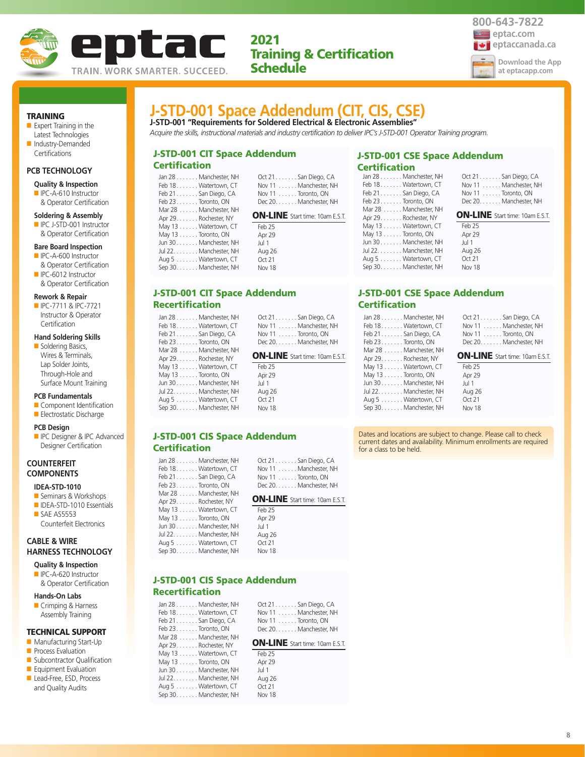eptac

TRAIN. WORK SMARTER. SUCCEED.

**2021 Training & Certification Schedule**

800-643-7822
eptac.com
eptaccanada.ca
Download the App at eptacapp.com

## TRAINING

- Expert Training in the Latest Technologies
- Industry-Demanded Certifications

### PCB TECHNOLOGY

**Quality & Inspection**
- IPC-A-610 Instructor & Operator Certification

**Soldering & Assembly**
- IPC J-STD-001 Instructor & Operator Certification

**Bare Board Inspection**
- IPC-A-600 Instructor & Operator Certification
- IPC-6012 Instructor & Operator Certification

**Rework & Repair**
- IPC-7711 & IPC-7721 Instructor & Operator Certification

**Hand Soldering Skills**
- Soldering Basics, Wires & Terminals, Lap Solder Joints, Through-Hole and Surface Mount Training

**PCB Fundamentals**
- Component Identification
- Electrostatic Discharge

**PCB Design**
- IPC Designer & IPC Advanced Designer Certification

### COUNTERFEIT COMPONENTS

**IDEA-STD-1010**
- Seminars & Workshops
- IDEA-STD-1010 Essentials
- SAE AS5553 Counterfeit Electronics

### CABLE & WIRE HARNESS TECHNOLOGY

**Quality & Inspection**
- IPC-A-620 Instructor & Operator Certification

**Hands-On Labs**
- Crimping & Harness Assembly Training

### TECHNICAL SUPPORT

- Manufacturing Start-Up
- Process Evaluation
- Subcontractor Qualification
- Equipment Evaluation
- Lead-Free, ESD, Process and Quality Audits

# J-STD-001 Space Addendum (CIT, CIS, CSE)

**J-STD-001 "Requirements for Soldered Electrical & Electronic Assemblies"**

*Acquire the skills, instructional materials and industry certification to deliver IPC's J-STD-001 Operator Training program.*

## J-STD-001 CIT Space Addendum Certification

Jan 28 . . . . . . . Manchester, NH
Feb 18 . . . . . . . Watertown, CT
Feb 21 . . . . . . . San Diego, CA
Feb 23 . . . . . . . Toronto, ON
Mar 28 . . . . . . Manchester, NH
Apr 29 . . . . . . . Rochester, NY
May 13 . . . . . . Watertown, CT
May 13 . . . . . . Toronto, ON
Jun 30 . . . . . . . Manchester, NH
Jul 22 . . . . . . . . Manchester, NH
Aug 5 . . . . . . . Watertown, CT
Sep 30 . . . . . . . Manchester, NH
Oct 21 . . . . . . . San Diego, CA
Nov 11 . . . . . . Manchester, NH
Nov 11 . . . . . . Toronto, ON
Dec 20 . . . . . . . Manchester, NH

**ON-LINE** Start time: 10am E.S.T.
Feb 25
Apr 29
Jul 1
Aug 26
Oct 21
Nov 18

## J-STD-001 CIT Space Addendum Recertification

Jan 28 . . . . . . . Manchester, NH
Feb 18 . . . . . . . Watertown, CT
Feb 21 . . . . . . . San Diego, CA
Feb 23 . . . . . . . Toronto, ON
Mar 28 . . . . . . Manchester, NH
Apr 29 . . . . . . . Rochester, NY
May 13 . . . . . . Watertown, CT
May 13 . . . . . . Toronto, ON
Jun 30 . . . . . . . Manchester, NH
Jul 22 . . . . . . . . Manchester, NH
Aug 5 . . . . . . . Watertown, CT
Sep 30 . . . . . . . Manchester, NH
Oct 21 . . . . . . . San Diego, CA
Nov 11 . . . . . . Manchester, NH
Nov 11 . . . . . . Toronto, ON
Dec 20 . . . . . . . Manchester, NH

**ON-LINE** Start time: 10am E.S.T.
Feb 25
Apr 29
Jul 1
Aug 26
Oct 21
Nov 18

## J-STD-001 CIS Space Addendum Certification

Jan 28 . . . . . . . Manchester, NH
Feb 18 . . . . . . . Watertown, CT
Feb 21 . . . . . . . San Diego, CA
Feb 23 . . . . . . . Toronto, ON
Mar 28 . . . . . . Manchester, NH
Apr 29 . . . . . . . Rochester, NY
May 13 . . . . . . Watertown, CT
May 13 . . . . . . Toronto, ON
Jun 30 . . . . . . . Manchester, NH
Jul 22 . . . . . . . . Manchester, NH
Aug 5 . . . . . . . Watertown, CT
Sep 30 . . . . . . . Manchester, NH
Oct 21 . . . . . . . San Diego, CA
Nov 11 . . . . . . Manchester, NH
Nov 11 . . . . . . Toronto, ON
Dec 20 . . . . . . . Manchester, NH

**ON-LINE** Start time: 10am E.S.T.
Feb 25
Apr 29
Jul 1
Aug 26
Oct 21
Nov 18

## J-STD-001 CIS Space Addendum Recertification

Jan 28 . . . . . . . Manchester, NH
Feb 18 . . . . . . . Watertown, CT
Feb 21 . . . . . . . San Diego, CA
Feb 23 . . . . . . . Toronto, ON
Mar 28 . . . . . . Manchester, NH
Apr 29 . . . . . . . Rochester, NY
May 13 . . . . . . Watertown, CT
May 13 . . . . . . Toronto, ON
Jun 30 . . . . . . . Manchester, NH
Jul 22 . . . . . . . . Manchester, NH
Aug 5 . . . . . . . Watertown, CT
Sep 30 . . . . . . . Manchester, NH
Oct 21 . . . . . . . San Diego, CA
Nov 11 . . . . . . Manchester, NH
Nov 11 . . . . . . Toronto, ON
Dec 20 . . . . . . . Manchester, NH

**ON-LINE** Start time: 10am E.S.T.
Feb 25
Apr 29
Jul 1
Aug 26
Oct 21
Nov 18

## J-STD-001 CSE Space Addendum Certification

Jan 28 . . . . . . . Manchester, NH
Feb 18 . . . . . . . Watertown, CT
Feb 21 . . . . . . . San Diego, CA
Feb 23 . . . . . . . Toronto, ON
Mar 28 . . . . . . Manchester, NH
Apr 29 . . . . . . . Rochester, NY
May 13 . . . . . . Watertown, CT
May 13 . . . . . . Toronto, ON
Jun 30 . . . . . . . Manchester, NH
Jul 22 . . . . . . . . Manchester, NH
Aug 5 . . . . . . . Watertown, CT
Sep 30 . . . . . . . Manchester, NH
Oct 21 . . . . . . . San Diego, CA
Nov 11 . . . . . . Manchester, NH
Nov 11 . . . . . . Toronto, ON
Dec 20 . . . . . . . Manchester, NH

**ON-LINE** Start time: 10am E.S.T.
Feb 25
Apr 29
Jul 1
Aug 26
Oct 21
Nov 18

## J-STD-001 CSE Space Addendum Certification

Jan 28 . . . . . . . Manchester, NH
Feb 18 . . . . . . . Watertown, CT
Feb 21 . . . . . . . San Diego, CA
Feb 23 . . . . . . . Toronto, ON
Mar 28 . . . . . . Manchester, NH
Apr 29 . . . . . . . Rochester, NY
May 13 . . . . . . Watertown, CT
May 13 . . . . . . Toronto, ON
Jun 30 . . . . . . . Manchester, NH
Jul 22 . . . . . . . . Manchester, NH
Aug 5 . . . . . . . Watertown, CT
Sep 30 . . . . . . . Manchester, NH
Oct 21 . . . . . . . San Diego, CA
Nov 11 . . . . . . Manchester, NH
Nov 11 . . . . . . Toronto, ON
Dec 20 . . . . . . . Manchester, NH

**ON-LINE** Start time: 10am E.S.T.
Feb 25
Apr 29
Jul 1
Aug 26
Oct 21
Nov 18

Dates and locations are subject to change. Please call to check current dates and availability. Minimum enrollments are required for a class to be held.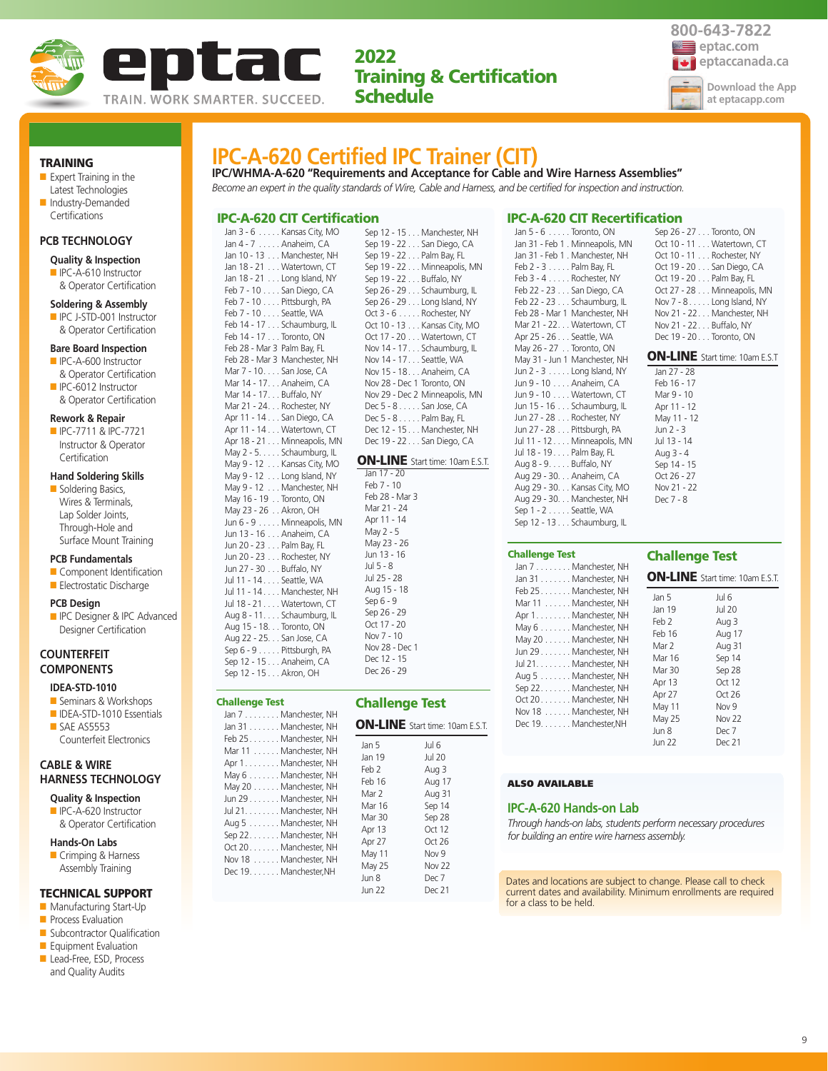# eptac

TRAIN. WORK SMARTER. SUCCEED.

## 2022 Training & Certification Schedule

800-643-7822
eptac.com
eptaccanada.ca
Download the App at eptacapp.com

## TRAINING

- Expert Training in the Latest Technologies
- Industry-Demanded Certifications

## PCB TECHNOLOGY

### Quality & Inspection
- IPC-A-610 Instructor & Operator Certification

### Soldering & Assembly
- IPC J-STD-001 Instructor & Operator Certification

### Bare Board Inspection
- IPC-A-600 Instructor & Operator Certification
- IPC-6012 Instructor & Operator Certification

### Rework & Repair
- IPC-7711 & IPC-7721 Instructor & Operator Certification

### Hand Soldering Skills
- Soldering Basics, Wires & Terminals, Lap Solder Joints, Through-Hole and Surface Mount Training

### PCB Fundamentals
- Component Identification
- Electrostatic Discharge

### PCB Design
- IPC Designer & IPC Advanced Designer Certification

## COUNTERFEIT COMPONENTS

### IDEA-STD-1010
- Seminars & Workshops
- IDEA-STD-1010 Essentials
- SAE AS5553 Counterfeit Electronics

## CABLE & WIRE HARNESS TECHNOLOGY

### Quality & Inspection
- IPC-A-620 Instructor & Operator Certification

### Hands-On Labs
- Crimping & Harness Assembly Training

## TECHNICAL SUPPORT
- Manufacturing Start-Up
- Process Evaluation
- Subcontractor Qualification
- Equipment Evaluation
- Lead-Free, ESD, Process and Quality Audits

# IPC-A-620 Certified IPC Trainer (CIT)

**IPC/WHMA-A-620 "Requirements and Acceptance for Cable and Wire Harness Assemblies"**

*Become an expert in the quality standards of Wire, Cable and Harness, and be certified for inspection and instruction.*

## IPC-A-620 CIT Certification

- Jan 3 - 6 . . . . . Kansas City, MO
- Jan 4 - 7 . . . . . Anaheim, CA
- Jan 10 - 13 . . . Manchester, NH
- Jan 18 - 21 . . . Watertown, CT
- Jan 18 - 21 . . . Long Island, NY
- Feb 7 - 10 . . . . San Diego, CA
- Feb 7 - 10 . . . . Pittsburgh, PA
- Feb 7 - 10 . . . . Seattle, WA
- Feb 14 - 17 . . . Schaumburg, IL
- Feb 14 - 17 . . . Toronto, ON
- Feb 28 - Mar 3 Palm Bay, FL
- Feb 28 - Mar 3 Manchester, NH
- Mar 7 - 10. . . . San Jose, CA
- Mar 14 - 17. . . Anaheim, CA
- Mar 14 - 17. . . Buffalo, NY
- Mar 21 - 24. . . Rochester, NY
- Apr 11 - 14. . . San Diego, CA
- Apr 11 - 14. . . Watertown, CT
- Apr 18 - 21 . . . Minneapolis, MN
- May 2 - 5. . . . . Schaumburg, IL
- May 9 - 12 . . . Kansas City, MO
- May 9 - 12 . . . Long Island, NY
- May 9 - 12 . . . Manchester, NH
- May 16 - 19 . . Toronto, ON
- May 23 - 26 . . Akron, OH
- Jun 6 - 9 . . . . . Minneapolis, MN
- Jun 13 - 16 . . . Anaheim, CA
- Jun 20 - 23 . . . Palm Bay, FL
- Jun 20 - 23 . . . Rochester, NY
- Jun 27 - 30 . . . Buffalo, NY
- Jul 11 - 14. . . . Seattle, WA
- Jul 11 - 14. . . . Manchester, NH
- Jul 18 - 21. . . . Watertown, CT
- Aug 8 - 11. . . . Schaumburg, IL
- Aug 15 - 18. . . Toronto, ON
- Aug 22 - 25. . . San Jose, CA
- Sep 6 - 9 . . . . . Pittsburgh, PA
- Sep 12 - 15 . . . Anaheim, CA
- Sep 12 - 15 . . . Akron, OH
- Sep 12 - 15. . . . Manchester, NH
- Sep 19 - 22 . . . San Diego, CA
- Sep 19 - 22 . . . Palm Bay, FL
- Sep 19 - 22 . . . Minneapolis, MN
- Sep 19 - 22 . . . Buffalo, NY
- Sep 26 - 29 . . . Schaumburg, IL
- Sep 26 - 29 . . . Long Island, NY
- Oct 3 - 6 . . . . . Rochester, NY
- Oct 10 - 13 . . . Kansas City, MO
- Oct 17 - 20 . . . Watertown, CT
- Nov 14 - 17 . . . Schaumburg, IL
- Nov 14 - 17. . . Seattle, WA
- Nov 15 - 18. . . Anaheim, CA
- Nov 28 - Dec 1 Toronto, ON
- Nov 29 - Dec 2 Minneapolis, MN
- Dec 5 - 8 . . . . . San Jose, CA
- Dec 5 - 8 . . . . . Palm Bay, FL
- Dec 12 - 15. . . Manchester, NH
- Dec 19 - 22. . . San Diego, CA

### ON-LINE Start time: 10am E.S.T.

- Jan 17 - 20
- Feb 7 - 10
- Feb 28 - Mar 3
- Mar 21 - 24
- Apr 11 - 14
- May 2 - 5
- May 23 - 26
- Jun 13 - 16
- Jul 5 - 8
- Jul 25 - 28
- Aug 15 - 18
- Sep 6 - 9
- Sep 26 - 29
- Oct 17 - 20
- Nov 7 - 10
- Nov 28 - Dec 1
- Dec 12 - 15
- Dec 26 - 29

### Challenge Test

- Jan 7 . . . . . . . . Manchester, NH
- Jan 31 . . . . . . . Manchester, NH
- Feb 25. . . . . . . Manchester, NH
- Mar 11 . . . . . . Manchester, NH
- Apr 1. . . . . . . . Manchester, NH
- May 6 . . . . . . . Manchester, NH
- May 20 . . . . . . Manchester, NH
- Jun 29. . . . . . . Manchester, NH
- Jul 21. . . . . . . . Manchester, NH
- Aug 5 . . . . . . . Manchester, NH
- Sep 22. . . . . . . Manchester, NH
- Oct 20. . . . . . . Manchester, NH
- Nov 18 . . . . . . Manchester, NH
- Dec 19. . . . . . . Manchester,NH

### Challenge Test ON-LINE Start time: 10am E.S.T.

| | |
|---|---|
| Jan 5 | Jul 6 |
| Jan 19 | Jul 20 |
| Feb 2 | Aug 3 |
| Feb 16 | Aug 17 |
| Mar 2 | Aug 31 |
| Mar 16 | Sep 14 |
| Mar 30 | Sep 28 |
| Apr 13 | Oct 12 |
| Apr 27 | Oct 26 |
| May 11 | Nov 9 |
| May 25 | Nov 22 |
| Jun 8 | Dec 7 |
| Jun 22 | Dec 21 |

## IPC-A-620 CIT Recertification

- Jan 5 - 6 . . . . . Toronto, ON
- Jan 31 - Feb 1 . Minneapolis, MN
- Jan 31 - Feb 1 . Manchester, NH
- Feb 2 - 3 . . . . . Palm Bay, FL
- Feb 3 - 4 . . . . . Rochester, NY
- Feb 22 - 23 . . . San Diego, CA
- Feb 22 - 23 . . . Schaumburg, IL
- Feb 28 - Mar 1 Manchester, NH
- Mar 21 - 22. . . Watertown, CT
- Apr 25 - 26 . . . Seattle, WA
- May 26 - 27 . . Toronto, ON
- May 31 - Jun 1 Manchester, NH
- Jun 2 - 3 . . . . . Long Island, NY
- Jun 9 - 10 . . . . Anaheim, CA
- Jun 9 - 10 . . . . Watertown, CT
- Jun 15 - 16 . . . Schaumburg, IL
- Jun 27 - 28 . . . Rochester, NY
- Jun 27 - 28 . . . Pittsburgh, PA
- Jul 11 - 12. . . . Minneapolis, MN
- Jul 18 - 19. . . . Palm Bay, FL
- Aug 8 - 9. . . . . Buffalo, NY
- Aug 29 - 30. . . Anaheim, CA
- Aug 29 - 30. . . Kansas City, MO
- Aug 29 - 30. . . Manchester, NH
- Sep 1 - 2 . . . . . Seattle, WA
- Sep 12 - 13 . . . Schaumburg, IL
- Sep 26 - 27 . . . Toronto, ON
- Oct 10 - 11 . . . Watertown, CT
- Oct 10 - 11 . . . Rochester, NY
- Oct 19 - 20 . . . San Diego, CA
- Oct 19 - 20 . . . Palm Bay, FL
- Oct 27 - 28 . . . Minneapolis, MN
- Nov 7 - 8 . . . . . Long Island, NY
- Nov 21 - 22. . . Manchester, NH
- Nov 21 - 22. . . Buffalo, NY
- Dec 19 - 20. . . Toronto, ON

### ON-LINE Start time: 10am E.S.T

- Jan 27 - 28
- Feb 16 - 17
- Mar 9 - 10
- Apr 11 - 12
- May 11 - 12
- Jun 2 - 3
- Jul 13 - 14
- Aug 3 - 4
- Sep 14 - 15
- Oct 26 - 27
- Nov 21 - 22
- Dec 7 - 8

### Challenge Test

- Jan 7 . . . . . . . . Manchester, NH
- Jan 31 . . . . . . . Manchester, NH
- Feb 25. . . . . . . Manchester, NH
- Mar 11 . . . . . . Manchester, NH
- Apr 1. . . . . . . . Manchester, NH
- May 6 . . . . . . . Manchester, NH
- May 20 . . . . . . Manchester, NH
- Jun 29. . . . . . . Manchester, NH
- Jul 21. . . . . . . . Manchester, NH
- Aug 5 . . . . . . . Manchester, NH
- Sep 22. . . . . . . Manchester, NH
- Oct 20. . . . . . . Manchester, NH
- Nov 18 . . . . . . Manchester, NH
- Dec 19. . . . . . . Manchester,NH

### Challenge Test ON-LINE Start time: 10am E.S.T.

| | |
|---|---|
| Jan 5 | Jul 6 |
| Jan 19 | Jul 20 |
| Feb 2 | Aug 3 |
| Feb 16 | Aug 17 |
| Mar 2 | Aug 31 |
| Mar 16 | Sep 14 |
| Mar 30 | Sep 28 |
| Apr 13 | Oct 12 |
| Apr 27 | Oct 26 |
| May 11 | Nov 9 |
| May 25 | Nov 22 |
| Jun 8 | Dec 7 |
| Jun 22 | Dec 21 |

### ALSO AVAILABLE

## IPC-A-620 Hands-on Lab

*Through hands-on labs, students perform necessary procedures for building an entire wire harness assembly.*

Dates and locations are subject to change. Please call to check current dates and availability. Minimum enrollments are required for a class to be held.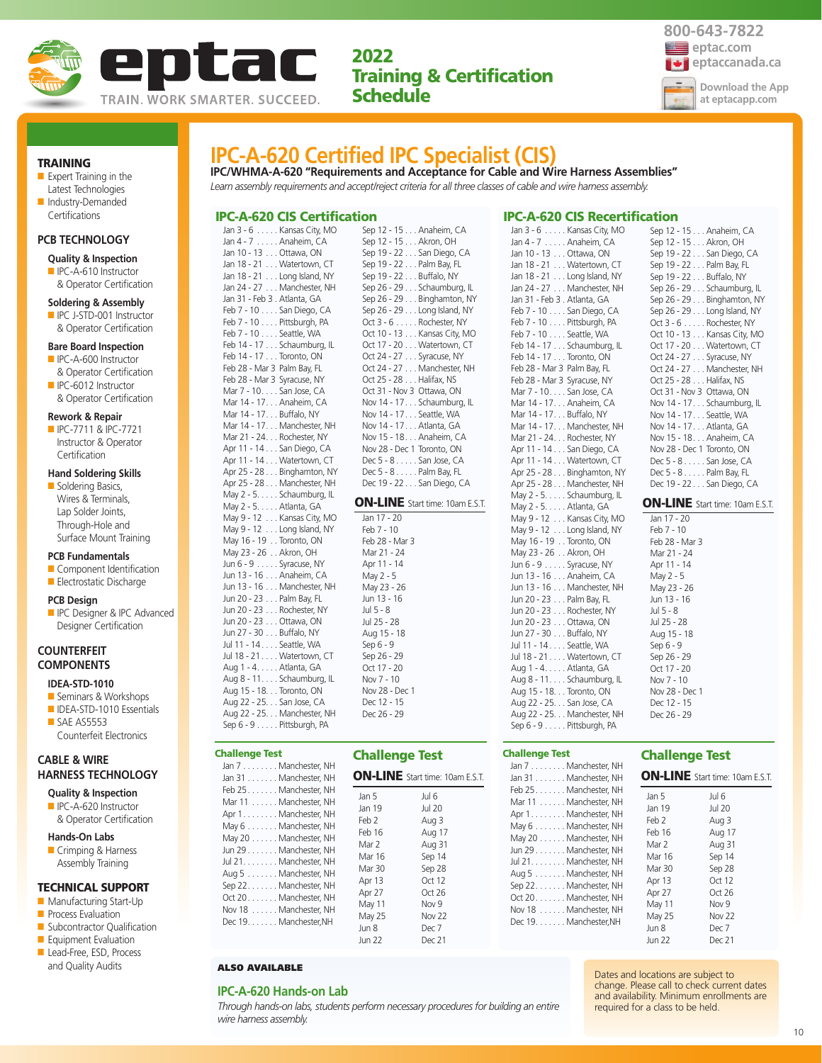# eptac

TRAIN. WORK SMARTER. SUCCEED.

## 2022 Training & Certification Schedule

800-643-7822
eptac.com
eptaccanada.ca
Download the App at eptacapp.com

### TRAINING

- Expert Training in the Latest Technologies
- Industry-Demanded Certifications

### PCB TECHNOLOGY

**Quality & Inspection**
- IPC-A-610 Instructor & Operator Certification

**Soldering & Assembly**
- IPC J-STD-001 Instructor & Operator Certification

**Bare Board Inspection**
- IPC-A-600 Instructor & Operator Certification
- IPC-6012 Instructor & Operator Certification

**Rework & Repair**
- IPC-7711 & IPC-7721 Instructor & Operator Certification

**Hand Soldering Skills**
- Soldering Basics, Wires & Terminals, Lap Solder Joints, Through-Hole and Surface Mount Training

**PCB Fundamentals**
- Component Identification
- Electrostatic Discharge

**PCB Design**
- IPC Designer & IPC Advanced Designer Certification

### COUNTERFEIT COMPONENTS

**IDEA-STD-1010**
- Seminars & Workshops
- IDEA-STD-1010 Essentials
- SAE AS5553 Counterfeit Electronics

### CABLE & WIRE HARNESS TECHNOLOGY

**Quality & Inspection**
- IPC-A-620 Instructor & Operator Certification

**Hands-On Labs**
- Crimping & Harness Assembly Training

### TECHNICAL SUPPORT

- Manufacturing Start-Up
- Process Evaluation
- Subcontractor Qualification
- Equipment Evaluation
- Lead-Free, ESD, Process and Quality Audits

# IPC-A-620 Certified IPC Specialist (CIS)

**IPC/WHMA-A-620 "Requirements and Acceptance for Cable and Wire Harness Assemblies"**

*Learn assembly requirements and accept/reject criteria for all three classes of cable and wire harness assembly.*

## IPC-A-620 CIS Certification

- Jan 3 - 6 ..... Kansas City, MO
- Jan 4 - 7 ..... Anaheim, CA
- Jan 10 - 13 ... Ottawa, ON
- Jan 18 - 21 ... Watertown, CT
- Jan 18 - 21 ... Long Island, NY
- Jan 24 - 27 ... Manchester, NH
- Jan 31 - Feb 3 . Atlanta, GA
- Feb 7 - 10 .... San Diego, CA
- Feb 7 - 10 .... Pittsburgh, PA
- Feb 7 - 10 .... Seattle, WA
- Feb 14 - 17 ... Schaumburg, IL
- Feb 14 - 17 ... Toronto, ON
- Feb 28 - Mar 3 Palm Bay, FL
- Feb 28 - Mar 3 Syracuse, NY
- Mar 7 - 10. ... San Jose, CA
- Mar 14 - 17. .. Anaheim, CA
- Mar 14 - 17. .. Buffalo, NY
- Mar 14 - 17. .. Manchester, NH
- Mar 21 - 24. .. Rochester, NY
- Apr 11 - 14 ... San Diego, CA
- Apr 11 - 14 ... Watertown, CT
- Apr 25 - 28 ... Binghamton, NY
- Apr 25 - 28 ... Manchester, NH
- May 2 - 5. .... Schaumburg, IL
- May 2 - 5. .... Atlanta, GA
- May 9 - 12 ... Kansas City, MO
- May 9 - 12 ... Long Island, NY
- May 16 - 19 .. Toronto, ON
- May 23 - 26 .. Akron, OH
- Jun 6 - 9 ..... Syracuse, NY
- Jun 13 - 16 ... Anaheim, CA
- Jun 13 - 16 ... Manchester, NH
- Jun 20 - 23 ... Palm Bay, FL
- Jun 20 - 23 ... Rochester, NY
- Jun 20 - 23 ... Ottawa, ON
- Jun 27 - 30 ... Buffalo, NY
- Jul 11 - 14 .... Seattle, WA
- Jul 18 - 21 .... Watertown, CT
- Aug 1 - 4. .... Atlanta, GA
- Aug 8 - 11. ... Schaumburg, IL
- Aug 15 - 18. .. Toronto, ON
- Aug 22 - 25. .. San Jose, CA
- Aug 22 - 25. .. Manchester, NH
- Sep 6 - 9 ..... Pittsburgh, PA
- Sep 12 - 15 ... Anaheim, CA
- Sep 12 - 15 ... Akron, OH
- Sep 19 - 22 ... San Diego, CA
- Sep 19 - 22 ... Palm Bay, FL
- Sep 19 - 22 ... Buffalo, NY
- Sep 26 - 29 ... Schaumburg, IL
- Sep 26 - 29 ... Binghamton, NY
- Sep 26 - 29 ... Long Island, NY
- Oct 3 - 6 ..... Rochester, NY
- Oct 10 - 13 ... Kansas City, MO
- Oct 17 - 20 ... Watertown, CT
- Oct 24 - 27 ... Syracuse, NY
- Oct 24 - 27 ... Manchester, NH
- Oct 25 - 28 ... Halifax, NS
- Oct 31 - Nov 3 Ottawa, ON
- Nov 14 - 17 ... Schaumburg, IL
- Nov 14 - 17 ... Seattle, WA
- Nov 14 - 17 ... Atlanta, GA
- Nov 15 - 18 ... Anaheim, CA
- Nov 28 - Dec 1 Toronto, ON
- Dec 5 - 8 ..... San Jose, CA
- Dec 5 - 8 ..... Palm Bay, FL
- Dec 19 - 22 ... San Diego, CA

**ON-LINE** Start time: 10am E.S.T.

- Jan 17 - 20
- Feb 7 - 10
- Feb 28 - Mar 3
- Mar 21 - 24
- Apr 11 - 14
- May 2 - 5
- May 23 - 26
- Jun 13 - 16
- Jul 5 - 8
- Jul 25 - 28
- Aug 15 - 18
- Sep 6 - 9
- Sep 26 - 29
- Oct 17 - 20
- Nov 7 - 10
- Nov 28 - Dec 1
- Dec 12 - 15
- Dec 26 - 29

### Challenge Test

- Jan 7 ........ Manchester, NH
- Jan 31 ....... Manchester, NH
- Feb 25 ....... Manchester, NH
- Mar 11 ...... Manchester, NH
- Apr 1 ........ Manchester, NH
- May 6 ....... Manchester, NH
- May 20 ...... Manchester, NH
- Jun 29 ....... Manchester, NH
- Jul 21 ........ Manchester, NH
- Aug 5 ........ Manchester, NH
- Sep 22 ....... Manchester, NH
- Oct 20 ....... Manchester, NH
- Nov 18 ...... Manchester, NH
- Dec 19 ....... Manchester,NH

### Challenge Test

**ON-LINE** Start time: 10am E.S.T.

| | |
|---|---|
| Jan 5 | Jul 6 |
| Jan 19 | Jul 20 |
| Feb 2 | Aug 3 |
| Feb 16 | Aug 17 |
| Mar 2 | Aug 31 |
| Mar 16 | Sep 14 |
| Mar 30 | Sep 28 |
| Apr 13 | Oct 12 |
| Apr 27 | Oct 26 |
| May 11 | Nov 9 |
| May 25 | Nov 22 |
| Jun 8 | Dec 7 |
| Jun 22 | Dec 21 |

## IPC-A-620 CIS Recertification

- Jan 3 - 6 ..... Kansas City, MO
- Jan 4 - 7 ..... Anaheim, CA
- Jan 10 - 13 ... Ottawa, ON
- Jan 18 - 21 ... Watertown, CT
- Jan 18 - 21 ... Long Island, NY
- Jan 24 - 27 ... Manchester, NH
- Jan 31 - Feb 3 . Atlanta, GA
- Feb 7 - 10 .... San Diego, CA
- Feb 7 - 10 .... Pittsburgh, PA
- Feb 7 - 10 .... Seattle, WA
- Feb 14 - 17 ... Schaumburg, IL
- Feb 14 - 17 ... Toronto, ON
- Feb 28 - Mar 3 Palm Bay, FL
- Feb 28 - Mar 3 Syracuse, NY
- Mar 7 - 10. ... San Jose, CA
- Mar 14 - 17. .. Anaheim, CA
- Mar 14 - 17. .. Buffalo, NY
- Mar 14 - 17. .. Manchester, NH
- Mar 21 - 24. .. Rochester, NY
- Apr 11 - 14 ... San Diego, CA
- Apr 11 - 14 ... Watertown, CT
- Apr 25 - 28 ... Binghamton, NY
- Apr 25 - 28 ... Manchester, NH
- May 2 - 5. .... Schaumburg, IL
- May 2 - 5. .... Atlanta, GA
- May 9 - 12 ... Kansas City, MO
- May 9 - 12 ... Long Island, NY
- May 16 - 19 .. Toronto, ON
- May 23 - 26 .. Akron, OH
- Jun 6 - 9 ..... Syracuse, NY
- Jun 13 - 16 ... Anaheim, CA
- Jun 13 - 16 ... Manchester, NH
- Jun 20 - 23 ... Palm Bay, FL
- Jun 20 - 23 ... Rochester, NY
- Jun 20 - 23 ... Ottawa, ON
- Jun 27 - 30 ... Buffalo, NY
- Jul 11 - 14 .... Seattle, WA
- Jul 18 - 21 .... Watertown, CT
- Aug 1 - 4. .... Atlanta, GA
- Aug 8 - 11. ... Schaumburg, IL
- Aug 15 - 18. .. Toronto, ON
- Aug 22 - 25. .. San Jose, CA
- Aug 22 - 25. .. Manchester, NH
- Sep 6 - 9 ..... Pittsburgh, PA
- Sep 12 - 15 ... Anaheim, CA
- Sep 12 - 15 ... Akron, OH
- Sep 19 - 22 ... San Diego, CA
- Sep 19 - 22 ... Palm Bay, FL
- Sep 19 - 22 ... Buffalo, NY
- Sep 26 - 29 ... Schaumburg, IL
- Sep 26 - 29 ... Binghamton, NY
- Sep 26 - 29 ... Long Island, NY
- Oct 3 - 6 ..... Rochester, NY
- Oct 10 - 13 ... Kansas City, MO
- Oct 17 - 20 ... Watertown, CT
- Oct 24 - 27 ... Syracuse, NY
- Oct 24 - 27 ... Manchester, NH
- Oct 25 - 28 ... Halifax, NS
- Oct 31 - Nov 3 Ottawa, ON
- Nov 14 - 17 ... Schaumburg, IL
- Nov 14 - 17 ... Seattle, WA
- Nov 14 - 17 ... Atlanta, GA
- Nov 15 - 18 ... Anaheim, CA
- Nov 28 - Dec 1 Toronto, ON
- Dec 5 - 8 ..... San Jose, CA
- Dec 5 - 8 ..... Palm Bay, FL
- Dec 19 - 22 ... San Diego, CA

**ON-LINE** Start time: 10am E.S.T.

- Jan 17 - 20
- Feb 7 - 10
- Feb 28 - Mar 3
- Mar 21 - 24
- Apr 11 - 14
- May 2 - 5
- May 23 - 26
- Jun 13 - 16
- Jul 5 - 8
- Jul 25 - 28
- Aug 15 - 18
- Sep 6 - 9
- Sep 26 - 29
- Oct 17 - 20
- Nov 7 - 10
- Nov 28 - Dec 1
- Dec 12 - 15
- Dec 26 - 29

### Challenge Test

- Jan 7 ........ Manchester, NH
- Jan 31 ....... Manchester, NH
- Feb 25 ....... Manchester, NH
- Mar 11 ...... Manchester, NH
- Apr 1 ........ Manchester, NH
- May 6 ....... Manchester, NH
- May 20 ...... Manchester, NH
- Jun 29 ....... Manchester, NH
- Jul 21 ........ Manchester, NH
- Aug 5 ........ Manchester, NH
- Sep 22 ....... Manchester, NH
- Oct 20 ....... Manchester, NH
- Nov 18 ...... Manchester, NH
- Dec 19 ....... Manchester,NH

### Challenge Test

**ON-LINE** Start time: 10am E.S.T.

| | |
|---|---|
| Jan 5 | Jul 6 |
| Jan 19 | Jul 20 |
| Feb 2 | Aug 3 |
| Feb 16 | Aug 17 |
| Mar 2 | Aug 31 |
| Mar 16 | Sep 14 |
| Mar 30 | Sep 28 |
| Apr 13 | Oct 12 |
| Apr 27 | Oct 26 |
| May 11 | Nov 9 |
| May 25 | Nov 22 |
| Jun 8 | Dec 7 |
| Jun 22 | Dec 21 |

**ALSO AVAILABLE**

### IPC-A-620 Hands-on Lab

*Through hands-on labs, students perform necessary procedures for building an entire wire harness assembly.*

Dates and locations are subject to change. Please call to check current dates and availability. Minimum enrollments are required for a class to be held.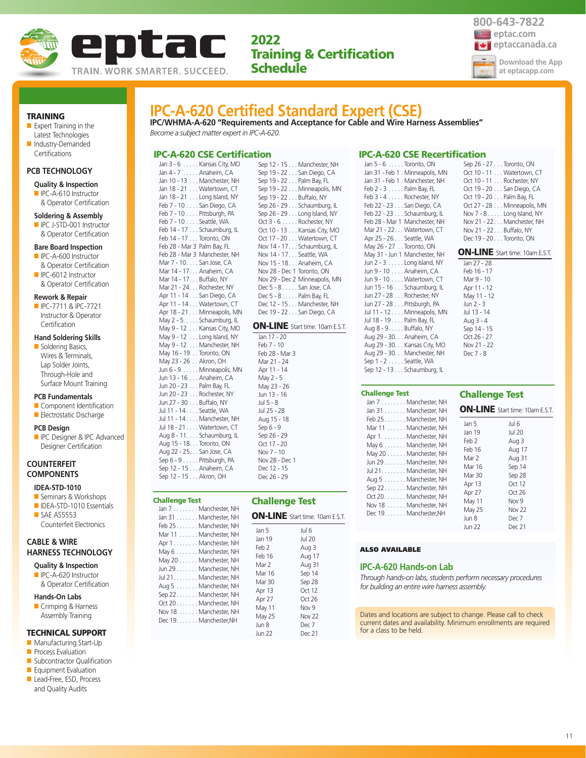# eptac

TRAIN. WORK SMARTER. SUCCEED.

**2022 Training & Certification Schedule**

800-643-7822
eptac.com
eptaccanada.ca
Download the App at eptacapp.com

## TRAINING

- Expert Training in the Latest Technologies
- Industry-Demanded Certifications

## PCB TECHNOLOGY

### Quality & Inspection
- IPC-A-610 Instructor & Operator Certification

### Soldering & Assembly
- IPC J-STD-001 Instructor & Operator Certification

### Bare Board Inspection
- IPC-A-600 Instructor & Operator Certification
- IPC-6012 Instructor & Operator Certification

### Rework & Repair
- IPC-7711 & IPC-7721 Instructor & Operator Certification

### Hand Soldering Skills
- Soldering Basics, Wires & Terminals, Lap Solder Joints, Through-Hole and Surface Mount Training

### PCB Fundamentals
- Component Identification
- Electrostatic Discharge

### PCB Design
- IPC Designer & IPC Advanced Designer Certification

## COUNTERFEIT COMPONENTS

### IDEA-STD-1010
- Seminars & Workshops
- IDEA-STD-1010 Essentials
- SAE AS5553 Counterfeit Electronics

## CABLE & WIRE HARNESS TECHNOLOGY

### Quality & Inspection
- IPC-A-620 Instructor & Operator Certification

### Hands-On Labs
- Crimping & Harness Assembly Training

## TECHNICAL SUPPORT
- Manufacturing Start-Up
- Process Evaluation
- Subcontractor Qualification
- Equipment Evaluation
- Lead-Free, ESD, Process and Quality Audits

# IPC-A-620 Certified Standard Expert (CSE)

**IPC/WHMA-A-620 "Requirements and Acceptance for Cable and Wire Harness Assemblies"**

*Become a subject matter expert in IPC-A-620.*

## IPC-A-620 CSE Certification

- Jan 3 - 6 ..... Kansas City, MO
- Jan 4 - 7 ..... Anaheim, CA
- Jan 10 - 13 ... Manchester, NH
- Jan 18 - 21 ... Watertown, CT
- Jan 18 - 21 ... Long Island, NY
- Feb 7 - 10 .... San Diego, CA
- Feb 7 - 10 .... Pittsburgh, PA
- Feb 7 - 10 .... Seattle, WA
- Feb 14 - 17 ... Schaumburg, IL
- Feb 14 - 17 ... Toronto, ON
- Feb 28 - Mar 3 Palm Bay, FL
- Feb 28 - Mar 3 Manchester, NH
- Mar 7 - 10.... San Jose, CA
- Mar 14 - 17... Anaheim, CA
- Mar 14 - 17... Buffalo, NY
- Mar 21 - 24... Rochester, NY
- Apr 11 - 14 ... San Diego, CA
- Apr 11 - 14 ... Watertown, CT
- Apr 18 - 21 ... Minneapolis, MN
- May 2 - 5..... Schaumburg, IL
- May 9 - 12 ... Kansas City, MO
- May 9 - 12 ... Long Island, NY
- May 9 - 12 ... Manchester, NH
- May 16 - 19 .. Toronto, ON
- May 23 - 26 .. Akron, OH
- Jun 6 - 9 ..... Minneapolis, MN
- Jun 13 - 16 ... Anaheim, CA
- Jun 20 - 23 ... Palm Bay, FL
- Jun 20 - 23 ... Rochester, NY
- Jun 27 - 30 ... Buffalo, NY
- Jul 11 - 14.... Seattle, WA
- Jul 11 - 14.... Manchester, NH
- Jul 18 - 21.... Watertown, CT
- Aug 8 - 11.... Schaumburg, IL
- Aug 15 - 18... Toronto, ON
- Aug 22 - 25... San Jose, CA
- Sep 6 - 9 ..... Pittsburgh, PA
- Sep 12 - 15 ... Anaheim, CA
- Sep 12 - 15 ... Akron, OH
- Sep 12 - 15 ... Manchester, NH
- Sep 19 - 22 ... San Diego, CA
- Sep 19 - 22 ... Palm Bay, FL
- Sep 19 - 22 ... Minneapolis, MN
- Sep 19 - 22 ... Buffalo, NY
- Sep 26 - 29 ... Schaumburg, IL
- Sep 26 - 29 ... Long Island, NY
- Oct 3 - 6 ..... Rochester, NY
- Oct 10 - 13 ... Kansas City, MO
- Oct 17 - 20 ... Watertown, CT
- Nov 14 - 17... Schaumburg, IL
- Nov 14 - 17... Seattle, WA
- Nov 15 - 18... Anaheim, CA
- Nov 28 - Dec 1 Toronto, ON
- Nov 29 - Dec 2 Minneapolis, MN
- Dec 5 - 8 ..... San Jose, CA
- Dec 5 - 8 ..... Palm Bay, FL
- Dec 12 - 15 ... Manchester, NH
- Dec 19 - 22 ... San Diego, CA

### ON-LINE Start time: 10am E.S.T.

- Jan 17 - 20
- Feb 7 - 10
- Feb 28 - Mar 3
- Mar 21 - 24
- Apr 11 - 14
- May 2 - 5
- May 23 - 26
- Jun 13 - 16
- Jul 5 - 8
- Jul 25 - 28
- Aug 15 - 18
- Sep 6 - 9
- Sep 26 - 29
- Oct 17 - 20
- Nov 7 - 10
- Nov 28 - Dec 1
- Dec 12 - 15
- Dec 26 - 29

### Challenge Test

- Jan 7 ........ Manchester, NH
- Jan 31 ....... Manchester, NH
- Feb 25....... Manchester, NH
- Mar 11 ...... Manchester, NH
- Apr 1........ Manchester, NH
- May 6 ....... Manchester, NH
- May 20 ...... Manchester, NH
- Jun 29....... Manchester, NH
- Jul 21........ Manchester, NH
- Aug 5 ....... Manchester, NH
- Sep 22....... Manchester, NH
- Oct 20....... Manchester, NH
- Nov 18 ...... Manchester, NH
- Dec 19....... Manchester,NH

### Challenge Test ON-LINE Start time: 10am E.S.T.

| | |
|---|---|
| Jan 5 | Jul 6 |
| Jan 19 | Jul 20 |
| Feb 2 | Aug 3 |
| Feb 16 | Aug 17 |
| Mar 2 | Aug 31 |
| Mar 16 | Sep 14 |
| Mar 30 | Sep 28 |
| Apr 13 | Oct 12 |
| Apr 27 | Oct 26 |
| May 11 | Nov 9 |
| May 25 | Nov 22 |
| Jun 8 | Dec 7 |
| Jun 22 | Dec 21 |

## IPC-A-620 CSE Recertification

- Jan 5 - 6 ..... Toronto, ON
- Jan 31 - Feb 1 . Minneapolis, MN
- Jan 31 - Feb 1 . Manchester, NH
- Feb 2 - 3 ...... Palm Bay, FL
- Feb 3 - 4 ...... Rochester, NY
- Feb 22 - 23 ... San Diego, CA
- Feb 22 - 23 ... Schaumburg, IL
- Feb 28 - Mar 1 Manchester, NH
- Mar 21 - 22... Watertown, CT
- Apr 25 - 26 ... Seattle, WA
- May 26 - 27 .. Toronto, ON
- May 31 - Jun 1 Manchester, NH
- Jun 2 - 3 ..... Long Island, NY
- Jun 9 - 10 .... Anaheim, CA
- Jun 9 - 10 .... Watertown, CT
- Jun 15 - 16 ... Schaumburg, IL
- Jun 27 - 28 ... Rochester, NY
- Jun 27 - 28 ... Pittsburgh, PA
- Jul 11 - 12.... Minneapolis, MN
- Jul 18 - 19.... Palm Bay, FL
- Aug 8 - 9..... Buffalo, NY
- Aug 29 - 30... Anaheim, CA
- Aug 29 - 30... Kansas City, MO
- Aug 29 - 30... Manchester, NH
- Sep 1 - 2 ..... Seattle, WA
- Sep 12 - 13 ... Schaumburg, IL
- Sep 26 - 27 ... Toronto, ON
- Oct 10 - 11 ... Watertown, CT
- Oct 10 - 11 ... Rochester, NY
- Oct 19 - 20 ... San Diego, CA
- Oct 19 - 20 ... Palm Bay, FL
- Oct 27 - 28 ... Minneapolis, MN
- Nov 7 - 8..... Long Island, NY
- Nov 21 - 22... Manchester, NH
- Nov 21 - 22... Buffalo, NY
- Dec 19 - 20... Toronto, ON

### ON-LINE Start time: 10am E.S.T.

- Jan 27 - 28
- Feb 16 - 17
- Mar 9 - 10
- Apr 11 - 12
- May 11 - 12
- Jun 2 - 3
- Jul 13 - 14
- Aug 3 - 4
- Sep 14 - 15
- Oct 26 - 27
- Nov 21 - 22
- Dec 7 - 8

### Challenge Test

- Jan 7 ........ Manchester, NH
- Jan 31 ....... Manchester, NH
- Feb 25....... Manchester, NH
- Mar 11 ...... Manchester, NH
- Apr 1........ Manchester, NH
- May 6 ....... Manchester, NH
- May 20 ...... Manchester, NH
- Jun 29....... Manchester, NH
- Jul 21........ Manchester, NH
- Aug 5 ....... Manchester, NH
- Sep 22....... Manchester, NH
- Oct 20....... Manchester, NH
- Nov 18 ...... Manchester, NH
- Dec 19....... Manchester,NH

### Challenge Test ON-LINE Start time: 10am E.S.T.

| | |
|---|---|
| Jan 5 | Jul 6 |
| Jan 19 | Jul 20 |
| Feb 2 | Aug 3 |
| Feb 16 | Aug 17 |
| Mar 2 | Aug 31 |
| Mar 16 | Sep 14 |
| Mar 30 | Sep 28 |
| Apr 13 | Oct 12 |
| Apr 27 | Oct 26 |
| May 11 | Nov 9 |
| May 25 | Nov 22 |
| Jun 8 | Dec 7 |
| Jun 22 | Dec 21 |

**ALSO AVAILABLE**

### IPC-A-620 Hands-on Lab

*Through hands-on labs, students perform necessary procedures for building an entire wire harness assembly.*

Dates and locations are subject to change. Please call to check current dates and availability. Minimum enrollments are required for a class to be held.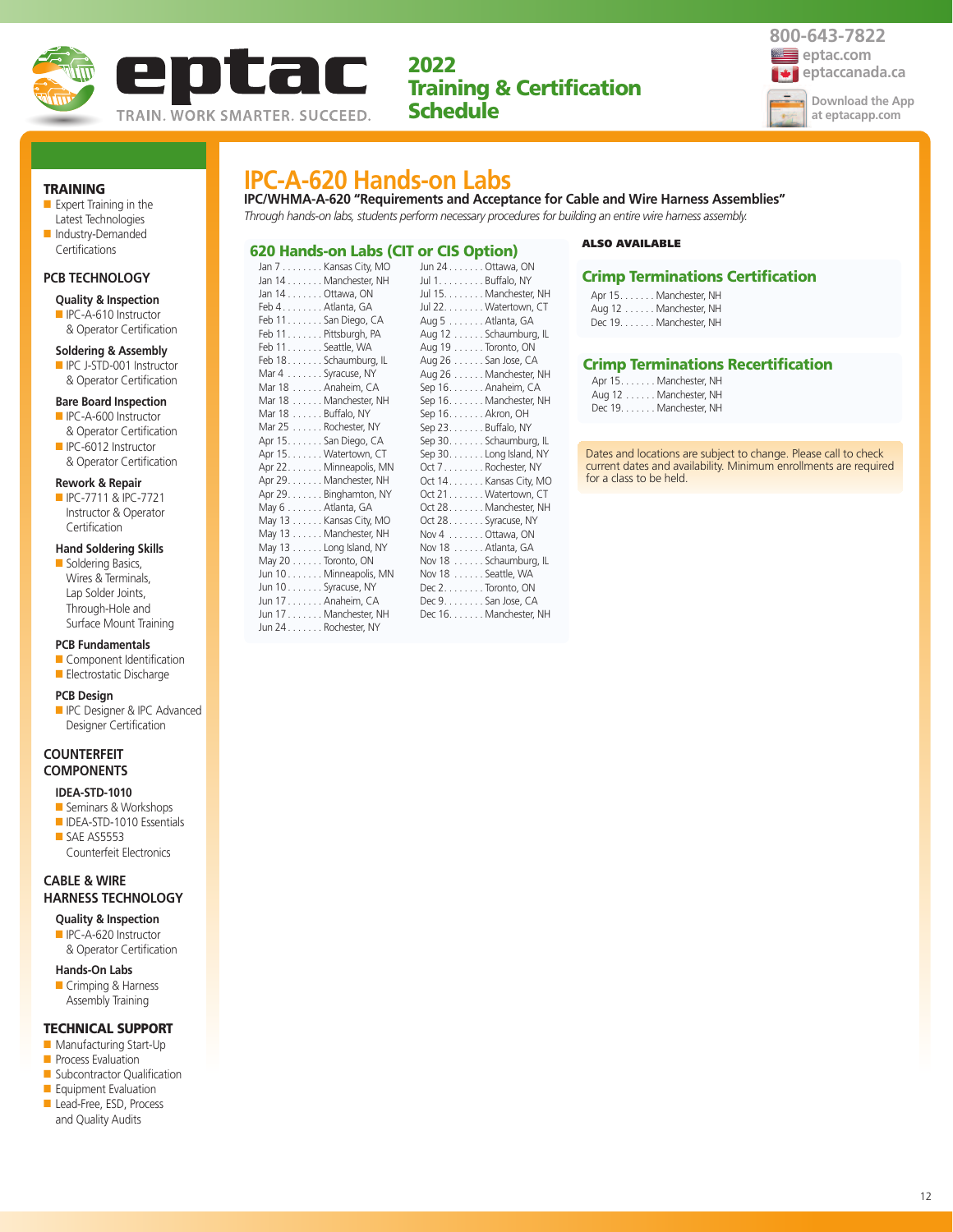eptac

TRAIN. WORK SMARTER. SUCCEED.

# 2022 Training & Certification Schedule

800-643-7822
eptac.com
eptaccanada.ca

Download the App at eptacapp.com

## TRAINING

- Expert Training in the Latest Technologies
- Industry-Demanded Certifications

## PCB TECHNOLOGY

### Quality & Inspection
- IPC-A-610 Instructor & Operator Certification

### Soldering & Assembly
- IPC J-STD-001 Instructor & Operator Certification

### Bare Board Inspection
- IPC-A-600 Instructor & Operator Certification
- IPC-6012 Instructor & Operator Certification

### Rework & Repair
- IPC-7711 & IPC-7721 Instructor & Operator Certification

### Hand Soldering Skills
- Soldering Basics, Wires & Terminals, Lap Solder Joints, Through-Hole and Surface Mount Training

### PCB Fundamentals
- Component Identification
- Electrostatic Discharge

### PCB Design
- IPC Designer & IPC Advanced Designer Certification

## COUNTERFEIT COMPONENTS

### IDEA-STD-1010
- Seminars & Workshops
- IDEA-STD-1010 Essentials
- SAE AS5553 Counterfeit Electronics

## CABLE & WIRE HARNESS TECHNOLOGY

### Quality & Inspection
- IPC-A-620 Instructor & Operator Certification

### Hands-On Labs
- Crimping & Harness Assembly Training

## TECHNICAL SUPPORT

- Manufacturing Start-Up
- Process Evaluation
- Subcontractor Qualification
- Equipment Evaluation
- Lead-Free, ESD, Process and Quality Audits

# IPC-A-620 Hands-on Labs

**IPC/WHMA-A-620 "Requirements and Acceptance for Cable and Wire Harness Assemblies"**

*Through hands-on labs, students perform necessary procedures for building an entire wire harness assembly.*

## 620 Hands-on Labs (CIT or CIS Option)

Jan 7 . . . . . . . . Kansas City, MO
Jan 14 . . . . . . . Manchester, NH
Jan 14 . . . . . . . Ottawa, ON
Feb 4 . . . . . . . . Atlanta, GA
Feb 11 . . . . . . . San Diego, CA
Feb 11 . . . . . . . Pittsburgh, PA
Feb 11 . . . . . . . Seattle, WA
Feb 18 . . . . . . . Schaumburg, IL
Mar 4 . . . . . . . Syracuse, NY
Mar 18 . . . . . . Anaheim, CA
Mar 18 . . . . . . Manchester, NH
Mar 18 . . . . . . Buffalo, NY
Mar 25 . . . . . . Rochester, NY
Apr 15 . . . . . . . San Diego, CA
Apr 15 . . . . . . . Watertown, CT
Apr 22 . . . . . . . Minneapolis, MN
Apr 29 . . . . . . . Manchester, NH
Apr 29 . . . . . . . Binghamton, NY
May 6 . . . . . . . Atlanta, GA
May 13 . . . . . . Kansas City, MO
May 13 . . . . . . Manchester, NH
May 13 . . . . . . Long Island, NY
May 20 . . . . . . Toronto, ON
Jun 10 . . . . . . . Minneapolis, MN
Jun 10 . . . . . . . Syracuse, NY
Jun 17 . . . . . . . Anaheim, CA
Jun 17 . . . . . . . Manchester, NH
Jun 24 . . . . . . . Rochester, NY
Jun 24 . . . . . . . Ottawa, ON
Jul 1 . . . . . . . . . Buffalo, NY
Jul 15 . . . . . . . . Manchester, NH
Jul 22 . . . . . . . . Watertown, CT
Aug 5 . . . . . . . Atlanta, GA
Aug 12 . . . . . . Schaumburg, IL
Aug 19 . . . . . . Toronto, ON
Aug 26 . . . . . . San Jose, CA
Aug 26 . . . . . . Manchester, NH
Sep 16 . . . . . . . Anaheim, CA
Sep 16 . . . . . . . Manchester, NH
Sep 16 . . . . . . . Akron, OH
Sep 23 . . . . . . . Buffalo, NY
Sep 30 . . . . . . . Schaumburg, IL
Sep 30 . . . . . . . Long Island, NY
Oct 7 . . . . . . . . Rochester, NY
Oct 14 . . . . . . . Kansas City, MO
Oct 21 . . . . . . . Watertown, CT
Oct 28 . . . . . . . Manchester, NH
Oct 28 . . . . . . . Syracuse, NY
Nov 4 . . . . . . . Ottawa, ON
Nov 18 . . . . . . Atlanta, GA
Nov 18 . . . . . . Schaumburg, IL
Nov 18 . . . . . . Seattle, WA
Dec 2 . . . . . . . . Toronto, ON
Dec 9 . . . . . . . . San Jose, CA
Dec 16 . . . . . . . Manchester, NH

**ALSO AVAILABLE**

## Crimp Terminations Certification

Apr 15 . . . . . . . Manchester, NH
Aug 12 . . . . . . Manchester, NH
Dec 19 . . . . . . . Manchester, NH

## Crimp Terminations Recertification

Apr 15 . . . . . . . Manchester, NH
Aug 12 . . . . . . Manchester, NH
Dec 19 . . . . . . . Manchester, NH

Dates and locations are subject to change. Please call to check current dates and availability. Minimum enrollments are required for a class to be held.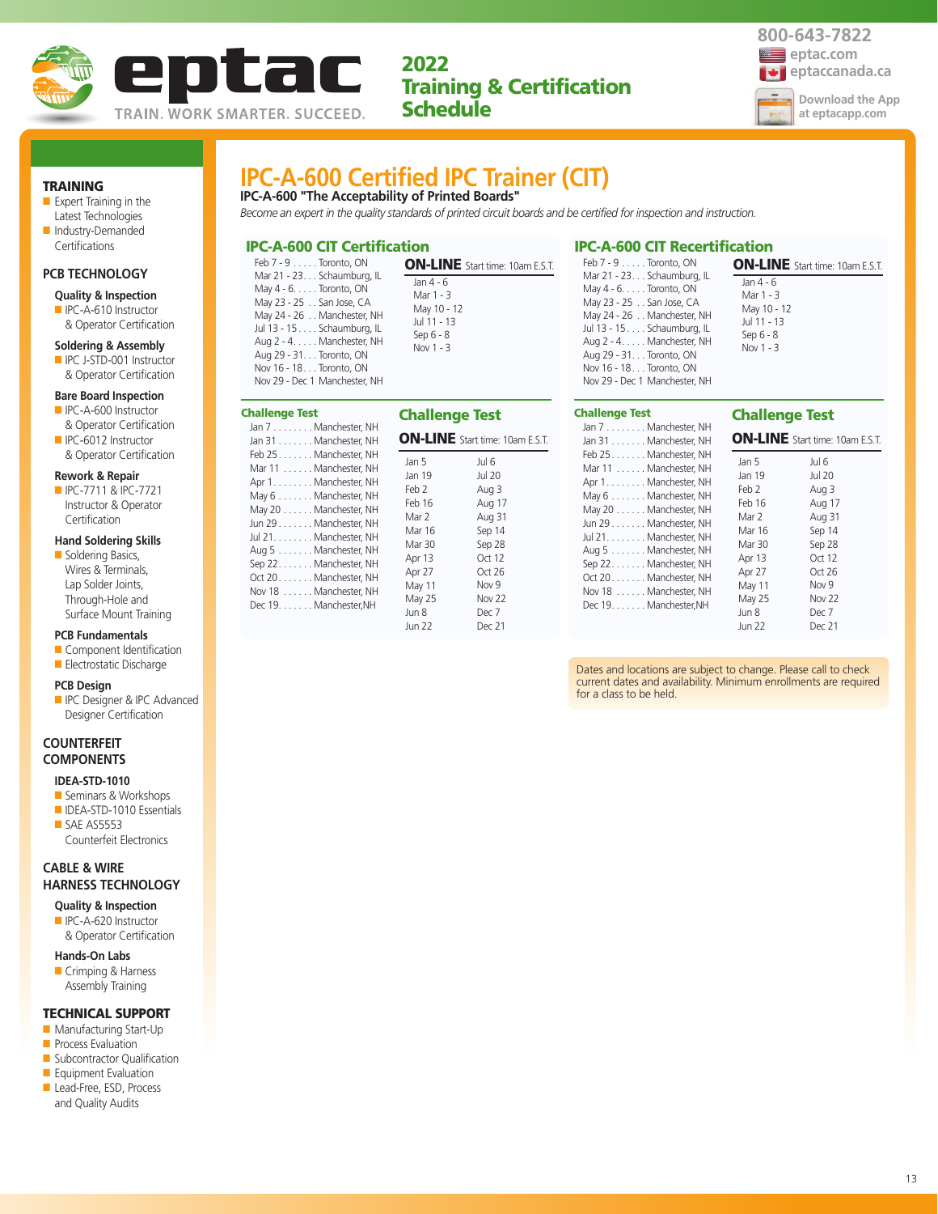# eptac

TRAIN. WORK SMARTER. SUCCEED.

## 2022 Training & Certification Schedule

800-643-7822
eptac.com
eptaccanada.ca
Download the App at eptacapp.com

### TRAINING

- Expert Training in the Latest Technologies
- Industry-Demanded Certifications

### PCB TECHNOLOGY

**Quality & Inspection**
- IPC-A-610 Instructor & Operator Certification

**Soldering & Assembly**
- IPC J-STD-001 Instructor & Operator Certification

**Bare Board Inspection**
- IPC-A-600 Instructor & Operator Certification
- IPC-6012 Instructor & Operator Certification

**Rework & Repair**
- IPC-7711 & IPC-7721 Instructor & Operator Certification

**Hand Soldering Skills**
- Soldering Basics, Wires & Terminals, Lap Solder Joints, Through-Hole and Surface Mount Training

**PCB Fundamentals**
- Component Identification
- Electrostatic Discharge

**PCB Design**
- IPC Designer & IPC Advanced Designer Certification

### COUNTERFEIT COMPONENTS

**IDEA-STD-1010**
- Seminars & Workshops
- IDEA-STD-1010 Essentials
- SAE AS5553 Counterfeit Electronics

### CABLE & WIRE HARNESS TECHNOLOGY

**Quality & Inspection**
- IPC-A-620 Instructor & Operator Certification

**Hands-On Labs**
- Crimping & Harness Assembly Training

### TECHNICAL SUPPORT

- Manufacturing Start-Up
- Process Evaluation
- Subcontractor Qualification
- Equipment Evaluation
- Lead-Free, ESD, Process and Quality Audits

# IPC-A-600 Certified IPC Trainer (CIT)

**IPC-A-600 "The Acceptability of Printed Boards"**

*Become an expert in the quality standards of printed circuit boards and be certified for inspection and instruction.*

## IPC-A-600 CIT Certification

| Dates | Location |
|---|---|
| Feb 7 - 9 | Toronto, ON |
| Mar 21 - 23 | Schaumburg, IL |
| May 4 - 6 | Toronto, ON |
| May 23 - 25 | San Jose, CA |
| May 24 - 26 | Manchester, NH |
| Jul 13 - 15 | Schaumburg, IL |
| Aug 2 - 4 | Manchester, NH |
| Aug 29 - 31 | Toronto, ON |
| Nov 16 - 18 | Toronto, ON |
| Nov 29 - Dec 1 | Manchester, NH |

**ON-LINE** Start time: 10am E.S.T.

- Jan 4 - 6
- Mar 1 - 3
- May 10 - 12
- Jul 11 - 13
- Sep 6 - 8
- Nov 1 - 3

### Challenge Test

| Date | Location |
|---|---|
| Jan 7 | Manchester, NH |
| Jan 31 | Manchester, NH |
| Feb 25 | Manchester, NH |
| Mar 11 | Manchester, NH |
| Apr 1 | Manchester, NH |
| May 6 | Manchester, NH |
| May 20 | Manchester, NH |
| Jun 29 | Manchester, NH |
| Jul 21 | Manchester, NH |
| Aug 5 | Manchester, NH |
| Sep 22 | Manchester, NH |
| Oct 20 | Manchester, NH |
| Nov 18 | Manchester, NH |
| Dec 19 | Manchester,NH |

### Challenge Test

**ON-LINE** Start time: 10am E.S.T.

| | |
|---|---|
| Jan 5 | Jul 6 |
| Jan 19 | Jul 20 |
| Feb 2 | Aug 3 |
| Feb 16 | Aug 17 |
| Mar 2 | Aug 31 |
| Mar 16 | Sep 14 |
| Mar 30 | Sep 28 |
| Apr 13 | Oct 12 |
| Apr 27 | Oct 26 |
| May 11 | Nov 9 |
| May 25 | Nov 22 |
| Jun 8 | Dec 7 |
| Jun 22 | Dec 21 |

## IPC-A-600 CIT Recertification

| Dates | Location |
|---|---|
| Feb 7 - 9 | Toronto, ON |
| Mar 21 - 23 | Schaumburg, IL |
| May 4 - 6 | Toronto, ON |
| May 23 - 25 | San Jose, CA |
| May 24 - 26 | Manchester, NH |
| Jul 13 - 15 | Schaumburg, IL |
| Aug 2 - 4 | Manchester, NH |
| Aug 29 - 31 | Toronto, ON |
| Nov 16 - 18 | Toronto, ON |
| Nov 29 - Dec 1 | Manchester, NH |

**ON-LINE** Start time: 10am E.S.T.

- Jan 4 - 6
- Mar 1 - 3
- May 10 - 12
- Jul 11 - 13
- Sep 6 - 8
- Nov 1 - 3

### Challenge Test

| Date | Location |
|---|---|
| Jan 7 | Manchester, NH |
| Jan 31 | Manchester, NH |
| Feb 25 | Manchester, NH |
| Mar 11 | Manchester, NH |
| Apr 1 | Manchester, NH |
| May 6 | Manchester, NH |
| May 20 | Manchester, NH |
| Jun 29 | Manchester, NH |
| Jul 21 | Manchester, NH |
| Aug 5 | Manchester, NH |
| Sep 22 | Manchester, NH |
| Oct 20 | Manchester, NH |
| Nov 18 | Manchester, NH |
| Dec 19 | Manchester,NH |

### Challenge Test

**ON-LINE** Start time: 10am E.S.T.

| | |
|---|---|
| Jan 5 | Jul 6 |
| Jan 19 | Jul 20 |
| Feb 2 | Aug 3 |
| Feb 16 | Aug 17 |
| Mar 2 | Aug 31 |
| Mar 16 | Sep 14 |
| Mar 30 | Sep 28 |
| Apr 13 | Oct 12 |
| Apr 27 | Oct 26 |
| May 11 | Nov 9 |
| May 25 | Nov 22 |
| Jun 8 | Dec 7 |
| Jun 22 | Dec 21 |

Dates and locations are subject to change. Please call to check current dates and availability. Minimum enrollments are required for a class to be held.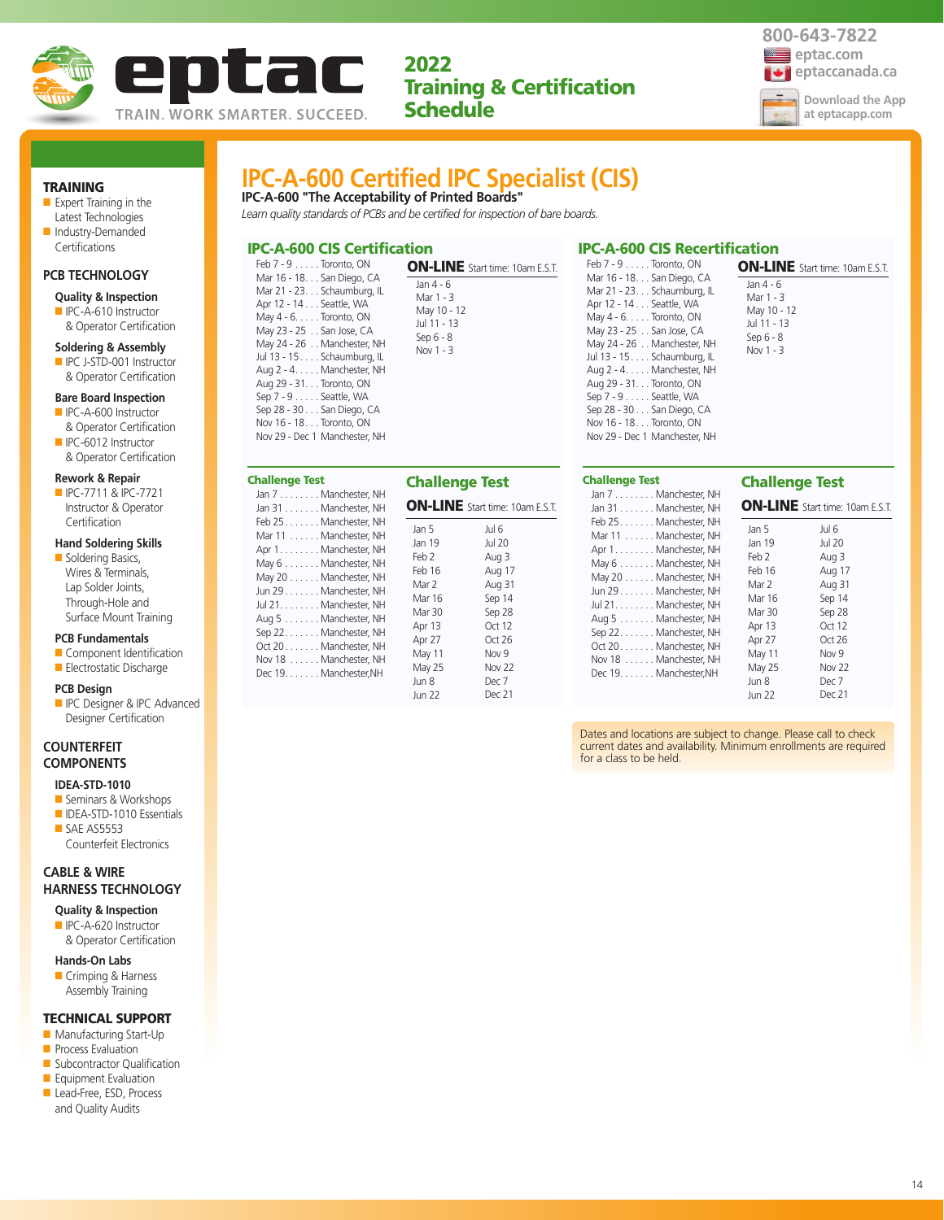eptac

TRAIN. WORK SMARTER. SUCCEED.

# 2022 Training & Certification Schedule

800-643-7822
eptac.com
eptaccanada.ca
Download the App at eptacapp.com

## TRAINING

- Expert Training in the Latest Technologies
- Industry-Demanded Certifications

## PCB TECHNOLOGY

**Quality & Inspection**
- IPC-A-610 Instructor & Operator Certification

**Soldering & Assembly**
- IPC J-STD-001 Instructor & Operator Certification

**Bare Board Inspection**
- IPC-A-600 Instructor & Operator Certification
- IPC-6012 Instructor & Operator Certification

**Rework & Repair**
- IPC-7711 & IPC-7721 Instructor & Operator Certification

**Hand Soldering Skills**
- Soldering Basics, Wires & Terminals, Lap Solder Joints, Through-Hole and Surface Mount Training

**PCB Fundamentals**
- Component Identification
- Electrostatic Discharge

**PCB Design**
- IPC Designer & IPC Advanced Designer Certification

## COUNTERFEIT COMPONENTS

**IDEA-STD-1010**
- Seminars & Workshops
- IDEA-STD-1010 Essentials
- SAE AS5553 Counterfeit Electronics

## CABLE & WIRE HARNESS TECHNOLOGY

**Quality & Inspection**
- IPC-A-620 Instructor & Operator Certification

**Hands-On Labs**
- Crimping & Harness Assembly Training

## TECHNICAL SUPPORT

- Manufacturing Start-Up
- Process Evaluation
- Subcontractor Qualification
- Equipment Evaluation
- Lead-Free, ESD, Process and Quality Audits

# IPC-A-600 Certified IPC Specialist (CIS)

**IPC-A-600 "The Acceptability of Printed Boards"**

*Learn quality standards of PCBs and be certified for inspection of bare boards.*

## IPC-A-600 CIS Certification

| Dates | Location |
|---|---|
| Feb 7 - 9 | Toronto, ON |
| Mar 16 - 18 | San Diego, CA |
| Mar 21 - 23 | Schaumburg, IL |
| Apr 12 - 14 | Seattle, WA |
| May 4 - 6 | Toronto, ON |
| May 23 - 25 | San Jose, CA |
| May 24 - 26 | Manchester, NH |
| Jul 13 - 15 | Schaumburg, IL |
| Aug 2 - 4 | Manchester, NH |
| Aug 29 - 31 | Toronto, ON |
| Sep 7 - 9 | Seattle, WA |
| Sep 28 - 30 | San Diego, CA |
| Nov 16 - 18 | Toronto, ON |
| Nov 29 - Dec 1 | Manchester, NH |

**ON-LINE** Start time: 10am E.S.T.

- Jan 4 - 6
- Mar 1 - 3
- May 10 - 12
- Jul 11 - 13
- Sep 6 - 8
- Nov 1 - 3

### Challenge Test

| Date | Location |
|---|---|
| Jan 7 | Manchester, NH |
| Jan 31 | Manchester, NH |
| Feb 25 | Manchester, NH |
| Mar 11 | Manchester, NH |
| Apr 1 | Manchester, NH |
| May 6 | Manchester, NH |
| May 20 | Manchester, NH |
| Jun 29 | Manchester, NH |
| Jul 21 | Manchester, NH |
| Aug 5 | Manchester, NH |
| Sep 22 | Manchester, NH |
| Oct 20 | Manchester, NH |
| Nov 18 | Manchester, NH |
| Dec 19 | Manchester,NH |

### Challenge Test

**ON-LINE** Start time: 10am E.S.T.

| | |
|---|---|
| Jan 5 | Jul 6 |
| Jan 19 | Jul 20 |
| Feb 2 | Aug 3 |
| Feb 16 | Aug 17 |
| Mar 2 | Aug 31 |
| Mar 16 | Sep 14 |
| Mar 30 | Sep 28 |
| Apr 13 | Oct 12 |
| Apr 27 | Oct 26 |
| May 11 | Nov 9 |
| May 25 | Nov 22 |
| Jun 8 | Dec 7 |
| Jun 22 | Dec 21 |

## IPC-A-600 CIS Recertification

| Dates | Location |
|---|---|
| Feb 7 - 9 | Toronto, ON |
| Mar 16 - 18 | San Diego, CA |
| Mar 21 - 23 | Schaumburg, IL |
| Apr 12 - 14 | Seattle, WA |
| May 4 - 6 | Toronto, ON |
| May 23 - 25 | San Jose, CA |
| May 24 - 26 | Manchester, NH |
| Jul 13 - 15 | Schaumburg, IL |
| Aug 2 - 4 | Manchester, NH |
| Aug 29 - 31 | Toronto, ON |
| Sep 7 - 9 | Seattle, WA |
| Sep 28 - 30 | San Diego, CA |
| Nov 16 - 18 | Toronto, ON |
| Nov 29 - Dec 1 | Manchester, NH |

**ON-LINE** Start time: 10am E.S.T.

- Jan 4 - 6
- Mar 1 - 3
- May 10 - 12
- Jul 11 - 13
- Sep 6 - 8
- Nov 1 - 3

### Challenge Test

| Date | Location |
|---|---|
| Jan 7 | Manchester, NH |
| Jan 31 | Manchester, NH |
| Feb 25 | Manchester, NH |
| Mar 11 | Manchester, NH |
| Apr 1 | Manchester, NH |
| May 6 | Manchester, NH |
| May 20 | Manchester, NH |
| Jun 29 | Manchester, NH |
| Jul 21 | Manchester, NH |
| Aug 5 | Manchester, NH |
| Sep 22 | Manchester, NH |
| Oct 20 | Manchester, NH |
| Nov 18 | Manchester, NH |
| Dec 19 | Manchester,NH |

### Challenge Test

**ON-LINE** Start time: 10am E.S.T.

| | |
|---|---|
| Jan 5 | Jul 6 |
| Jan 19 | Jul 20 |
| Feb 2 | Aug 3 |
| Feb 16 | Aug 17 |
| Mar 2 | Aug 31 |
| Mar 16 | Sep 14 |
| Mar 30 | Sep 28 |
| Apr 13 | Oct 12 |
| Apr 27 | Oct 26 |
| May 11 | Nov 9 |
| May 25 | Nov 22 |
| Jun 8 | Dec 7 |
| Jun 22 | Dec 21 |

Dates and locations are subject to change. Please call to check current dates and availability. Minimum enrollments are required for a class to be held.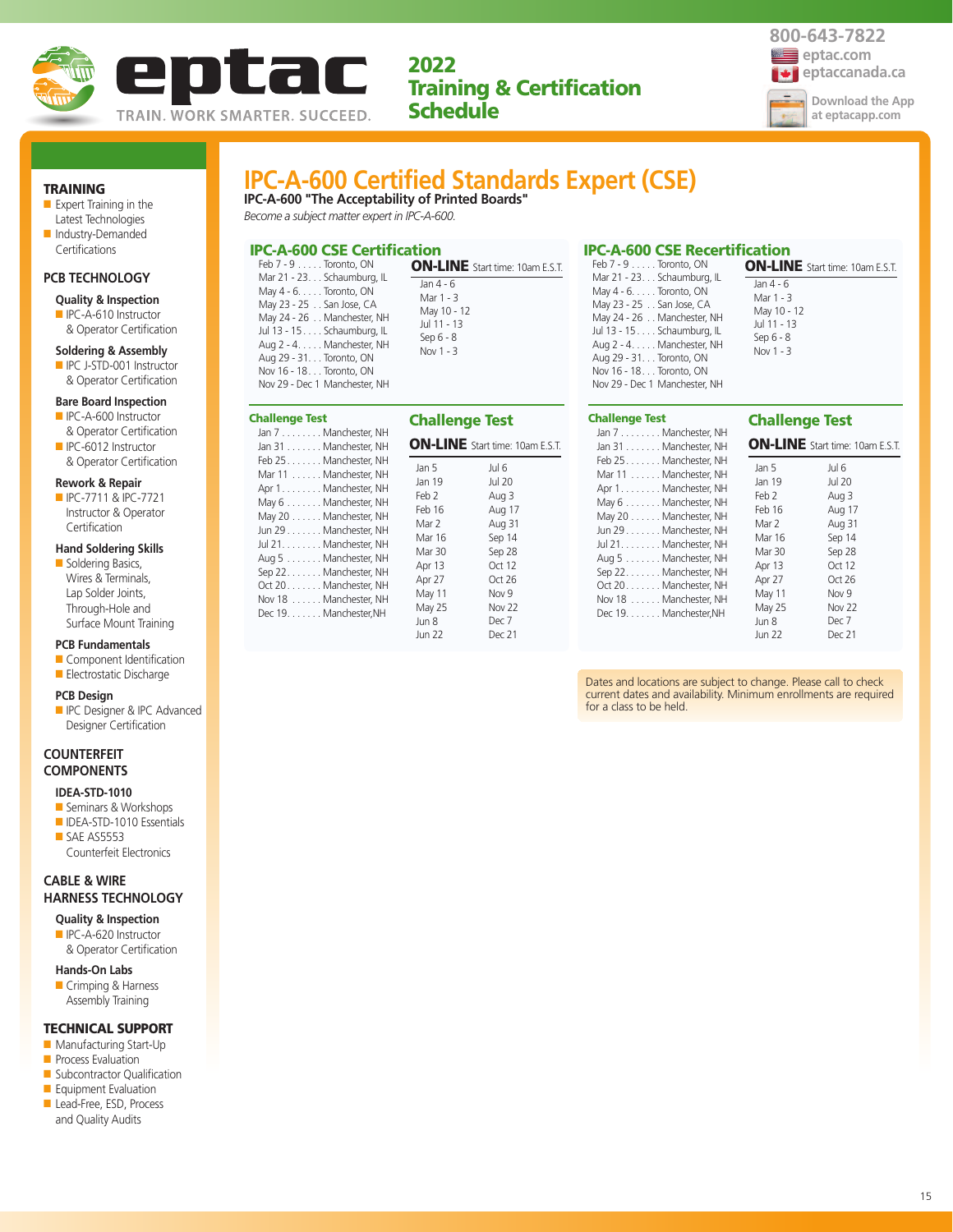# eptac

TRAIN. WORK SMARTER. SUCCEED.

## 2022 Training & Certification Schedule

800-643-7822
eptac.com
eptaccanada.ca
Download the App at eptacapp.com

### TRAINING

- Expert Training in the Latest Technologies
- Industry-Demanded Certifications

### PCB TECHNOLOGY

**Quality & Inspection**
- IPC-A-610 Instructor & Operator Certification

**Soldering & Assembly**
- IPC J-STD-001 Instructor & Operator Certification

**Bare Board Inspection**
- IPC-A-600 Instructor & Operator Certification
- IPC-6012 Instructor & Operator Certification

**Rework & Repair**
- IPC-7711 & IPC-7721 Instructor & Operator Certification

**Hand Soldering Skills**
- Soldering Basics, Wires & Terminals, Lap Solder Joints, Through-Hole and Surface Mount Training

**PCB Fundamentals**
- Component Identification
- Electrostatic Discharge

**PCB Design**
- IPC Designer & IPC Advanced Designer Certification

### COUNTERFEIT COMPONENTS

**IDEA-STD-1010**
- Seminars & Workshops
- IDEA-STD-1010 Essentials
- SAE AS5553 Counterfeit Electronics

### CABLE & WIRE HARNESS TECHNOLOGY

**Quality & Inspection**
- IPC-A-620 Instructor & Operator Certification

**Hands-On Labs**
- Crimping & Harness Assembly Training

### TECHNICAL SUPPORT

- Manufacturing Start-Up
- Process Evaluation
- Subcontractor Qualification
- Equipment Evaluation
- Lead-Free, ESD, Process and Quality Audits

# IPC-A-600 Certified Standards Expert (CSE)

**IPC-A-600 "The Acceptability of Printed Boards"**

*Become a subject matter expert in IPC-A-600.*

## IPC-A-600 CSE Certification

Feb 7 - 9 . . . . . Toronto, ON
Mar 21 - 23. . . Schaumburg, IL
May 4 - 6. . . . . Toronto, ON
May 23 - 25 . . San Jose, CA
May 24 - 26 . . Manchester, NH
Jul 13 - 15. . . . Schaumburg, IL
Aug 2 - 4. . . . . Manchester, NH
Aug 29 - 31. . . Toronto, ON
Nov 16 - 18 . . . Toronto, ON
Nov 29 - Dec 1 Manchester, NH

**ON-LINE** Start time: 10am E.S.T.

Jan 4 - 6
Mar 1 - 3
May 10 - 12
Jul 11 - 13
Sep 6 - 8
Nov 1 - 3

### Challenge Test

Jan 7 . . . . . . . . Manchester, NH
Jan 31 . . . . . . . Manchester, NH
Feb 25 . . . . . . . Manchester, NH
Mar 11 . . . . . . Manchester, NH
Apr 1 . . . . . . . . Manchester, NH
May 6 . . . . . . . Manchester, NH
May 20 . . . . . . Manchester, NH
Jun 29 . . . . . . . Manchester, NH
Jul 21. . . . . . . . Manchester, NH
Aug 5 . . . . . . . Manchester, NH
Sep 22. . . . . . . Manchester, NH
Oct 20 . . . . . . . Manchester, NH
Nov 18 . . . . . . Manchester, NH
Dec 19. . . . . . . Manchester,NH

### Challenge Test

**ON-LINE** Start time: 10am E.S.T.

| | |
|---|---|
| Jan 5 | Jul 6 |
| Jan 19 | Jul 20 |
| Feb 2 | Aug 3 |
| Feb 16 | Aug 17 |
| Mar 2 | Aug 31 |
| Mar 16 | Sep 14 |
| Mar 30 | Sep 28 |
| Apr 13 | Oct 12 |
| Apr 27 | Oct 26 |
| May 11 | Nov 9 |
| May 25 | Nov 22 |
| Jun 8 | Dec 7 |
| Jun 22 | Dec 21 |

## IPC-A-600 CSE Recertification

Feb 7 - 9 . . . . . Toronto, ON
Mar 21 - 23. . . Schaumburg, IL
May 4 - 6. . . . . Toronto, ON
May 23 - 25 . . San Jose, CA
May 24 - 26 . . Manchester, NH
Jul 13 - 15. . . . Schaumburg, IL
Aug 2 - 4. . . . . Manchester, NH
Aug 29 - 31. . . Toronto, ON
Nov 16 - 18 . . . Toronto, ON
Nov 29 - Dec 1 Manchester, NH

**ON-LINE** Start time: 10am E.S.T.

Jan 4 - 6
Mar 1 - 3
May 10 - 12
Jul 11 - 13
Sep 6 - 8
Nov 1 - 3

### Challenge Test

Jan 7 . . . . . . . . Manchester, NH
Jan 31 . . . . . . . Manchester, NH
Feb 25 . . . . . . . Manchester, NH
Mar 11 . . . . . . Manchester, NH
Apr 1 . . . . . . . . Manchester, NH
May 6 . . . . . . . Manchester, NH
May 20 . . . . . . Manchester, NH
Jun 29 . . . . . . . Manchester, NH
Jul 21. . . . . . . . Manchester, NH
Aug 5 . . . . . . . Manchester, NH
Sep 22. . . . . . . Manchester, NH
Oct 20 . . . . . . . Manchester, NH
Nov 18 . . . . . . Manchester, NH
Dec 19. . . . . . . Manchester,NH

### Challenge Test

**ON-LINE** Start time: 10am E.S.T.

| | |
|---|---|
| Jan 5 | Jul 6 |
| Jan 19 | Jul 20 |
| Feb 2 | Aug 3 |
| Feb 16 | Aug 17 |
| Mar 2 | Aug 31 |
| Mar 16 | Sep 14 |
| Mar 30 | Sep 28 |
| Apr 13 | Oct 12 |
| Apr 27 | Oct 26 |
| May 11 | Nov 9 |
| May 25 | Nov 22 |
| Jun 8 | Dec 7 |
| Jun 22 | Dec 21 |

Dates and locations are subject to change. Please call to check current dates and availability. Minimum enrollments are required for a class to be held.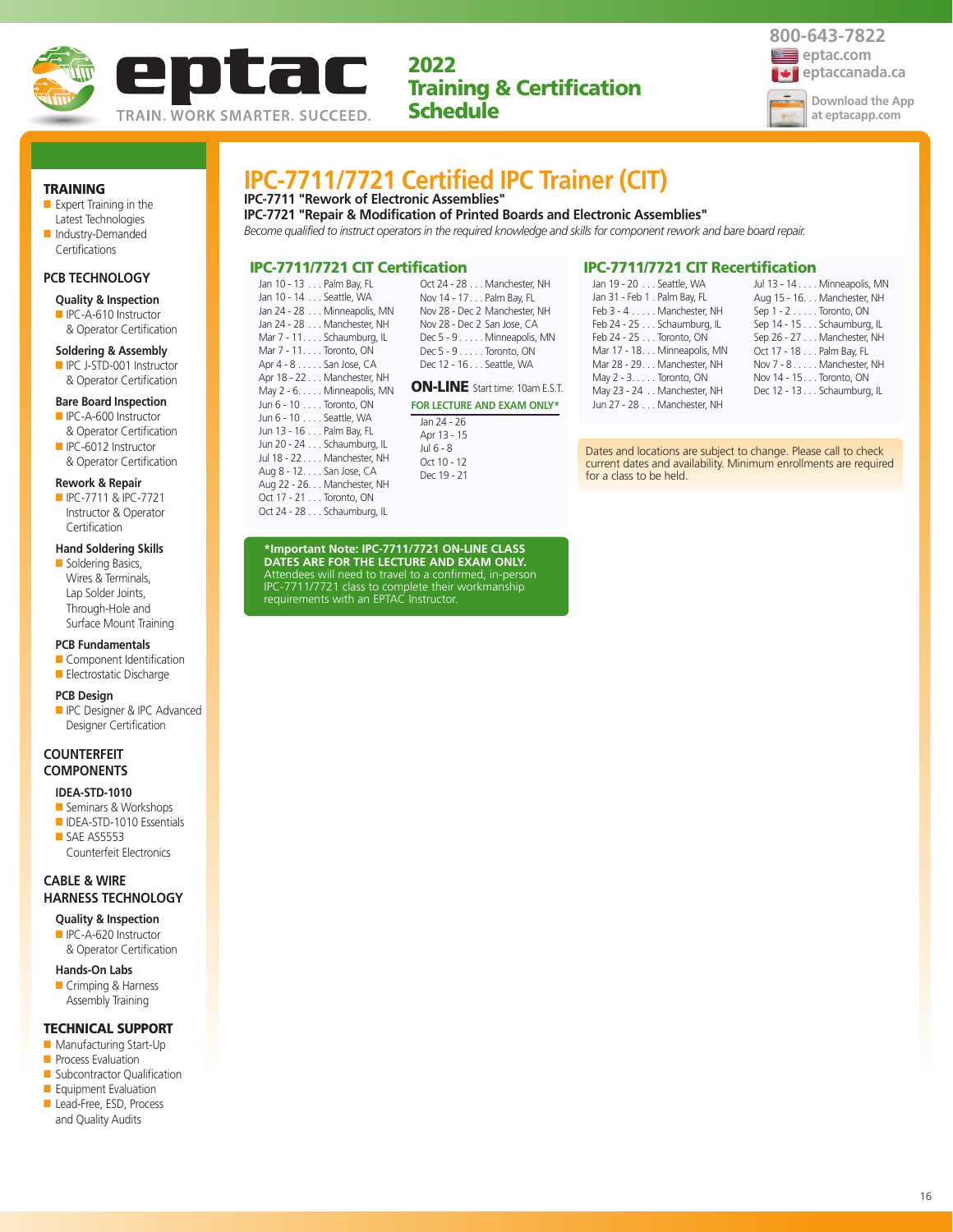**eptac**

TRAIN. WORK SMARTER. SUCCEED.

## 2022 Training & Certification Schedule

800-643-7822
eptac.com
eptaccanada.ca

Download the App at eptacapp.com

### TRAINING
- Expert Training in the Latest Technologies
- Industry-Demanded Certifications

### PCB TECHNOLOGY

**Quality & Inspection**
- IPC-A-610 Instructor & Operator Certification

**Soldering & Assembly**
- IPC J-STD-001 Instructor & Operator Certification

**Bare Board Inspection**
- IPC-A-600 Instructor & Operator Certification
- IPC-6012 Instructor & Operator Certification

**Rework & Repair**
- IPC-7711 & IPC-7721 Instructor & Operator Certification

**Hand Soldering Skills**
- Soldering Basics, Wires & Terminals, Lap Solder Joints, Through-Hole and Surface Mount Training

**PCB Fundamentals**
- Component Identification
- Electrostatic Discharge

**PCB Design**
- IPC Designer & IPC Advanced Designer Certification

### COUNTERFEIT COMPONENTS

**IDEA-STD-1010**
- Seminars & Workshops
- IDEA-STD-1010 Essentials
- SAE AS5553 Counterfeit Electronics

### CABLE & WIRE HARNESS TECHNOLOGY

**Quality & Inspection**
- IPC-A-620 Instructor & Operator Certification

**Hands-On Labs**
- Crimping & Harness Assembly Training

### TECHNICAL SUPPORT
- Manufacturing Start-Up
- Process Evaluation
- Subcontractor Qualification
- Equipment Evaluation
- Lead-Free, ESD, Process and Quality Audits

# IPC-7711/7721 Certified IPC Trainer (CIT)

**IPC-7711 "Rework of Electronic Assemblies"**
**IPC-7721 "Repair & Modification of Printed Boards and Electronic Assemblies"**

*Become qualified to instruct operators in the required knowledge and skills for component rework and bare board repair.*

## IPC-7711/7721 CIT Certification

- Jan 10 - 13 . . . Palm Bay, FL
- Jan 10 - 14 . . . Seattle, WA
- Jan 24 - 28 . . . Minneapolis, MN
- Jan 24 - 28 . . . Manchester, NH
- Mar 7 - 11. . . . Schaumburg, IL
- Mar 7 - 11. . . . Toronto, ON
- Apr 4 - 8 . . . . . San Jose, CA
- Apr 18 - 22 . . . Manchester, NH
- May 2 - 6. . . . . Minneapolis, MN
- Jun 6 - 10 . . . . Toronto, ON
- Jun 6 - 10 . . . . Seattle, WA
- Jun 13 - 16 . . . Palm Bay, FL
- Jun 20 - 24 . . . Schaumburg, IL
- Jul 18 - 22 . . . . Manchester, NH
- Aug 8 - 12. . . . San Jose, CA
- Aug 22 - 26. . . Manchester, NH
- Oct 17 - 21 . . . Toronto, ON
- Oct 24 - 28 . . . Schaumburg, IL
- Oct 24 - 28 . . . Manchester, NH
- Nov 14 - 17. . . Palm Bay, FL
- Nov 28 - Dec 2 Manchester, NH
- Nov 28 - Dec 2 San Jose, CA
- Dec 5 - 9 . . . . . Minneapolis, MN
- Dec 5 - 9 . . . . . Toronto, ON
- Dec 12 - 16 . . . Seattle, WA

### ON-LINE Start time: 10am E.S.T.

**FOR LECTURE AND EXAM ONLY***

- Jan 24 - 26
- Apr 13 - 15
- Jul 6 - 8
- Oct 10 - 12
- Dec 19 - 21

**\*Important Note: IPC-7711/7721 ON-LINE CLASS DATES ARE FOR THE LECTURE AND EXAM ONLY.** Attendees will need to travel to a confirmed, in-person IPC-7711/7721 class to complete their workmanship requirements with an EPTAC Instructor.

## IPC-7711/7721 CIT Recertification

- Jan 19 - 20 . . . Seattle, WA
- Jan 31 - Feb 1 . Palm Bay, FL
- Feb 3 - 4 . . . . . Manchester, NH
- Feb 24 - 25 . . . Schaumburg, IL
- Feb 24 - 25 . . . Toronto, ON
- Mar 17 - 18. . . Minneapolis, MN
- Mar 28 - 29. . . Manchester, NH
- May 2 - 3. . . . . Toronto, ON
- May 23 - 24 . . Manchester, NH
- Jun 27 - 28 . . . Manchester, NH
- Jul 13 - 14 . . . . Minneapolis, MN
- Aug 15 - 16. . . Manchester, NH
- Sep 1 - 2 . . . . . Toronto, ON
- Sep 14 - 15 . . . Schaumburg, IL
- Sep 26 - 27 . . . Manchester, NH
- Oct 17 - 18 . . . Palm Bay, FL
- Nov 7 - 8 . . . . . Manchester, NH
- Nov 14 - 15. . . Toronto, ON
- Dec 12 - 13 . . . Schaumburg, IL

Dates and locations are subject to change. Please call to check current dates and availability. Minimum enrollments are required for a class to be held.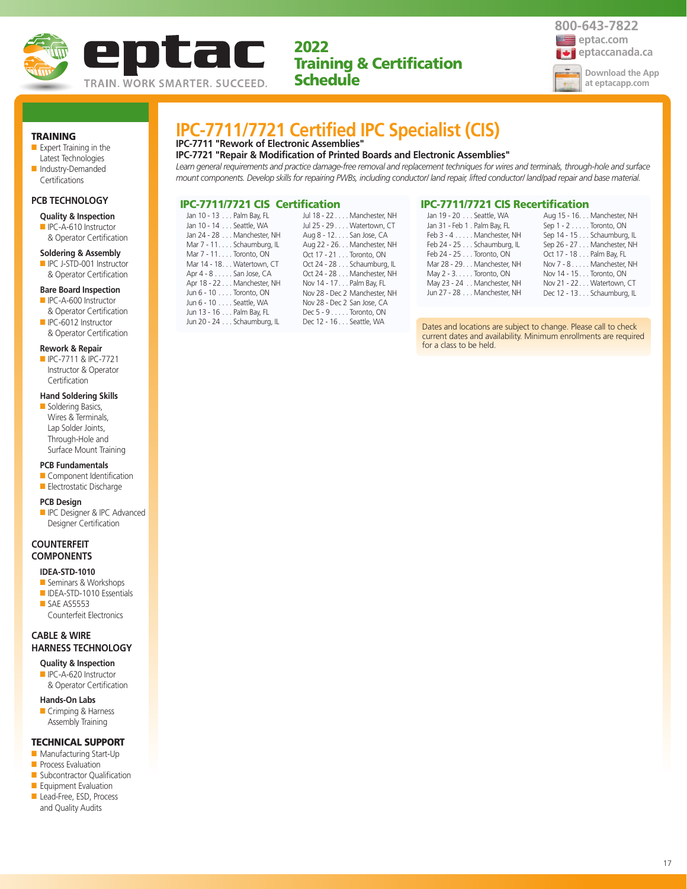800-643-7822
eptac.com
eptaccanada.ca
Download the App at eptacapp.com

eptac
TRAIN. WORK SMARTER. SUCCEED.

**2022 Training & Certification Schedule**

## TRAINING

- Expert Training in the Latest Technologies
- Industry-Demanded Certifications

### PCB TECHNOLOGY

**Quality & Inspection**
- IPC-A-610 Instructor & Operator Certification

**Soldering & Assembly**
- IPC J-STD-001 Instructor & Operator Certification

**Bare Board Inspection**
- IPC-A-600 Instructor & Operator Certification
- IPC-6012 Instructor & Operator Certification

**Rework & Repair**
- IPC-7711 & IPC-7721 Instructor & Operator Certification

**Hand Soldering Skills**
- Soldering Basics, Wires & Terminals, Lap Solder Joints, Through-Hole and Surface Mount Training

**PCB Fundamentals**
- Component Identification
- Electrostatic Discharge

**PCB Design**
- IPC Designer & IPC Advanced Designer Certification

### COUNTERFEIT COMPONENTS

**IDEA-STD-1010**
- Seminars & Workshops
- IDEA-STD-1010 Essentials
- SAE AS5553 Counterfeit Electronics

### CABLE & WIRE HARNESS TECHNOLOGY

**Quality & Inspection**
- IPC-A-620 Instructor & Operator Certification

**Hands-On Labs**
- Crimping & Harness Assembly Training

### TECHNICAL SUPPORT

- Manufacturing Start-Up
- Process Evaluation
- Subcontractor Qualification
- Equipment Evaluation
- Lead-Free, ESD, Process and Quality Audits

# IPC-7711/7721 Certified IPC Specialist (CIS)

**IPC-7711 "Rework of Electronic Assemblies"**
**IPC-7721 "Repair & Modification of Printed Boards and Electronic Assemblies"**

*Learn general requirements and practice damage-free removal and replacement techniques for wires and terminals, through-hole and surface mount components. Develop skills for repairing PWBs, including conductor/ land repair, lifted conductor/ land/pad repair and base material.*

## IPC-7711/7721 CIS Certification

| Dates | Location | Dates | Location |
|---|---|---|---|
| Jan 10 - 13 | Palm Bay, FL | Jul 18 - 22 | Manchester, NH |
| Jan 10 - 14 | Seattle, WA | Jul 25 - 29 | Watertown, CT |
| Jan 24 - 28 | Manchester, NH | Aug 8 - 12 | San Jose, CA |
| Mar 7 - 11 | Schaumburg, IL | Aug 22 - 26 | Manchester, NH |
| Mar 7 - 11 | Toronto, ON | Oct 17 - 21 | Toronto, ON |
| Mar 14 - 18 | Watertown, CT | Oct 24 - 28 | Schaumburg, IL |
| Apr 4 - 8 | San Jose, CA | Oct 24 - 28 | Manchester, NH |
| Apr 18 - 22 | Manchester, NH | Nov 14 - 17 | Palm Bay, FL |
| Jun 6 - 10 | Toronto, ON | Nov 28 - Dec 2 | Manchester, NH |
| Jun 6 - 10 | Seattle, WA | Nov 28 - Dec 2 | San Jose, CA |
| Jun 13 - 16 | Palm Bay, FL | Dec 5 - 9 | Toronto, ON |
| Jun 20 - 24 | Schaumburg, IL | Dec 12 - 16 | Seattle, WA |

## IPC-7711/7721 CIS Recertification

| Dates | Location | Dates | Location |
|---|---|---|---|
| Jan 19 - 20 | Seattle, WA | Aug 15 - 16 | Manchester, NH |
| Jan 31 - Feb 1 | Palm Bay, FL | Sep 1 - 2 | Toronto, ON |
| Feb 3 - 4 | Manchester, NH | Sep 14 - 15 | Schaumburg, IL |
| Feb 24 - 25 | Schaumburg, IL | Sep 26 - 27 | Manchester, NH |
| Feb 24 - 25 | Toronto, ON | Oct 17 - 18 | Palm Bay, FL |
| Mar 28 - 29 | Manchester, NH | Nov 7 - 8 | Manchester, NH |
| May 2 - 3 | Toronto, ON | Nov 14 - 15 | Toronto, ON |
| May 23 - 24 | Manchester, NH | Nov 21 - 22 | Watertown, CT |
| Jun 27 - 28 | Manchester, NH | Dec 12 - 13 | Schaumburg, IL |

Dates and locations are subject to change. Please call to check current dates and availability. Minimum enrollments are required for a class to be held.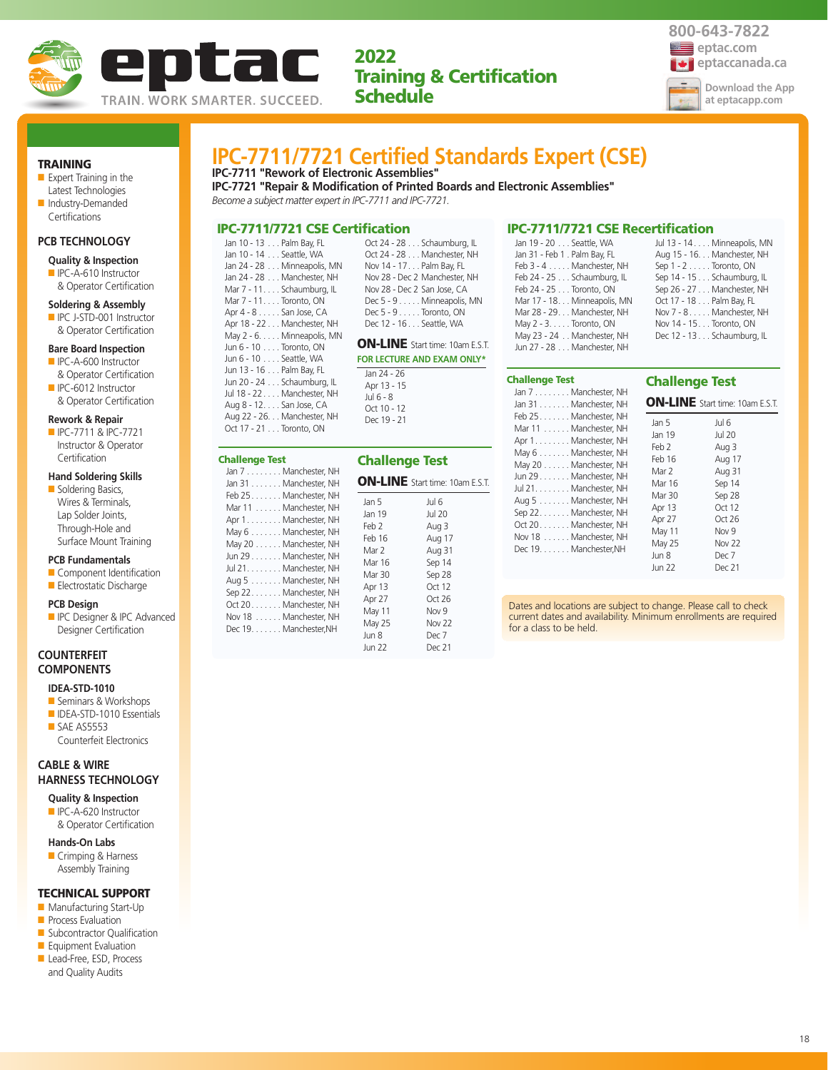eptac

TRAIN. WORK SMARTER. SUCCEED.

# 2022 Training & Certification Schedule

800-643-7822
eptac.com
eptaccanada.ca
Download the App at eptacapp.com

## TRAINING

- Expert Training in the Latest Technologies
- Industry-Demanded Certifications

## PCB TECHNOLOGY

**Quality & Inspection**
- IPC-A-610 Instructor & Operator Certification

**Soldering & Assembly**
- IPC J-STD-001 Instructor & Operator Certification

**Bare Board Inspection**
- IPC-A-600 Instructor & Operator Certification
- IPC-6012 Instructor & Operator Certification

**Rework & Repair**
- IPC-7711 & IPC-7721 Instructor & Operator Certification

**Hand Soldering Skills**
- Soldering Basics, Wires & Terminals, Lap Solder Joints, Through-Hole and Surface Mount Training

**PCB Fundamentals**
- Component Identification
- Electrostatic Discharge

**PCB Design**
- IPC Designer & IPC Advanced Designer Certification

## COUNTERFEIT COMPONENTS

**IDEA-STD-1010**
- Seminars & Workshops
- IDEA-STD-1010 Essentials
- SAE AS5553 Counterfeit Electronics

## CABLE & WIRE HARNESS TECHNOLOGY

**Quality & Inspection**
- IPC-A-620 Instructor & Operator Certification

**Hands-On Labs**
- Crimping & Harness Assembly Training

## TECHNICAL SUPPORT

- Manufacturing Start-Up
- Process Evaluation
- Subcontractor Qualification
- Equipment Evaluation
- Lead-Free, ESD, Process and Quality Audits

# IPC-7711/7721 Certified Standards Expert (CSE)

**IPC-7711 "Rework of Electronic Assemblies"**
**IPC-7721 "Repair & Modification of Printed Boards and Electronic Assemblies"**

*Become a subject matter expert in IPC-7711 and IPC-7721.*

## IPC-7711/7721 CSE Certification

Jan 10 - 13 . . . Palm Bay, FL
Jan 10 - 14 . . . Seattle, WA
Jan 24 - 28 . . . Minneapolis, MN
Jan 24 - 28 . . . Manchester, NH
Mar 7 - 11. . . . Schaumburg, IL
Mar 7 - 11. . . . Toronto, ON
Apr 4 - 8 . . . . . San Jose, CA
Apr 18 - 22 . . . Manchester, NH
May 2 - 6. . . . . Minneapolis, MN
Jun 6 - 10 . . . . Toronto, ON
Jun 6 - 10 . . . . Seattle, WA
Jun 13 - 16 . . . Palm Bay, FL
Jun 20 - 24 . . . Schaumburg, IL
Jul 18 - 22. . . . Manchester, NH
Aug 8 - 12. . . . San Jose, CA
Aug 22 - 26. . . Manchester, NH
Oct 17 - 21 . . . Toronto, ON
Oct 24 - 28 . . . Schaumburg, IL
Oct 24 - 28 . . . Manchester, NH
Nov 14 - 17. . . Palm Bay, FL
Nov 28 - Dec 2 Manchester, NH
Nov 28 - Dec 2 San Jose, CA
Dec 5 - 9 . . . . . Minneapolis, MN
Dec 5 - 9 . . . . . Toronto, ON
Dec 12 - 16 . . . Seattle, WA

**ON-LINE** Start time: 10am E.S.T.
**FOR LECTURE AND EXAM ONLY***

Jan 24 - 26
Apr 13 - 15
Jul 6 - 8
Oct 10 - 12
Dec 19 - 21

### Challenge Test

Jan 7 . . . . . . . . Manchester, NH
Jan 31 . . . . . . . Manchester, NH
Feb 25. . . . . . . Manchester, NH
Mar 11 . . . . . . Manchester, NH
Apr 1. . . . . . . . Manchester, NH
May 6 . . . . . . . Manchester, NH
May 20 . . . . . . Manchester, NH
Jun 29. . . . . . . Manchester, NH
Jul 21. . . . . . . . Manchester, NH
Aug 5 . . . . . . . Manchester, NH
Sep 22. . . . . . . Manchester, NH
Oct 20. . . . . . . Manchester, NH
Nov 18 . . . . . . Manchester, NH
Dec 19. . . . . . . Manchester,NH

### Challenge Test

**ON-LINE** Start time: 10am E.S.T.

| | |
|---|---|
| Jan 5 | Jul 6 |
| Jan 19 | Jul 20 |
| Feb 2 | Aug 3 |
| Feb 16 | Aug 17 |
| Mar 2 | Aug 31 |
| Mar 16 | Sep 14 |
| Mar 30 | Sep 28 |
| Apr 13 | Oct 12 |
| Apr 27 | Oct 26 |
| May 11 | Nov 9 |
| May 25 | Nov 22 |
| Jun 8 | Dec 7 |
| Jun 22 | Dec 21 |

## IPC-7711/7721 CSE Recertification

Jan 19 - 20 . . . Seattle, WA
Jan 31 - Feb 1 . Palm Bay, FL
Feb 3 - 4 . . . . . Manchester, NH
Feb 24 - 25 . . . Schaumburg, IL
Feb 24 - 25 . . . Toronto, ON
Mar 17 - 18. . . Minneapolis, MN
Mar 28 - 29. . . Manchester, NH
May 2 - 3. . . . . Toronto, ON
May 23 - 24 . . Manchester, NH
Jun 27 - 28 . . . Manchester, NH
Jul 13 - 14. . . . Minneapolis, MN
Aug 15 - 16. . . Manchester, NH
Sep 1 - 2 . . . . . Toronto, ON
Sep 14 - 15 . . . Schaumburg, IL
Sep 26 - 27 . . . Manchester, NH
Oct 17 - 18 . . . Palm Bay, FL
Nov 7 - 8. . . . . Manchester, NH
Nov 14 - 15. . . Toronto, ON
Dec 12 - 13. . . Schaumburg, IL

### Challenge Test

Jan 7 . . . . . . . . Manchester, NH
Jan 31 . . . . . . . Manchester, NH
Feb 25. . . . . . . Manchester, NH
Mar 11 . . . . . . Manchester, NH
Apr 1. . . . . . . . Manchester, NH
May 6 . . . . . . . Manchester, NH
May 20 . . . . . . Manchester, NH
Jun 29. . . . . . . Manchester, NH
Jul 21. . . . . . . . Manchester, NH
Aug 5 . . . . . . . Manchester, NH
Sep 22. . . . . . . Manchester, NH
Oct 20. . . . . . . Manchester, NH
Nov 18 . . . . . . Manchester, NH
Dec 19. . . . . . . Manchester,NH

### Challenge Test

**ON-LINE** Start time: 10am E.S.T.

| | |
|---|---|
| Jan 5 | Jul 6 |
| Jan 19 | Jul 20 |
| Feb 2 | Aug 3 |
| Feb 16 | Aug 17 |
| Mar 2 | Aug 31 |
| Mar 16 | Sep 14 |
| Mar 30 | Sep 28 |
| Apr 13 | Oct 12 |
| Apr 27 | Oct 26 |
| May 11 | Nov 9 |
| May 25 | Nov 22 |
| Jun 8 | Dec 7 |
| Jun 22 | Dec 21 |

Dates and locations are subject to change. Please call to check current dates and availability. Minimum enrollments are required for a class to be held.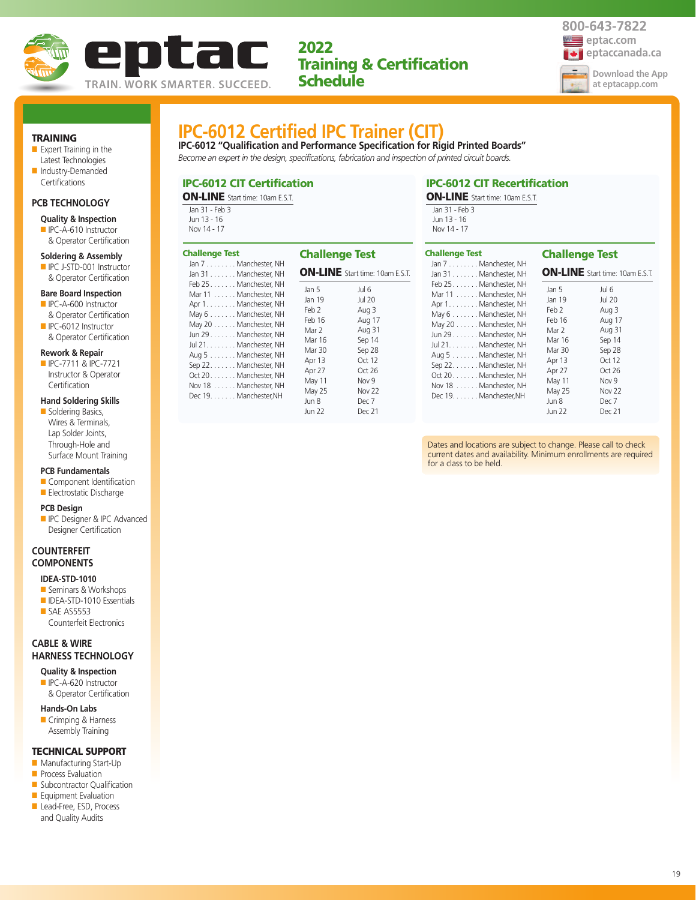eptac

TRAIN. WORK SMARTER. SUCCEED.

**2022 Training & Certification Schedule**

800-643-7822
eptac.com
eptaccanada.ca
Download the App at eptacapp.com

# IPC-6012 Certified IPC Trainer (CIT)

**IPC-6012 "Qualification and Performance Specification for Rigid Printed Boards"**

*Become an expert in the design, specifications, fabrication and inspection of printed circuit boards.*

## IPC-6012 CIT Certification

**ON-LINE** Start time: 10am E.S.T.

- Jan 31 - Feb 3
- Jun 13 - 16
- Nov 14 - 17

### Challenge Test

- Jan 7 . . . . . . . . Manchester, NH
- Jan 31 . . . . . . . Manchester, NH
- Feb 25 . . . . . . . Manchester, NH
- Mar 11 . . . . . . Manchester, NH
- Apr 1 . . . . . . . . Manchester, NH
- May 6 . . . . . . . Manchester, NH
- May 20 . . . . . . Manchester, NH
- Jun 29 . . . . . . . Manchester, NH
- Jul 21. . . . . . . . Manchester, NH
- Aug 5 . . . . . . . Manchester, NH
- Sep 22 . . . . . . . Manchester, NH
- Oct 20 . . . . . . . Manchester, NH
- Nov 18 . . . . . . Manchester, NH
- Dec 19. . . . . . . Manchester,NH

### Challenge Test

**ON-LINE** Start time: 10am E.S.T.

| | |
|---|---|
| Jan 5 | Jul 6 |
| Jan 19 | Jul 20 |
| Feb 2 | Aug 3 |
| Feb 16 | Aug 17 |
| Mar 2 | Aug 31 |
| Mar 16 | Sep 14 |
| Mar 30 | Sep 28 |
| Apr 13 | Oct 12 |
| Apr 27 | Oct 26 |
| May 11 | Nov 9 |
| May 25 | Nov 22 |
| Jun 8 | Dec 7 |
| Jun 22 | Dec 21 |

## IPC-6012 CIT Recertification

**ON-LINE** Start time: 10am E.S.T.

- Jan 31 - Feb 3
- Jun 13 - 16
- Nov 14 - 17

### Challenge Test

- Jan 7 . . . . . . . . Manchester, NH
- Jan 31 . . . . . . . Manchester, NH
- Feb 25 . . . . . . . Manchester, NH
- Mar 11 . . . . . . Manchester, NH
- Apr 1 . . . . . . . . Manchester, NH
- May 6 . . . . . . . Manchester, NH
- May 20 . . . . . . Manchester, NH
- Jun 29 . . . . . . . Manchester, NH
- Jul 21. . . . . . . . Manchester, NH
- Aug 5 . . . . . . . Manchester, NH
- Sep 22 . . . . . . . Manchester, NH
- Oct 20 . . . . . . . Manchester, NH
- Nov 18 . . . . . . Manchester, NH
- Dec 19. . . . . . . Manchester,NH

### Challenge Test

**ON-LINE** Start time: 10am E.S.T.

| | |
|---|---|
| Jan 5 | Jul 6 |
| Jan 19 | Jul 20 |
| Feb 2 | Aug 3 |
| Feb 16 | Aug 17 |
| Mar 2 | Aug 31 |
| Mar 16 | Sep 14 |
| Mar 30 | Sep 28 |
| Apr 13 | Oct 12 |
| Apr 27 | Oct 26 |
| May 11 | Nov 9 |
| May 25 | Nov 22 |
| Jun 8 | Dec 7 |
| Jun 22 | Dec 21 |

Dates and locations are subject to change. Please call to check current dates and availability. Minimum enrollments are required for a class to be held.

## TRAINING

- Expert Training in the Latest Technologies
- Industry-Demanded Certifications

## PCB TECHNOLOGY

**Quality & Inspection**
- IPC-A-610 Instructor & Operator Certification

**Soldering & Assembly**
- IPC J-STD-001 Instructor & Operator Certification

**Bare Board Inspection**
- IPC-A-600 Instructor & Operator Certification
- IPC-6012 Instructor & Operator Certification

**Rework & Repair**
- IPC-7711 & IPC-7721 Instructor & Operator Certification

**Hand Soldering Skills**
- Soldering Basics, Wires & Terminals, Lap Solder Joints, Through-Hole and Surface Mount Training

**PCB Fundamentals**
- Component Identification
- Electrostatic Discharge

**PCB Design**
- IPC Designer & IPC Advanced Designer Certification

## COUNTERFEIT COMPONENTS

**IDEA-STD-1010**
- Seminars & Workshops
- IDEA-STD-1010 Essentials
- SAE AS5553 Counterfeit Electronics

## CABLE & WIRE HARNESS TECHNOLOGY

**Quality & Inspection**
- IPC-A-620 Instructor & Operator Certification

**Hands-On Labs**
- Crimping & Harness Assembly Training

## TECHNICAL SUPPORT

- Manufacturing Start-Up
- Process Evaluation
- Subcontractor Qualification
- Equipment Evaluation
- Lead-Free, ESD, Process and Quality Audits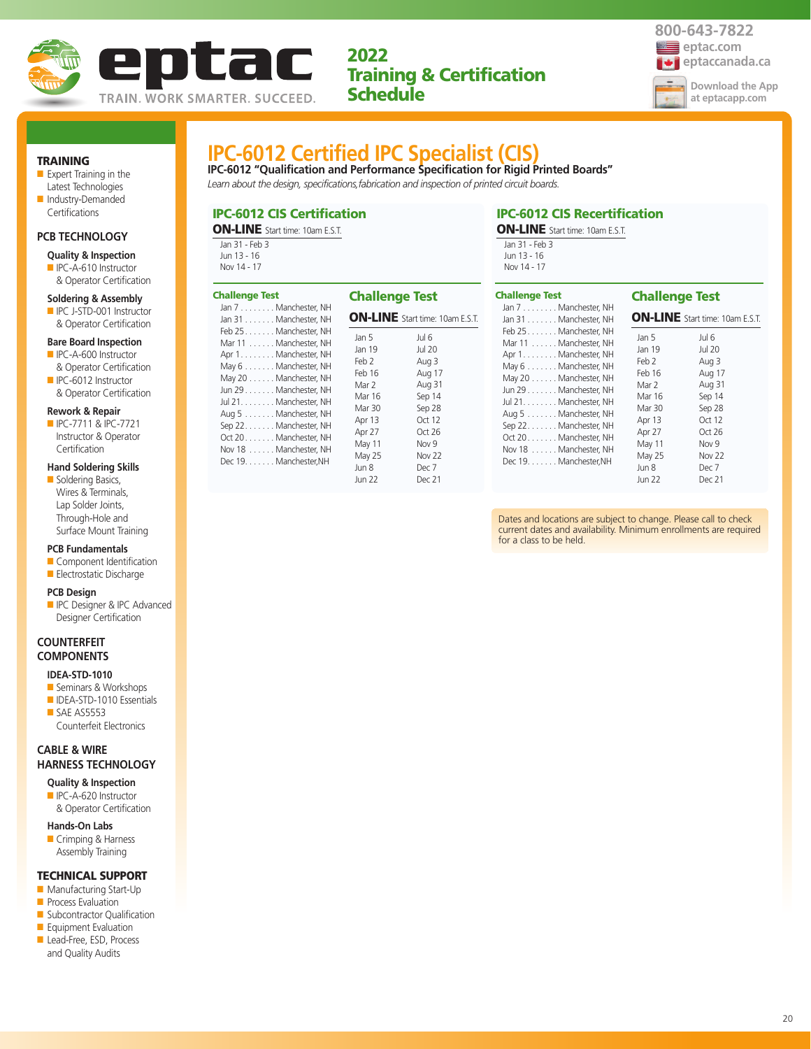**eptac** TRAIN. WORK SMARTER. SUCCEED.

**2022 Training & Certification Schedule**

800-643-7822
eptac.com
eptaccanada.ca
Download the App at eptacapp.com

### TRAINING
- Expert Training in the Latest Technologies
- Industry-Demanded Certifications

### PCB TECHNOLOGY

**Quality & Inspection**
- IPC-A-610 Instructor & Operator Certification

**Soldering & Assembly**
- IPC J-STD-001 Instructor & Operator Certification

**Bare Board Inspection**
- IPC-A-600 Instructor & Operator Certification
- IPC-6012 Instructor & Operator Certification

**Rework & Repair**
- IPC-7711 & IPC-7721 Instructor & Operator Certification

**Hand Soldering Skills**
- Soldering Basics, Wires & Terminals, Lap Solder Joints, Through-Hole and Surface Mount Training

**PCB Fundamentals**
- Component Identification
- Electrostatic Discharge

**PCB Design**
- IPC Designer & IPC Advanced Designer Certification

### COUNTERFEIT COMPONENTS

**IDEA-STD-1010**
- Seminars & Workshops
- IDEA-STD-1010 Essentials
- SAE AS5553 Counterfeit Electronics

### CABLE & WIRE HARNESS TECHNOLOGY

**Quality & Inspection**
- IPC-A-620 Instructor & Operator Certification

**Hands-On Labs**
- Crimping & Harness Assembly Training

### TECHNICAL SUPPORT
- Manufacturing Start-Up
- Process Evaluation
- Subcontractor Qualification
- Equipment Evaluation
- Lead-Free, ESD, Process and Quality Audits

# IPC-6012 Certified IPC Specialist (CIS)

**IPC-6012 "Qualification and Performance Specification for Rigid Printed Boards"**

*Learn about the design, specifications, fabrication and inspection of printed circuit boards.*

## IPC-6012 CIS Certification

**ON-LINE** Start time: 10am E.S.T.

Jan 31 - Feb 3
Jun 13 - 16
Nov 14 - 17

### Challenge Test

| Date | Location |
|---|---|
| Jan 7 | Manchester, NH |
| Jan 31 | Manchester, NH |
| Feb 25 | Manchester, NH |
| Mar 11 | Manchester, NH |
| Apr 1 | Manchester, NH |
| May 6 | Manchester, NH |
| May 20 | Manchester, NH |
| Jun 29 | Manchester, NH |
| Jul 21 | Manchester, NH |
| Aug 5 | Manchester, NH |
| Sep 22 | Manchester, NH |
| Oct 20 | Manchester, NH |
| Nov 18 | Manchester, NH |
| Dec 19 | Manchester, NH |

### Challenge Test

**ON-LINE** Start time: 10am E.S.T.

| | |
|---|---|
| Jan 5 | Jul 6 |
| Jan 19 | Jul 20 |
| Feb 2 | Aug 3 |
| Feb 16 | Aug 17 |
| Mar 2 | Aug 31 |
| Mar 16 | Sep 14 |
| Mar 30 | Sep 28 |
| Apr 13 | Oct 12 |
| Apr 27 | Oct 26 |
| May 11 | Nov 9 |
| May 25 | Nov 22 |
| Jun 8 | Dec 7 |
| Jun 22 | Dec 21 |

## IPC-6012 CIS Recertification

**ON-LINE** Start time: 10am E.S.T.

Jan 31 - Feb 3
Jun 13 - 16
Nov 14 - 17

### Challenge Test

| Date | Location |
|---|---|
| Jan 7 | Manchester, NH |
| Jan 31 | Manchester, NH |
| Feb 25 | Manchester, NH |
| Mar 11 | Manchester, NH |
| Apr 1 | Manchester, NH |
| May 6 | Manchester, NH |
| May 20 | Manchester, NH |
| Jun 29 | Manchester, NH |
| Jul 21 | Manchester, NH |
| Aug 5 | Manchester, NH |
| Sep 22 | Manchester, NH |
| Oct 20 | Manchester, NH |
| Nov 18 | Manchester, NH |
| Dec 19 | Manchester, NH |

### Challenge Test

**ON-LINE** Start time: 10am E.S.T.

| | |
|---|---|
| Jan 5 | Jul 6 |
| Jan 19 | Jul 20 |
| Feb 2 | Aug 3 |
| Feb 16 | Aug 17 |
| Mar 2 | Aug 31 |
| Mar 16 | Sep 14 |
| Mar 30 | Sep 28 |
| Apr 13 | Oct 12 |
| Apr 27 | Oct 26 |
| May 11 | Nov 9 |
| May 25 | Nov 22 |
| Jun 8 | Dec 7 |
| Jun 22 | Dec 21 |

Dates and locations are subject to change. Please call to check current dates and availability. Minimum enrollments are required for a class to be held.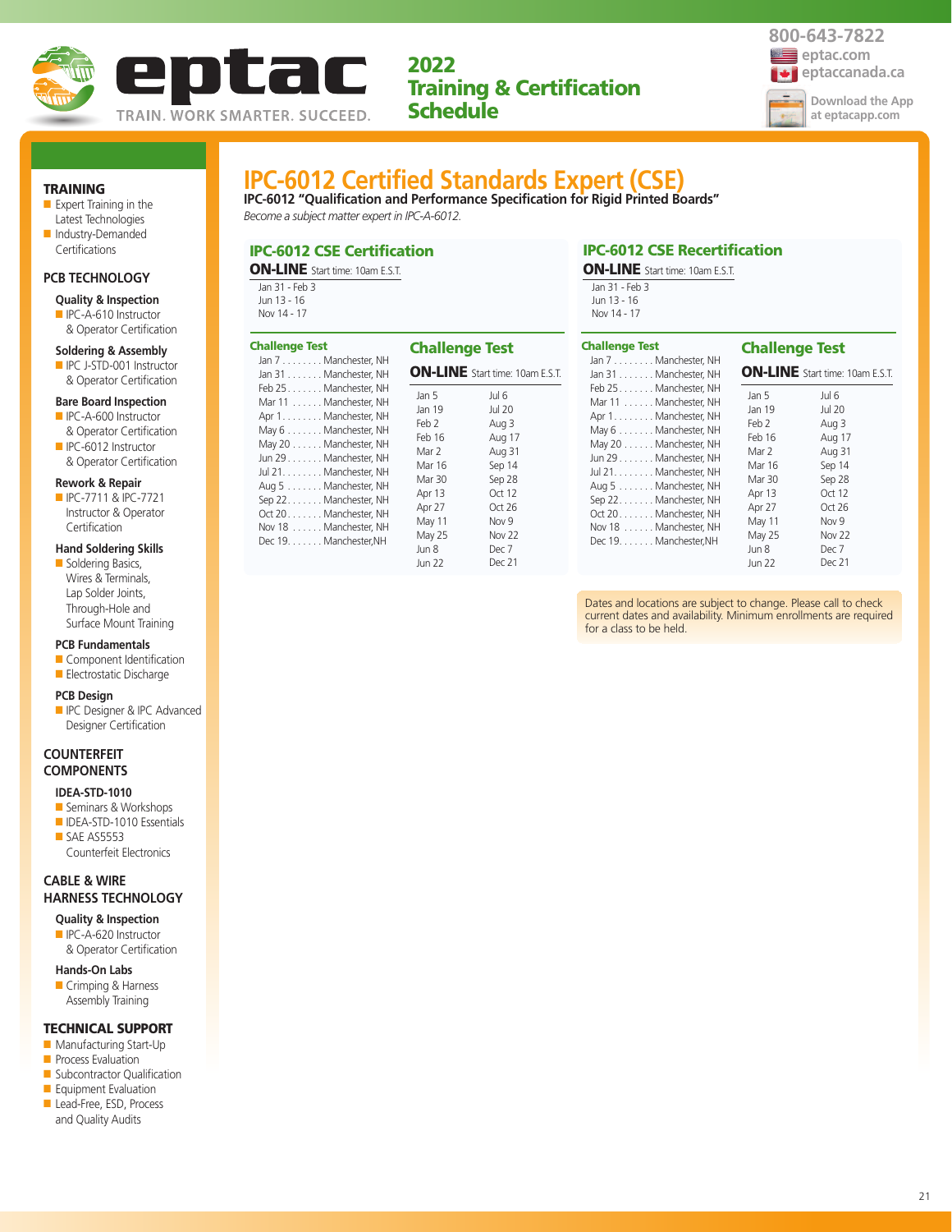eptac

TRAIN. WORK SMARTER. SUCCEED.

**2022 Training & Certification Schedule**

800-643-7822
eptac.com
eptaccanada.ca

Download the App at eptacapp.com

**TRAINING**
- Expert Training in the Latest Technologies
- Industry-Demanded Certifications

**PCB TECHNOLOGY**

**Quality & Inspection**
- IPC-A-610 Instructor & Operator Certification

**Soldering & Assembly**
- IPC J-STD-001 Instructor & Operator Certification

**Bare Board Inspection**
- IPC-A-600 Instructor & Operator Certification
- IPC-6012 Instructor & Operator Certification

**Rework & Repair**
- IPC-7711 & IPC-7721 Instructor & Operator Certification

**Hand Soldering Skills**
- Soldering Basics, Wires & Terminals, Lap Solder Joints, Through-Hole and Surface Mount Training

**PCB Fundamentals**
- Component Identification
- Electrostatic Discharge

**PCB Design**
- IPC Designer & IPC Advanced Designer Certification

**COUNTERFEIT COMPONENTS**

**IDEA-STD-1010**
- Seminars & Workshops
- IDEA-STD-1010 Essentials
- SAE AS5553 Counterfeit Electronics

**CABLE & WIRE HARNESS TECHNOLOGY**

**Quality & Inspection**
- IPC-A-620 Instructor & Operator Certification

**Hands-On Labs**
- Crimping & Harness Assembly Training

**TECHNICAL SUPPORT**
- Manufacturing Start-Up
- Process Evaluation
- Subcontractor Qualification
- Equipment Evaluation
- Lead-Free, ESD, Process and Quality Audits

# IPC-6012 Certified Standards Expert (CSE)

**IPC-6012 "Qualification and Performance Specification for Rigid Printed Boards"**

*Become a subject matter expert in IPC-A-6012.*

## IPC-6012 CSE Certification

**ON-LINE** Start time: 10am E.S.T.

Jan 31 - Feb 3
Jun 13 - 16
Nov 14 - 17

### Challenge Test

| Date | Location |
|---|---|
| Jan 7 | Manchester, NH |
| Jan 31 | Manchester, NH |
| Feb 25 | Manchester, NH |
| Mar 11 | Manchester, NH |
| Apr 1 | Manchester, NH |
| May 6 | Manchester, NH |
| May 20 | Manchester, NH |
| Jun 29 | Manchester, NH |
| Jul 21 | Manchester, NH |
| Aug 5 | Manchester, NH |
| Sep 22 | Manchester, NH |
| Oct 20 | Manchester, NH |
| Nov 18 | Manchester, NH |
| Dec 19 | Manchester,NH |

### Challenge Test

**ON-LINE** Start time: 10am E.S.T.

| | |
|---|---|
| Jan 5 | Jul 6 |
| Jan 19 | Jul 20 |
| Feb 2 | Aug 3 |
| Feb 16 | Aug 17 |
| Mar 2 | Aug 31 |
| Mar 16 | Sep 14 |
| Mar 30 | Sep 28 |
| Apr 13 | Oct 12 |
| Apr 27 | Oct 26 |
| May 11 | Nov 9 |
| May 25 | Nov 22 |
| Jun 8 | Dec 7 |
| Jun 22 | Dec 21 |

## IPC-6012 CSE Recertification

**ON-LINE** Start time: 10am E.S.T.

Jan 31 - Feb 3
Jun 13 - 16
Nov 14 - 17

### Challenge Test

| Date | Location |
|---|---|
| Jan 7 | Manchester, NH |
| Jan 31 | Manchester, NH |
| Feb 25 | Manchester, NH |
| Mar 11 | Manchester, NH |
| Apr 1 | Manchester, NH |
| May 6 | Manchester, NH |
| May 20 | Manchester, NH |
| Jun 29 | Manchester, NH |
| Jul 21 | Manchester, NH |
| Aug 5 | Manchester, NH |
| Sep 22 | Manchester, NH |
| Oct 20 | Manchester, NH |
| Nov 18 | Manchester, NH |
| Dec 19 | Manchester,NH |

### Challenge Test

**ON-LINE** Start time: 10am E.S.T.

| | |
|---|---|
| Jan 5 | Jul 6 |
| Jan 19 | Jul 20 |
| Feb 2 | Aug 3 |
| Feb 16 | Aug 17 |
| Mar 2 | Aug 31 |
| Mar 16 | Sep 14 |
| Mar 30 | Sep 28 |
| Apr 13 | Oct 12 |
| Apr 27 | Oct 26 |
| May 11 | Nov 9 |
| May 25 | Nov 22 |
| Jun 8 | Dec 7 |
| Jun 22 | Dec 21 |

Dates and locations are subject to change. Please call to check current dates and availability. Minimum enrollments are required for a class to be held.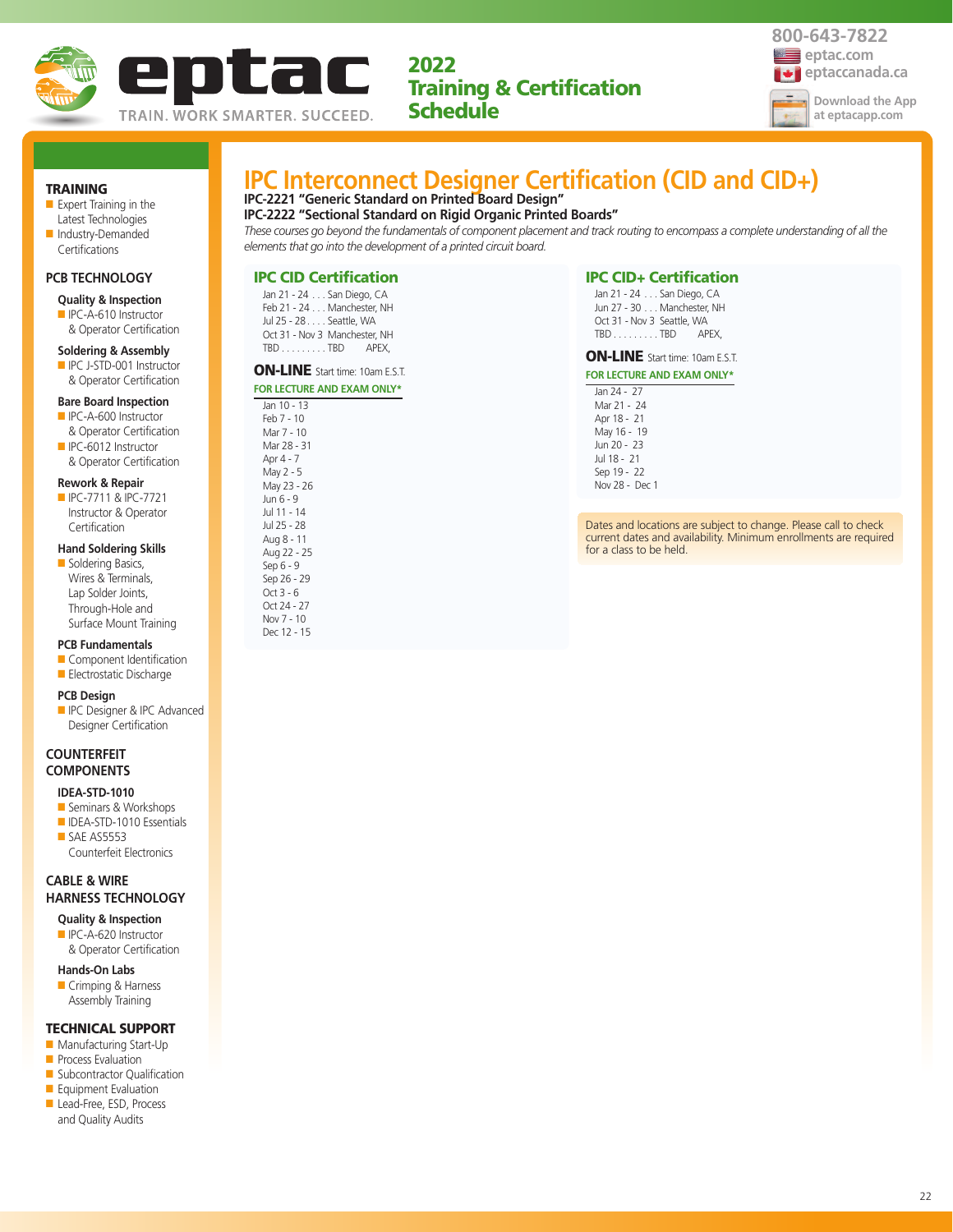800-643-7822
eptac.com
eptaccanada.ca

Download the App at eptacapp.com

eptac
TRAIN. WORK SMARTER. SUCCEED.

2022 Training & Certification Schedule

**TRAINING**
- Expert Training in the Latest Technologies
- Industry-Demanded Certifications

**PCB TECHNOLOGY**

**Quality & Inspection**
- IPC-A-610 Instructor & Operator Certification

**Soldering & Assembly**
- IPC J-STD-001 Instructor & Operator Certification

**Bare Board Inspection**
- IPC-A-600 Instructor & Operator Certification
- IPC-6012 Instructor & Operator Certification

**Rework & Repair**
- IPC-7711 & IPC-7721 Instructor & Operator Certification

**Hand Soldering Skills**
- Soldering Basics, Wires & Terminals, Lap Solder Joints, Through-Hole and Surface Mount Training

**PCB Fundamentals**
- Component Identification
- Electrostatic Discharge

**PCB Design**
- IPC Designer & IPC Advanced Designer Certification

**COUNTERFEIT COMPONENTS**

**IDEA-STD-1010**
- Seminars & Workshops
- IDEA-STD-1010 Essentials
- SAE AS5553 Counterfeit Electronics

**CABLE & WIRE HARNESS TECHNOLOGY**

**Quality & Inspection**
- IPC-A-620 Instructor & Operator Certification

**Hands-On Labs**
- Crimping & Harness Assembly Training

**TECHNICAL SUPPORT**
- Manufacturing Start-Up
- Process Evaluation
- Subcontractor Qualification
- Equipment Evaluation
- Lead-Free, ESD, Process and Quality Audits

# IPC Interconnect Designer Certification (CID and CID+)

**IPC-2221 "Generic Standard on Printed Board Design"**
**IPC-2222 "Sectional Standard on Rigid Organic Printed Boards"**

*These courses go beyond the fundamentals of component placement and track routing to encompass a complete understanding of all the elements that go into the development of a printed circuit board.*

## IPC CID Certification

Jan 21 - 24 . . . San Diego, CA
Feb 21 - 24 . . . Manchester, NH
Jul 25 - 28 . . . . Seattle, WA
Oct 31 - Nov 3 Manchester, NH
TBD . . . . . . . . . TBD APEX,

**ON-LINE** Start time: 10am E.S.T.

**FOR LECTURE AND EXAM ONLY***

Jan 10 - 13
Feb 7 - 10
Mar 7 - 10
Mar 28 - 31
Apr 4 - 7
May 2 - 5
May 23 - 26
Jun 6 - 9
Jul 11 - 14
Jul 25 - 28
Aug 8 - 11
Aug 22 - 25
Sep 6 - 9
Sep 26 - 29
Oct 3 - 6
Oct 24 - 27
Nov 7 - 10
Dec 12 - 15

## IPC CID+ Certification

Jan 21 - 24 . . . San Diego, CA
Jun 27 - 30 . . . Manchester, NH
Oct 31 - Nov 3 Seattle, WA
TBD . . . . . . . . . TBD APEX,

**ON-LINE** Start time: 10am E.S.T.

**FOR LECTURE AND EXAM ONLY***

Jan 24 - 27
Mar 21 - 24
Apr 18 - 21
May 16 - 19
Jun 20 - 23
Jul 18 - 21
Sep 19 - 22
Nov 28 - Dec 1

Dates and locations are subject to change. Please call to check current dates and availability. Minimum enrollments are required for a class to be held.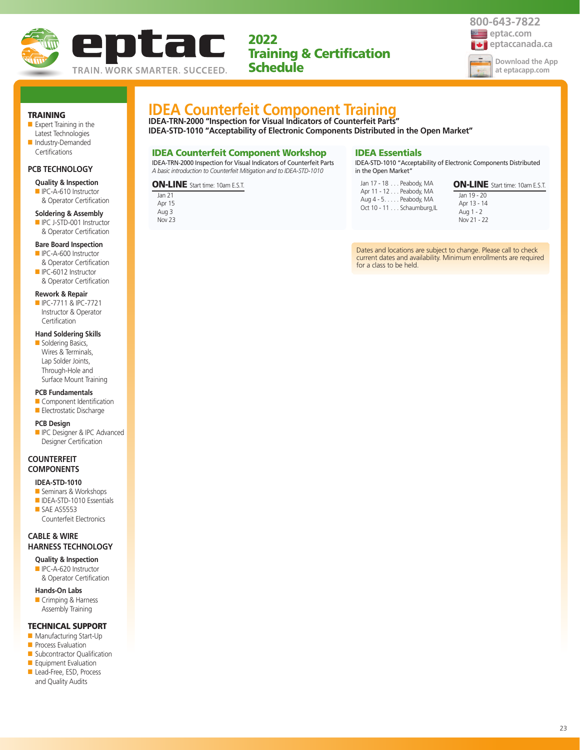# IDEA Counterfeit Component Training

**IDEA-TRN-2000 "Inspection for Visual Indicators of Counterfeit Parts"**
**IDEA-STD-1010 "Acceptability of Electronic Components Distributed in the Open Market"**

## IDEA Counterfeit Component Workshop

IDEA-TRN-2000 Inspection for Visual Indicators of Counterfeit Parts
*A basic introduction to Counterfeit Mitigation and to IDEA-STD-1010*

**ON-LINE** Start time: 10am E.S.T.

- Jan 21
- Apr 15
- Aug 3
- Nov 23

## IDEA Essentials

IDEA-STD-1010 "Acceptability of Electronic Components Distributed in the Open Market"

- Jan 17 - 18 . . . Peabody, MA
- Apr 11 - 12 . . . Peabody, MA
- Aug 4 - 5. . . . . Peabody, MA
- Oct 10 - 11 . . . Schaumburg,IL

**ON-LINE** Start time: 10am E.S.T.

- Jan 19 - 20
- Apr 13 - 14
- Aug 1 - 2
- Nov 21 - 22

Dates and locations are subject to change. Please call to check current dates and availability. Minimum enrollments are required for a class to be held.

## TRAINING
- Expert Training in the Latest Technologies
- Industry-Demanded Certifications

## PCB TECHNOLOGY

### Quality & Inspection
- IPC-A-610 Instructor & Operator Certification

### Soldering & Assembly
- IPC J-STD-001 Instructor & Operator Certification

### Bare Board Inspection
- IPC-A-600 Instructor & Operator Certification
- IPC-6012 Instructor & Operator Certification

### Rework & Repair
- IPC-7711 & IPC-7721 Instructor & Operator Certification

### Hand Soldering Skills
- Soldering Basics, Wires & Terminals, Lap Solder Joints, Through-Hole and Surface Mount Training

### PCB Fundamentals
- Component Identification
- Electrostatic Discharge

### PCB Design
- IPC Designer & IPC Advanced Designer Certification

## COUNTERFEIT COMPONENTS

### IDEA-STD-1010
- Seminars & Workshops
- IDEA-STD-1010 Essentials
- SAE AS5553 Counterfeit Electronics

## CABLE & WIRE HARNESS TECHNOLOGY

### Quality & Inspection
- IPC-A-620 Instructor & Operator Certification

### Hands-On Labs
- Crimping & Harness Assembly Training

## TECHNICAL SUPPORT
- Manufacturing Start-Up
- Process Evaluation
- Subcontractor Qualification
- Equipment Evaluation
- Lead-Free, ESD, Process and Quality Audits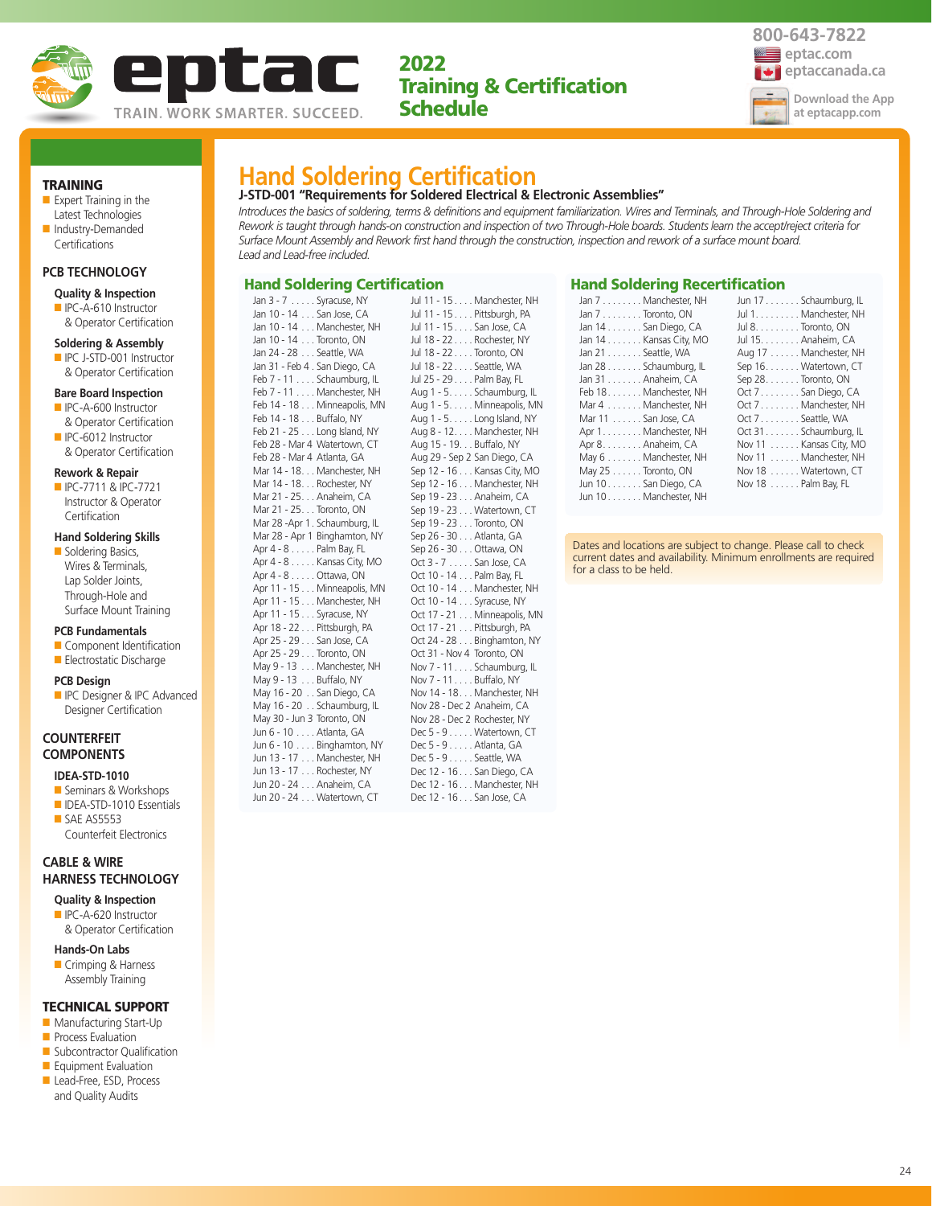# eptac

TRAIN. WORK SMARTER. SUCCEED.

**2022 Training & Certification Schedule**

800-643-7822
eptac.com
eptaccanada.ca
Download the App at eptacapp.com

## TRAINING

- Expert Training in the Latest Technologies
- Industry-Demanded Certifications

## PCB TECHNOLOGY

**Quality & Inspection**
- IPC-A-610 Instructor & Operator Certification

**Soldering & Assembly**
- IPC J-STD-001 Instructor & Operator Certification

**Bare Board Inspection**
- IPC-A-600 Instructor & Operator Certification
- IPC-6012 Instructor & Operator Certification

**Rework & Repair**
- IPC-7711 & IPC-7721 Instructor & Operator Certification

**Hand Soldering Skills**
- Soldering Basics, Wires & Terminals, Lap Solder Joints, Through-Hole and Surface Mount Training

**PCB Fundamentals**
- Component Identification
- Electrostatic Discharge

**PCB Design**
- IPC Designer & IPC Advanced Designer Certification

## COUNTERFEIT COMPONENTS

**IDEA-STD-1010**
- Seminars & Workshops
- IDEA-STD-1010 Essentials
- SAE AS5553 Counterfeit Electronics

## CABLE & WIRE HARNESS TECHNOLOGY

**Quality & Inspection**
- IPC-A-620 Instructor & Operator Certification

**Hands-On Labs**
- Crimping & Harness Assembly Training

## TECHNICAL SUPPORT

- Manufacturing Start-Up
- Process Evaluation
- Subcontractor Qualification
- Equipment Evaluation
- Lead-Free, ESD, Process and Quality Audits

# Hand Soldering Certification

**J-STD-001 "Requirements for Soldered Electrical & Electronic Assemblies"**

*Introduces the basics of soldering, terms & definitions and equipment familiarization. Wires and Terminals, and Through-Hole Soldering and Rework is taught through hands-on construction and inspection of two Through-Hole boards. Students learn the accept/reject criteria for Surface Mount Assembly and Rework first hand through the construction, inspection and rework of a surface mount board. Lead and Lead-free included.*

## Hand Soldering Certification

- Jan 3 - 7 . . . . . Syracuse, NY
- Jan 10 - 14 . . . San Jose, CA
- Jan 10 - 14 . . . Manchester, NH
- Jan 10 - 14 . . . Toronto, ON
- Jan 24 - 28 . . . Seattle, WA
- Jan 31 - Feb 4 . San Diego, CA
- Feb 7 - 11 . . . . Schaumburg, IL
- Feb 7 - 11 . . . . Manchester, NH
- Feb 14 - 18 . . . Minneapolis, MN
- Feb 14 - 18 . . . Buffalo, NY
- Feb 21 - 25 . . . Long Island, NY
- Feb 28 - Mar 4 Watertown, CT
- Feb 28 - Mar 4 Atlanta, GA
- Mar 14 - 18. . . Manchester, NH
- Mar 14 - 18. . . Rochester, NY
- Mar 21 - 25. . . Anaheim, CA
- Mar 21 - 25. . . Toronto, ON
- Mar 28 -Apr 1 . Schaumburg, IL
- Mar 28 - Apr 1 Binghamton, NY
- Apr 4 - 8 . . . . . Palm Bay, FL
- Apr 4 - 8 . . . . . Kansas City, MO
- Apr 4 - 8 . . . . . Ottawa, ON
- Apr 11 - 15 . . . Minneapolis, MN
- Apr 11 - 15 . . . Manchester, NH
- Apr 11 - 15 . . . Syracuse, NY
- Apr 18 - 22 . . . Pittsburgh, PA
- Apr 25 - 29 . . . San Jose, CA
- Apr 25 - 29 . . . Toronto, ON
- May 9 - 13 . . . Manchester, NH
- May 9 - 13 . . . Buffalo, NY
- May 16 - 20 . . San Diego, CA
- May 16 - 20 . . Schaumburg, IL
- May 30 - Jun 3 Toronto, ON
- Jun 6 - 10 . . . . Atlanta, GA
- Jun 6 - 10 . . . . Binghamton, NY
- Jun 13 - 17 . . . Manchester, NH
- Jun 13 - 17 . . . Rochester, NY
- Jun 20 - 24 . . . Anaheim, CA
- Jun 20 - 24 . . . Watertown, CT
- Jul 11 - 15 . . . . Manchester, NH
- Jul 11 - 15 . . . . Pittsburgh, PA
- Jul 11 - 15 . . . . San Jose, CA
- Jul 18 - 22 . . . . Rochester, NY
- Jul 18 - 22 . . . . Toronto, ON
- Jul 18 - 22 . . . . Seattle, WA
- Jul 25 - 29 . . . . Palm Bay, FL
- Aug 1 - 5 . . . . . Schaumburg, IL
- Aug 1 - 5 . . . . . Minneapolis, MN
- Aug 1 - 5 . . . . . Long Island, NY
- Aug 8 - 12 . . . . Manchester, NH
- Aug 15 - 19 . . . Buffalo, NY
- Aug 29 - Sep 2 San Diego, CA
- Sep 12 - 16 . . . Kansas City, MO
- Sep 12 - 16 . . . Manchester, NH
- Sep 19 - 23 . . . Anaheim, CA
- Sep 19 - 23 . . . Watertown, CT
- Sep 19 - 23 . . . Toronto, ON
- Sep 26 - 30 . . . Atlanta, GA
- Sep 26 - 30 . . . Ottawa, ON
- Oct 3 - 7 . . . . . San Jose, CA
- Oct 10 - 14 . . . Palm Bay, FL
- Oct 10 - 14 . . . Manchester, NH
- Oct 10 - 14 . . . Syracuse, NY
- Oct 17 - 21 . . . Minneapolis, MN
- Oct 17 - 21 . . . Pittsburgh, PA
- Oct 24 - 28 . . . Binghamton, NY
- Oct 31 - Nov 4 Toronto, ON
- Nov 7 - 11 . . . . Schaumburg, IL
- Nov 7 - 11 . . . . Buffalo, NY
- Nov 14 - 18 . . . Manchester, NH
- Nov 28 - Dec 2 Anaheim, CA
- Nov 28 - Dec 2 Rochester, NY
- Dec 5 - 9 . . . . . Watertown, CT
- Dec 5 - 9 . . . . . Atlanta, GA
- Dec 5 - 9 . . . . . Seattle, WA
- Dec 12 - 16 . . . San Diego, CA
- Dec 12 - 16 . . . Manchester, NH
- Dec 12 - 16 . . . San Jose, CA

## Hand Soldering Recertification

- Jan 7 . . . . . . . . Manchester, NH
- Jan 7 . . . . . . . . Toronto, ON
- Jan 14 . . . . . . . San Diego, CA
- Jan 14 . . . . . . . Kansas City, MO
- Jan 21 . . . . . . . Seattle, WA
- Jan 28 . . . . . . . Schaumburg, IL
- Jan 31 . . . . . . . Anaheim, CA
- Feb 18 . . . . . . . Manchester, NH
- Mar 4 . . . . . . . Manchester, NH
- Mar 11 . . . . . . San Jose, CA
- Apr 1 . . . . . . . . Manchester, NH
- Apr 8 . . . . . . . . Anaheim, CA
- May 6 . . . . . . . Manchester, NH
- May 25 . . . . . . Toronto, ON
- Jun 10 . . . . . . . San Diego, CA
- Jun 10 . . . . . . . Manchester, NH
- Jun 17 . . . . . . . Schaumburg, IL
- Jul 1 . . . . . . . . . Manchester, NH
- Jul 8 . . . . . . . . . Toronto, ON
- Jul 15 . . . . . . . . Anaheim, CA
- Aug 17 . . . . . . Manchester, NH
- Sep 16 . . . . . . . Watertown, CT
- Sep 28 . . . . . . . Toronto, ON
- Oct 7 . . . . . . . . San Diego, CA
- Oct 7 . . . . . . . . Manchester, NH
- Oct 7 . . . . . . . . Seattle, WA
- Oct 31 . . . . . . . Schaumburg, IL
- Nov 11 . . . . . . Kansas City, MO
- Nov 11 . . . . . . Manchester, NH
- Nov 18 . . . . . . Watertown, CT
- Nov 18 . . . . . . Palm Bay, FL

Dates and locations are subject to change. Please call to check current dates and availability. Minimum enrollments are required for a class to be held.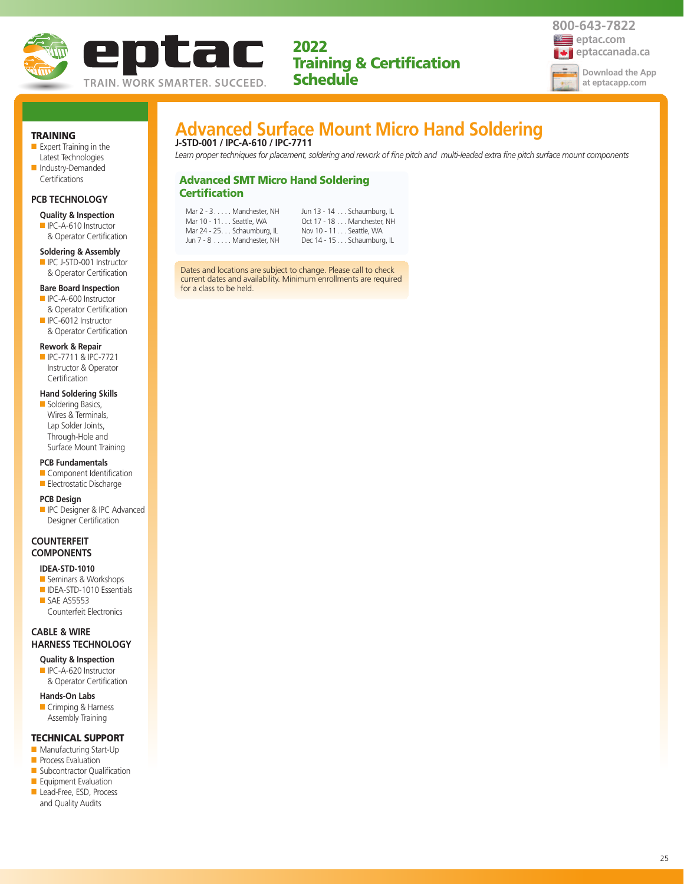eptac

TRAIN. WORK SMARTER. SUCCEED.

**2022 Training & Certification Schedule**

800-643-7822
eptac.com
eptaccanada.ca

Download the App at eptacapp.com

## TRAINING

- Expert Training in the Latest Technologies
- Industry-Demanded Certifications

## PCB TECHNOLOGY

**Quality & Inspection**
- IPC-A-610 Instructor & Operator Certification

**Soldering & Assembly**
- IPC J-STD-001 Instructor & Operator Certification

**Bare Board Inspection**
- IPC-A-600 Instructor & Operator Certification
- IPC-6012 Instructor & Operator Certification

**Rework & Repair**
- IPC-7711 & IPC-7721 Instructor & Operator Certification

**Hand Soldering Skills**
- Soldering Basics, Wires & Terminals, Lap Solder Joints, Through-Hole and Surface Mount Training

**PCB Fundamentals**
- Component Identification
- Electrostatic Discharge

**PCB Design**
- IPC Designer & IPC Advanced Designer Certification

## COUNTERFEIT COMPONENTS

**IDEA-STD-1010**
- Seminars & Workshops
- IDEA-STD-1010 Essentials
- SAE AS5553 Counterfeit Electronics

## CABLE & WIRE HARNESS TECHNOLOGY

**Quality & Inspection**
- IPC-A-620 Instructor & Operator Certification

**Hands-On Labs**
- Crimping & Harness Assembly Training

## TECHNICAL SUPPORT

- Manufacturing Start-Up
- Process Evaluation
- Subcontractor Qualification
- Equipment Evaluation
- Lead-Free, ESD, Process and Quality Audits

# Advanced Surface Mount Micro Hand Soldering

**J-STD-001 / IPC-A-610 / IPC-7711**

*Learn proper techniques for placement, soldering and rework of fine pitch and multi-leaded extra fine pitch surface mount components*

### Advanced SMT Micro Hand Soldering Certification

Mar 2 - 3. . . . . Manchester, NH
Mar 10 - 11. . . Seattle, WA
Mar 24 - 25. . . Schaumburg, IL
Jun 7 - 8 . . . . . Manchester, NH
Jun 13 - 14 . . . Schaumburg, IL
Oct 17 - 18 . . . Manchester, NH
Nov 10 - 11. . . Seattle, WA
Dec 14 - 15 . . . Schaumburg, IL

Dates and locations are subject to change. Please call to check current dates and availability. Minimum enrollments are required for a class to be held.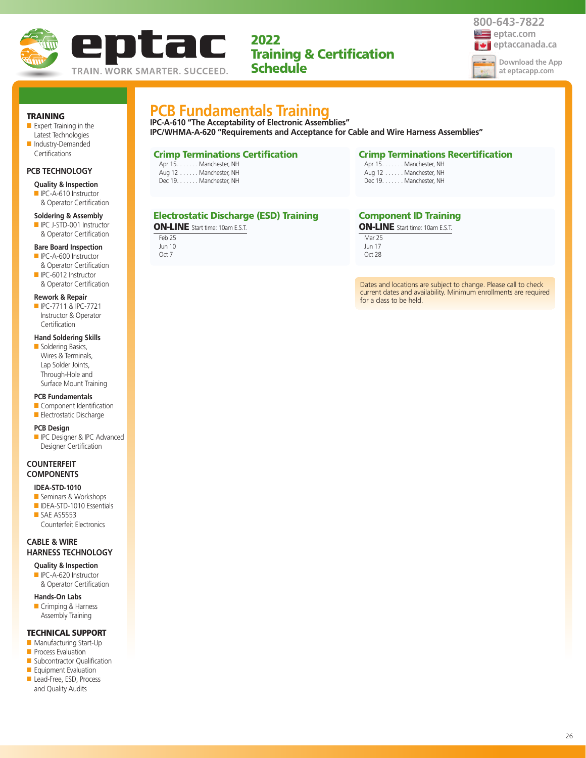# eptac

TRAIN. WORK SMARTER. SUCCEED.

**2022 Training & Certification Schedule**

800-643-7822
eptac.com
eptaccanada.ca
Download the App at eptacapp.com

## TRAINING

- Expert Training in the Latest Technologies
- Industry-Demanded Certifications

## PCB TECHNOLOGY

**Quality & Inspection**
- IPC-A-610 Instructor & Operator Certification

**Soldering & Assembly**
- IPC J-STD-001 Instructor & Operator Certification

**Bare Board Inspection**
- IPC-A-600 Instructor & Operator Certification
- IPC-6012 Instructor & Operator Certification

**Rework & Repair**
- IPC-7711 & IPC-7721 Instructor & Operator Certification

**Hand Soldering Skills**
- Soldering Basics, Wires & Terminals, Lap Solder Joints, Through-Hole and Surface Mount Training

**PCB Fundamentals**
- Component Identification
- Electrostatic Discharge

**PCB Design**
- IPC Designer & IPC Advanced Designer Certification

## COUNTERFEIT COMPONENTS

**IDEA-STD-1010**
- Seminars & Workshops
- IDEA-STD-1010 Essentials
- SAE AS5553 Counterfeit Electronics

## CABLE & WIRE HARNESS TECHNOLOGY

**Quality & Inspection**
- IPC-A-620 Instructor & Operator Certification

**Hands-On Labs**
- Crimping & Harness Assembly Training

## TECHNICAL SUPPORT

- Manufacturing Start-Up
- Process Evaluation
- Subcontractor Qualification
- Equipment Evaluation
- Lead-Free, ESD, Process and Quality Audits

# PCB Fundamentals Training

**IPC-A-610 "The Acceptability of Electronic Assemblies"**
**IPC/WHMA-A-620 "Requirements and Acceptance for Cable and Wire Harness Assemblies"**

### Crimp Terminations Certification

Apr 15. . . . . . . Manchester, NH
Aug 12 . . . . . . Manchester, NH
Dec 19. . . . . . . Manchester, NH

### Crimp Terminations Recertification

Apr 15. . . . . . . Manchester, NH
Aug 12 . . . . . . Manchester, NH
Dec 19. . . . . . . Manchester, NH

### Electrostatic Discharge (ESD) Training

**ON-LINE** Start time: 10am E.S.T.

Feb 25
Jun 10
Oct 7

### Component ID Training

**ON-LINE** Start time: 10am E.S.T.

Mar 25
Jun 17
Oct 28

Dates and locations are subject to change. Please call to check current dates and availability. Minimum enrollments are required for a class to be held.